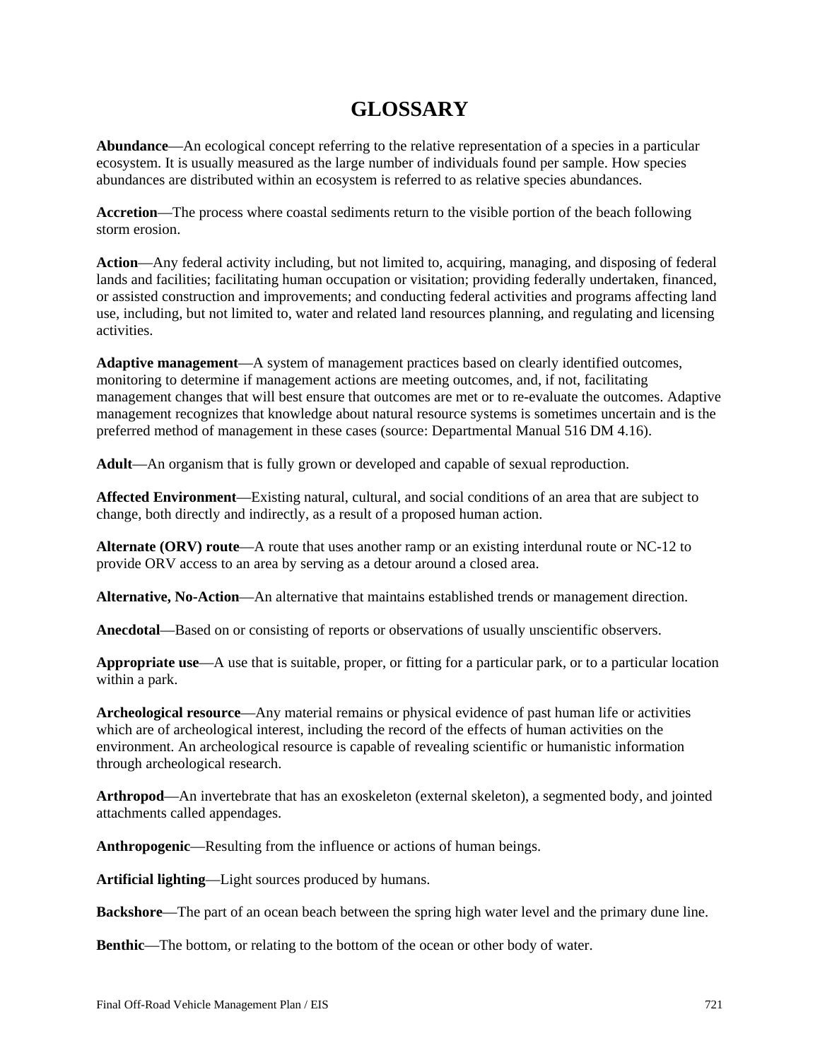# GLOSSARY

**Abundance**—An ecological concept referring to the relative representation of a species in a particular ecosystem. It is usually measured as the large number of individuals found per sample. How species abundances are distributed within an ecosystem is referred to as relative species abundances.

**Accretion**—The process where coastal sediments return to the visible portion of the beach following storm erosion.

**Action**—Any federal activity including, but not limited to, acquiring, managing, and disposing of federal lands and facilities; facilitating human occupation or visitation; providing federally undertaken, financed, or assisted construction and improvements; and conducting federal activities and programs affecting land use, including, but not limited to, water and related land resources planning, and regulating and licensing activities.

**Adaptive management**—A system of management practices based on clearly identified outcomes, monitoring to determine if management actions are meeting outcomes, and, if not, facilitating management changes that will best ensure that outcomes are met or to re-evaluate the outcomes. Adaptive management recognizes that knowledge about natural resource systems is sometimes uncertain and is the preferred method of management in these cases (source: Departmental Manual 516 DM 4.16).

**Adult**—An organism that is fully grown or developed and capable of sexual reproduction.

**Affected Environment**—Existing natural, cultural, and social conditions of an area that are subject to change, both directly and indirectly, as a result of a proposed human action.

**Alternate (ORV) route**—A route that uses another ramp or an existing interdunal route or NC-12 to provide ORV access to an area by serving as a detour around a closed area.

**Alternative, No-Action**—An alternative that maintains established trends or management direction.

**Anecdotal**—Based on or consisting of reports or observations of usually unscientific observers.

**Appropriate use**—A use that is suitable, proper, or fitting for a particular park, or to a particular location within a park.

**Archeological resource**—Any material remains or physical evidence of past human life or activities which are of archeological interest, including the record of the effects of human activities on the environment. An archeological resource is capable of revealing scientific or humanistic information through archeological research.

**Arthropod**—An invertebrate that has an exoskeleton (external skeleton), a segmented body, and jointed attachments called appendages.

**Anthropogenic**—Resulting from the influence or actions of human beings.

**Artificial lighting**—Light sources produced by humans.

**Backshore**—The part of an ocean beach between the spring high water level and the primary dune line.

**Benthic**—The bottom, or relating to the bottom of the ocean or other body of water.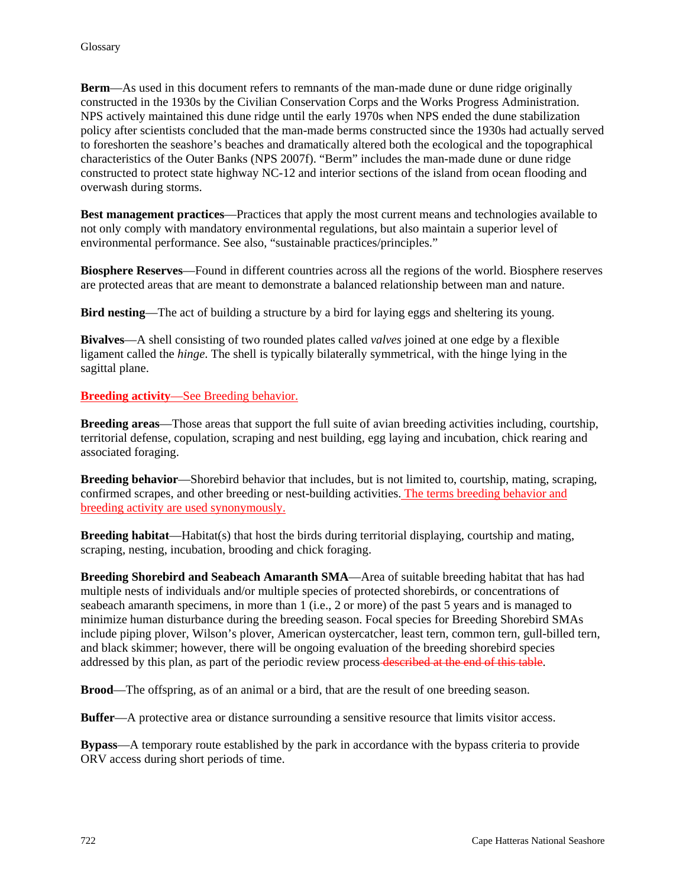**Berm**—As used in this document refers to remnants of the man-made dune or dune ridge originally constructed in the 1930s by the Civilian Conservation Corps and the Works Progress Administration. NPS actively maintained this dune ridge until the early 1970s when NPS ended the dune stabilization policy after scientists concluded that the man-made berms constructed since the 1930s had actually served to foreshorten the seashore's beaches and dramatically altered both the ecological and the topographical characteristics of the Outer Banks (NPS 2007f). "Berm" includes the man-made dune or dune ridge constructed to protect state highway NC-12 and interior sections of the island from ocean flooding and overwash during storms.

**Best management practices**—Practices that apply the most current means and technologies available to not only comply with mandatory environmental regulations, but also maintain a superior level of environmental performance. See also, "sustainable practices/principles."

**Biosphere Reserves**—Found in different countries across all the regions of the world. Biosphere reserves are protected areas that are meant to demonstrate a balanced relationship between man and nature.

**Bird nesting**—The act of building a structure by a bird for laying eggs and sheltering its young.

**Bivalves**—A shell consisting of two rounded plates called *valves* joined at one edge by a flexible ligament called the *hinge*. The shell is typically bilaterally symmetrical, with the hinge lying in the sagittal plane.

**Breeding activity**—See Breeding behavior.

**Breeding areas**—Those areas that support the full suite of avian breeding activities including, courtship, territorial defense, copulation, scraping and nest building, egg laying and incubation, chick rearing and associated foraging.

**Breeding behavior**—Shorebird behavior that includes, but is not limited to, courtship, mating, scraping, confirmed scrapes, and other breeding or nest-building activities. The terms breeding behavior and breeding activity are used synonymously.

**Breeding habitat**—Habitat(s) that host the birds during territorial displaying, courtship and mating, scraping, nesting, incubation, brooding and chick foraging.

**Breeding Shorebird and Seabeach Amaranth SMA**—Area of suitable breeding habitat that has had multiple nests of individuals and/or multiple species of protected shorebirds, or concentrations of seabeach amaranth specimens, in more than 1 (i.e., 2 or more) of the past 5 years and is managed to minimize human disturbance during the breeding season. Focal species for Breeding Shorebird SMAs include piping plover, Wilson's plover, American oystercatcher, least tern, common tern, gull-billed tern, and black skimmer; however, there will be ongoing evaluation of the breeding shorebird species addressed by this plan, as part of the periodic review process ~~described at the end of this table~~.

**Brood**—The offspring, as of an animal or a bird, that are the result of one breeding season.

**Buffer**—A protective area or distance surrounding a sensitive resource that limits visitor access.

**Bypass**—A temporary route established by the park in accordance with the bypass criteria to provide ORV access during short periods of time.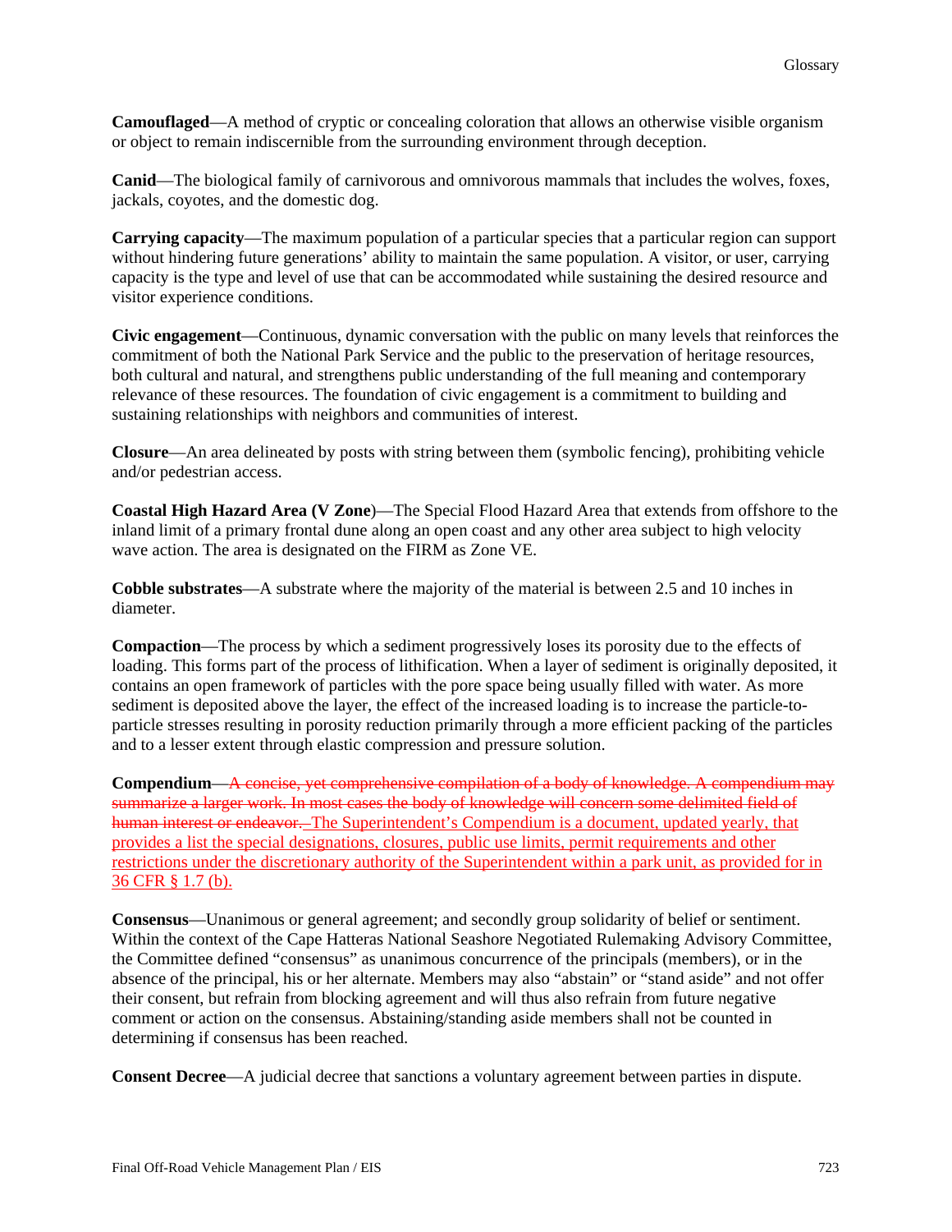**Camouflaged**—A method of cryptic or concealing coloration that allows an otherwise visible organism or object to remain indiscernible from the surrounding environment through deception.

**Canid**—The biological family of carnivorous and omnivorous mammals that includes the wolves, foxes, jackals, coyotes, and the domestic dog.

**Carrying capacity**—The maximum population of a particular species that a particular region can support without hindering future generations' ability to maintain the same population. A visitor, or user, carrying capacity is the type and level of use that can be accommodated while sustaining the desired resource and visitor experience conditions.

**Civic engagement**—Continuous, dynamic conversation with the public on many levels that reinforces the commitment of both the National Park Service and the public to the preservation of heritage resources, both cultural and natural, and strengthens public understanding of the full meaning and contemporary relevance of these resources. The foundation of civic engagement is a commitment to building and sustaining relationships with neighbors and communities of interest.

**Closure**—An area delineated by posts with string between them (symbolic fencing), prohibiting vehicle and/or pedestrian access.

**Coastal High Hazard Area (V Zone)**—The Special Flood Hazard Area that extends from offshore to the inland limit of a primary frontal dune along an open coast and any other area subject to high velocity wave action. The area is designated on the FIRM as Zone VE.

**Cobble substrates**—A substrate where the majority of the material is between 2.5 and 10 inches in diameter.

**Compaction**—The process by which a sediment progressively loses its porosity due to the effects of loading. This forms part of the process of lithification. When a layer of sediment is originally deposited, it contains an open framework of particles with the pore space being usually filled with water. As more sediment is deposited above the layer, the effect of the increased loading is to increase the particle-to-particle stresses resulting in porosity reduction primarily through a more efficient packing of the particles and to a lesser extent through elastic compression and pressure solution.

**Compendium**—~~A concise, yet comprehensive compilation of a body of knowledge. A compendium may summarize a larger work. In most cases the body of knowledge will concern some delimited field of human interest or endeavor.~~ The Superintendent's Compendium is a document, updated yearly, that provides a list the special designations, closures, public use limits, permit requirements and other restrictions under the discretionary authority of the Superintendent within a park unit, as provided for in 36 CFR § 1.7 (b).

**Consensus**—Unanimous or general agreement; and secondly group solidarity of belief or sentiment. Within the context of the Cape Hatteras National Seashore Negotiated Rulemaking Advisory Committee, the Committee defined "consensus" as unanimous concurrence of the principals (members), or in the absence of the principal, his or her alternate. Members may also "abstain" or "stand aside" and not offer their consent, but refrain from blocking agreement and will thus also refrain from future negative comment or action on the consensus. Abstaining/standing aside members shall not be counted in determining if consensus has been reached.

**Consent Decree**—A judicial decree that sanctions a voluntary agreement between parties in dispute.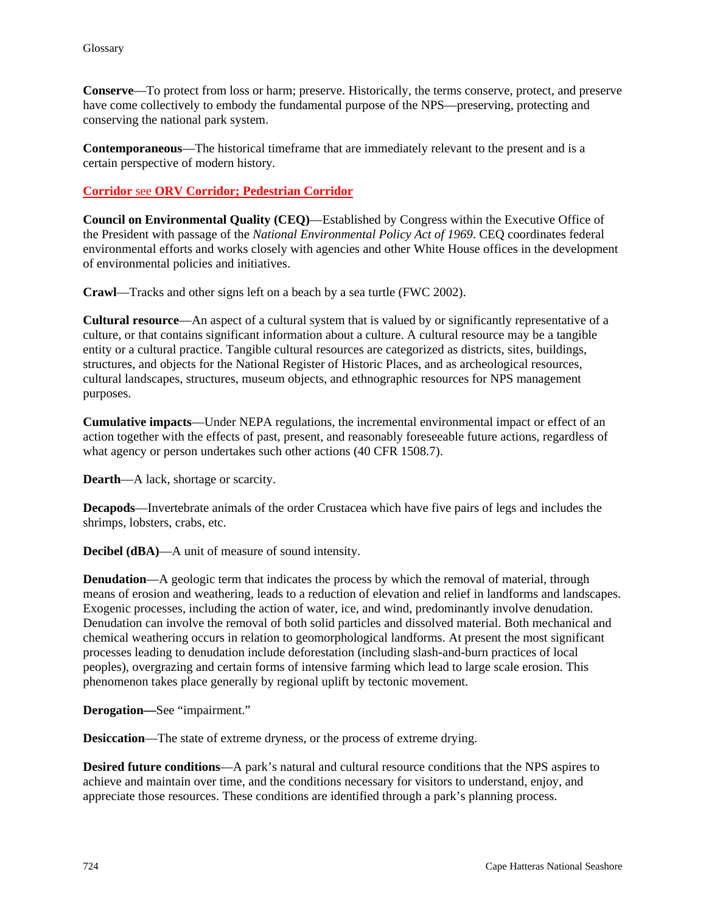**Conserve**—To protect from loss or harm; preserve. Historically, the terms conserve, protect, and preserve have come collectively to embody the fundamental purpose of the NPS—preserving, protecting and conserving the national park system.

**Contemporaneous**—The historical timeframe that are immediately relevant to the present and is a certain perspective of modern history.

**Corridor** see **ORV Corridor; Pedestrian Corridor**

**Council on Environmental Quality (CEQ)**—Established by Congress within the Executive Office of the President with passage of the *National Environmental Policy Act of 1969*. CEQ coordinates federal environmental efforts and works closely with agencies and other White House offices in the development of environmental policies and initiatives.

**Crawl**—Tracks and other signs left on a beach by a sea turtle (FWC 2002).

**Cultural resource**—An aspect of a cultural system that is valued by or significantly representative of a culture, or that contains significant information about a culture. A cultural resource may be a tangible entity or a cultural practice. Tangible cultural resources are categorized as districts, sites, buildings, structures, and objects for the National Register of Historic Places, and as archeological resources, cultural landscapes, structures, museum objects, and ethnographic resources for NPS management purposes.

**Cumulative impacts**—Under NEPA regulations, the incremental environmental impact or effect of an action together with the effects of past, present, and reasonably foreseeable future actions, regardless of what agency or person undertakes such other actions (40 CFR 1508.7).

**Dearth**—A lack, shortage or scarcity.

**Decapods**—Invertebrate animals of the order Crustacea which have five pairs of legs and includes the shrimps, lobsters, crabs, etc.

**Decibel (dBA)**—A unit of measure of sound intensity.

**Denudation**—A geologic term that indicates the process by which the removal of material, through means of erosion and weathering, leads to a reduction of elevation and relief in landforms and landscapes. Exogenic processes, including the action of water, ice, and wind, predominantly involve denudation. Denudation can involve the removal of both solid particles and dissolved material. Both mechanical and chemical weathering occurs in relation to geomorphological landforms. At present the most significant processes leading to denudation include deforestation (including slash-and-burn practices of local peoples), overgrazing and certain forms of intensive farming which lead to large scale erosion. This phenomenon takes place generally by regional uplift by tectonic movement.

**Derogation—**See "impairment."

**Desiccation**—The state of extreme dryness, or the process of extreme drying.

**Desired future conditions**—A park's natural and cultural resource conditions that the NPS aspires to achieve and maintain over time, and the conditions necessary for visitors to understand, enjoy, and appreciate those resources. These conditions are identified through a park's planning process.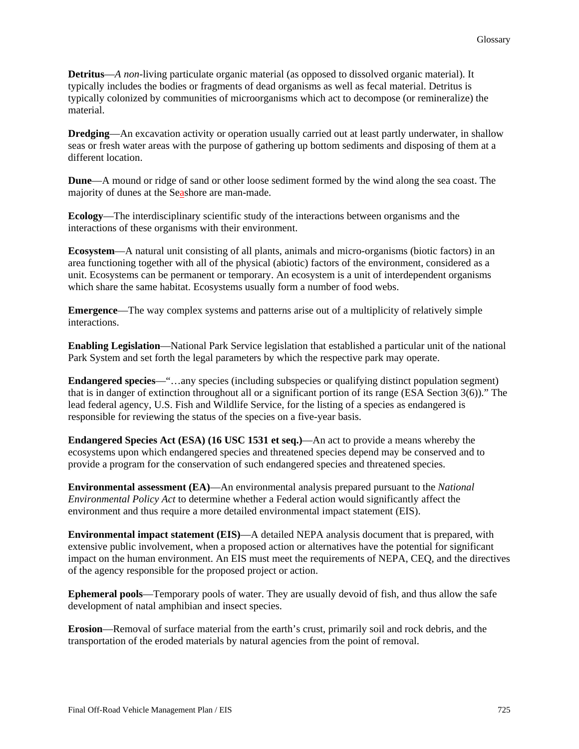**Detritus**—*A non*-living particulate organic material (as opposed to dissolved organic material). It typically includes the bodies or fragments of dead organisms as well as fecal material. Detritus is typically colonized by communities of microorganisms which act to decompose (or remineralize) the material.

**Dredging**—An excavation activity or operation usually carried out at least partly underwater, in shallow seas or fresh water areas with the purpose of gathering up bottom sediments and disposing of them at a different location.

**Dune**—A mound or ridge of sand or other loose sediment formed by the wind along the sea coast. The majority of dunes at the Seashore are man-made.

**Ecology**—The interdisciplinary scientific study of the interactions between organisms and the interactions of these organisms with their environment.

**Ecosystem**—A natural unit consisting of all plants, animals and micro-organisms (biotic factors) in an area functioning together with all of the physical (abiotic) factors of the environment, considered as a unit. Ecosystems can be permanent or temporary. An ecosystem is a unit of interdependent organisms which share the same habitat. Ecosystems usually form a number of food webs.

**Emergence**—The way complex systems and patterns arise out of a multiplicity of relatively simple interactions.

**Enabling Legislation**—National Park Service legislation that established a particular unit of the national Park System and set forth the legal parameters by which the respective park may operate.

**Endangered species**—"…any species (including subspecies or qualifying distinct population segment) that is in danger of extinction throughout all or a significant portion of its range (ESA Section 3(6))." The lead federal agency, U.S. Fish and Wildlife Service, for the listing of a species as endangered is responsible for reviewing the status of the species on a five-year basis.

**Endangered Species Act (ESA) (16 USC 1531 et seq.)**—An act to provide a means whereby the ecosystems upon which endangered species and threatened species depend may be conserved and to provide a program for the conservation of such endangered species and threatened species.

**Environmental assessment (EA)**—An environmental analysis prepared pursuant to the *National Environmental Policy Act* to determine whether a Federal action would significantly affect the environment and thus require a more detailed environmental impact statement (EIS).

**Environmental impact statement (EIS)**—A detailed NEPA analysis document that is prepared, with extensive public involvement, when a proposed action or alternatives have the potential for significant impact on the human environment. An EIS must meet the requirements of NEPA, CEQ, and the directives of the agency responsible for the proposed project or action.

**Ephemeral pools**—Temporary pools of water. They are usually devoid of fish, and thus allow the safe development of natal amphibian and insect species.

**Erosion**—Removal of surface material from the earth's crust, primarily soil and rock debris, and the transportation of the eroded materials by natural agencies from the point of removal.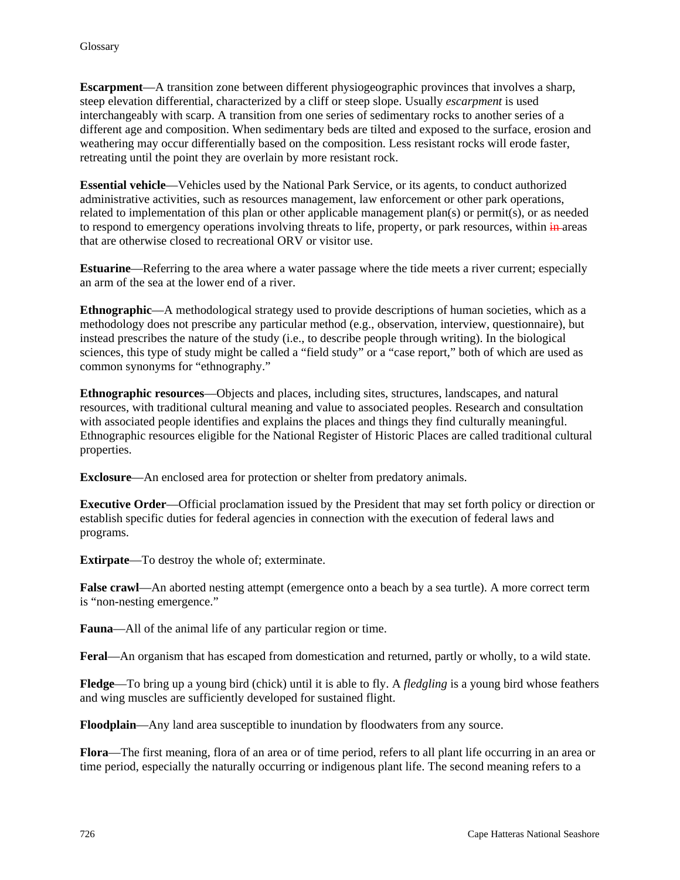**Escarpment**—A transition zone between different physiogeographic provinces that involves a sharp, steep elevation differential, characterized by a cliff or steep slope. Usually *escarpment* is used interchangeably with scarp. A transition from one series of sedimentary rocks to another series of a different age and composition. When sedimentary beds are tilted and exposed to the surface, erosion and weathering may occur differentially based on the composition. Less resistant rocks will erode faster, retreating until the point they are overlain by more resistant rock.

**Essential vehicle**—Vehicles used by the National Park Service, or its agents, to conduct authorized administrative activities, such as resources management, law enforcement or other park operations, related to implementation of this plan or other applicable management plan(s) or permit(s), or as needed to respond to emergency operations involving threats to life, property, or park resources, within ~~in~~ areas that are otherwise closed to recreational ORV or visitor use.

**Estuarine**—Referring to the area where a water passage where the tide meets a river current; especially an arm of the sea at the lower end of a river.

**Ethnographic**—A methodological strategy used to provide descriptions of human societies, which as a methodology does not prescribe any particular method (e.g., observation, interview, questionnaire), but instead prescribes the nature of the study (i.e., to describe people through writing). In the biological sciences, this type of study might be called a "field study" or a "case report," both of which are used as common synonyms for "ethnography."

**Ethnographic resources**—Objects and places, including sites, structures, landscapes, and natural resources, with traditional cultural meaning and value to associated peoples. Research and consultation with associated people identifies and explains the places and things they find culturally meaningful. Ethnographic resources eligible for the National Register of Historic Places are called traditional cultural properties.

**Exclosure**—An enclosed area for protection or shelter from predatory animals.

**Executive Order**—Official proclamation issued by the President that may set forth policy or direction or establish specific duties for federal agencies in connection with the execution of federal laws and programs.

**Extirpate**—To destroy the whole of; exterminate.

**False crawl**—An aborted nesting attempt (emergence onto a beach by a sea turtle). A more correct term is "non-nesting emergence."

**Fauna**—All of the animal life of any particular region or time.

**Feral**—An organism that has escaped from domestication and returned, partly or wholly, to a wild state.

**Fledge**—To bring up a young bird (chick) until it is able to fly. A *fledgling* is a young bird whose feathers and wing muscles are sufficiently developed for sustained flight.

**Floodplain**—Any land area susceptible to inundation by floodwaters from any source.

**Flora**—The first meaning, flora of an area or of time period, refers to all plant life occurring in an area or time period, especially the naturally occurring or indigenous plant life. The second meaning refers to a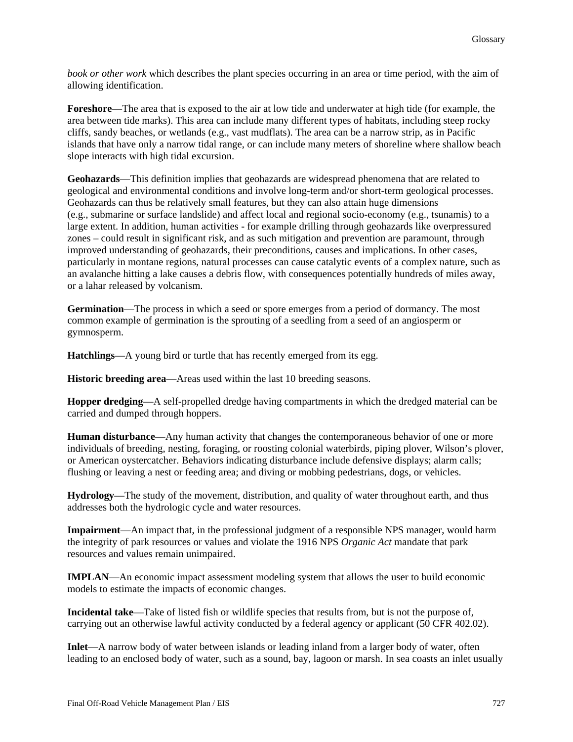*book or other work* which describes the plant species occurring in an area or time period, with the aim of allowing identification.

**Foreshore**—The area that is exposed to the air at low tide and underwater at high tide (for example, the area between tide marks). This area can include many different types of habitats, including steep rocky cliffs, sandy beaches, or wetlands (e.g., vast mudflats). The area can be a narrow strip, as in Pacific islands that have only a narrow tidal range, or can include many meters of shoreline where shallow beach slope interacts with high tidal excursion.

**Geohazards**—This definition implies that geohazards are widespread phenomena that are related to geological and environmental conditions and involve long-term and/or short-term geological processes. Geohazards can thus be relatively small features, but they can also attain huge dimensions (e.g., submarine or surface landslide) and affect local and regional socio-economy (e.g., tsunamis) to a large extent. In addition, human activities - for example drilling through geohazards like overpressured zones – could result in significant risk, and as such mitigation and prevention are paramount, through improved understanding of geohazards, their preconditions, causes and implications. In other cases, particularly in montane regions, natural processes can cause catalytic events of a complex nature, such as an avalanche hitting a lake causes a debris flow, with consequences potentially hundreds of miles away, or a lahar released by volcanism.

**Germination**—The process in which a seed or spore emerges from a period of dormancy. The most common example of germination is the sprouting of a seedling from a seed of an angiosperm or gymnosperm.

**Hatchlings**—A young bird or turtle that has recently emerged from its egg.

**Historic breeding area**—Areas used within the last 10 breeding seasons.

**Hopper dredging**—A self-propelled dredge having compartments in which the dredged material can be carried and dumped through hoppers.

**Human disturbance**—Any human activity that changes the contemporaneous behavior of one or more individuals of breeding, nesting, foraging, or roosting colonial waterbirds, piping plover, Wilson's plover, or American oystercatcher. Behaviors indicating disturbance include defensive displays; alarm calls; flushing or leaving a nest or feeding area; and diving or mobbing pedestrians, dogs, or vehicles.

**Hydrology**—The study of the movement, distribution, and quality of water throughout earth, and thus addresses both the hydrologic cycle and water resources.

**Impairment**—An impact that, in the professional judgment of a responsible NPS manager, would harm the integrity of park resources or values and violate the 1916 NPS *Organic Act* mandate that park resources and values remain unimpaired.

**IMPLAN**—An economic impact assessment modeling system that allows the user to build economic models to estimate the impacts of economic changes.

**Incidental take**—Take of listed fish or wildlife species that results from, but is not the purpose of, carrying out an otherwise lawful activity conducted by a federal agency or applicant (50 CFR 402.02).

**Inlet**—A narrow body of water between islands or leading inland from a larger body of water, often leading to an enclosed body of water, such as a sound, bay, lagoon or marsh. In sea coasts an inlet usually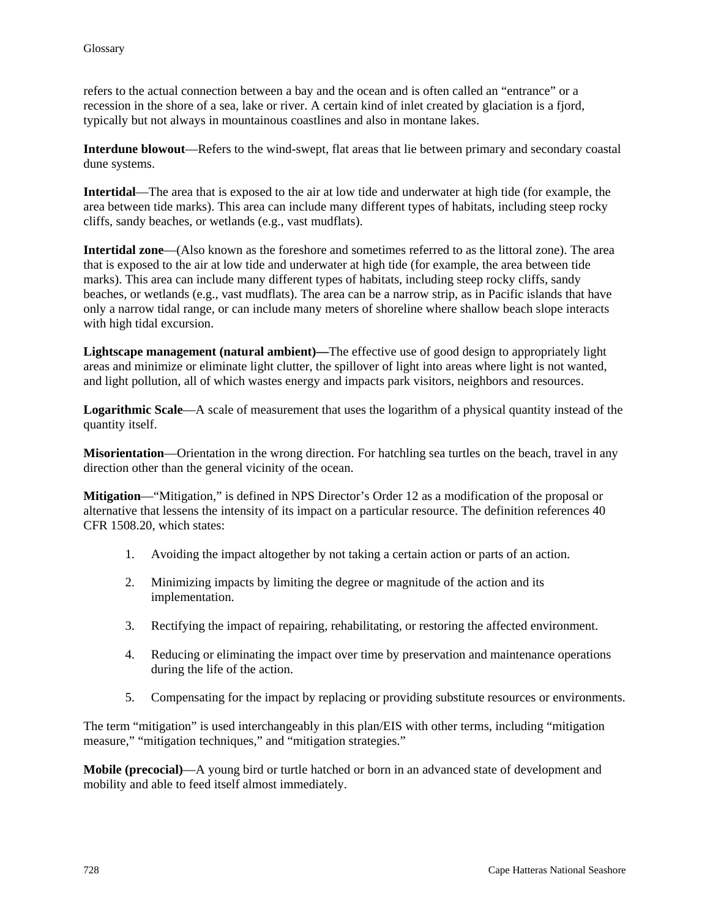refers to the actual connection between a bay and the ocean and is often called an “entrance” or a recession in the shore of a sea, lake or river. A certain kind of inlet created by glaciation is a fjord, typically but not always in mountainous coastlines and also in montane lakes.

**Interdune blowout**—Refers to the wind-swept, flat areas that lie between primary and secondary coastal dune systems.

**Intertidal**—The area that is exposed to the air at low tide and underwater at high tide (for example, the area between tide marks). This area can include many different types of habitats, including steep rocky cliffs, sandy beaches, or wetlands (e.g., vast mudflats).

**Intertidal zone**—(Also known as the foreshore and sometimes referred to as the littoral zone). The area that is exposed to the air at low tide and underwater at high tide (for example, the area between tide marks). This area can include many different types of habitats, including steep rocky cliffs, sandy beaches, or wetlands (e.g., vast mudflats). The area can be a narrow strip, as in Pacific islands that have only a narrow tidal range, or can include many meters of shoreline where shallow beach slope interacts with high tidal excursion.

**Lightscape management (natural ambient)—**The effective use of good design to appropriately light areas and minimize or eliminate light clutter, the spillover of light into areas where light is not wanted, and light pollution, all of which wastes energy and impacts park visitors, neighbors and resources.

**Logarithmic Scale**—A scale of measurement that uses the logarithm of a physical quantity instead of the quantity itself.

**Misorientation**—Orientation in the wrong direction. For hatchling sea turtles on the beach, travel in any direction other than the general vicinity of the ocean.

**Mitigation**—“Mitigation,” is defined in NPS Director’s Order 12 as a modification of the proposal or alternative that lessens the intensity of its impact on a particular resource. The definition references 40 CFR 1508.20, which states:

1. Avoiding the impact altogether by not taking a certain action or parts of an action.
2. Minimizing impacts by limiting the degree or magnitude of the action and its implementation.
3. Rectifying the impact of repairing, rehabilitating, or restoring the affected environment.
4. Reducing or eliminating the impact over time by preservation and maintenance operations during the life of the action.
5. Compensating for the impact by replacing or providing substitute resources or environments.

The term “mitigation” is used interchangeably in this plan/EIS with other terms, including “mitigation measure,” “mitigation techniques,” and “mitigation strategies.”

**Mobile (precocial)**—A young bird or turtle hatched or born in an advanced state of development and mobility and able to feed itself almost immediately.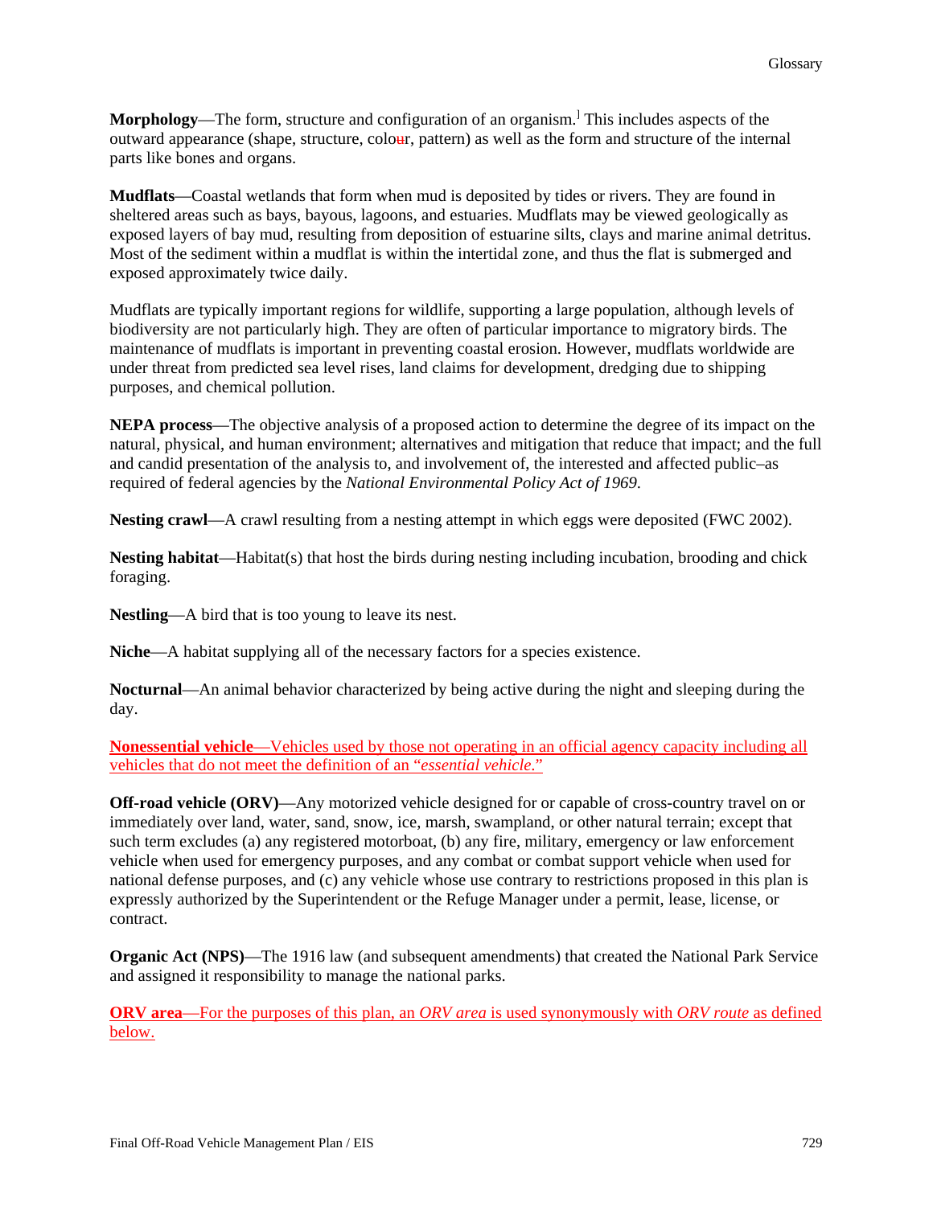**Morphology**—The form, structure and configuration of an organism.[1] This includes aspects of the outward appearance (shape, structure, color, pattern) as well as the form and structure of the internal parts like bones and organs.

**Mudflats**—Coastal wetlands that form when mud is deposited by tides or rivers. They are found in sheltered areas such as bays, bayous, lagoons, and estuaries. Mudflats may be viewed geologically as exposed layers of bay mud, resulting from deposition of estuarine silts, clays and marine animal detritus. Most of the sediment within a mudflat is within the intertidal zone, and thus the flat is submerged and exposed approximately twice daily.

Mudflats are typically important regions for wildlife, supporting a large population, although levels of biodiversity are not particularly high. They are often of particular importance to migratory birds. The maintenance of mudflats is important in preventing coastal erosion. However, mudflats worldwide are under threat from predicted sea level rises, land claims for development, dredging due to shipping purposes, and chemical pollution.

**NEPA process**—The objective analysis of a proposed action to determine the degree of its impact on the natural, physical, and human environment; alternatives and mitigation that reduce that impact; and the full and candid presentation of the analysis to, and involvement of, the interested and affected public–as required of federal agencies by the *National Environmental Policy Act of 1969*.

**Nesting crawl**—A crawl resulting from a nesting attempt in which eggs were deposited (FWC 2002).

**Nesting habitat**—Habitat(s) that host the birds during nesting including incubation, brooding and chick foraging.

**Nestling**—A bird that is too young to leave its nest.

**Niche**—A habitat supplying all of the necessary factors for a species existence.

**Nocturnal**—An animal behavior characterized by being active during the night and sleeping during the day.

**Nonessential vehicle**—Vehicles used by those not operating in an official agency capacity including all vehicles that do not meet the definition of an "*essential vehicle*."

**Off-road vehicle (ORV)**—Any motorized vehicle designed for or capable of cross-country travel on or immediately over land, water, sand, snow, ice, marsh, swampland, or other natural terrain; except that such term excludes (a) any registered motorboat, (b) any fire, military, emergency or law enforcement vehicle when used for emergency purposes, and any combat or combat support vehicle when used for national defense purposes, and (c) any vehicle whose use contrary to restrictions proposed in this plan is expressly authorized by the Superintendent or the Refuge Manager under a permit, lease, license, or contract.

**Organic Act (NPS)**—The 1916 law (and subsequent amendments) that created the National Park Service and assigned it responsibility to manage the national parks.

**ORV area**—For the purposes of this plan, an *ORV area* is used synonymously with *ORV route* as defined below.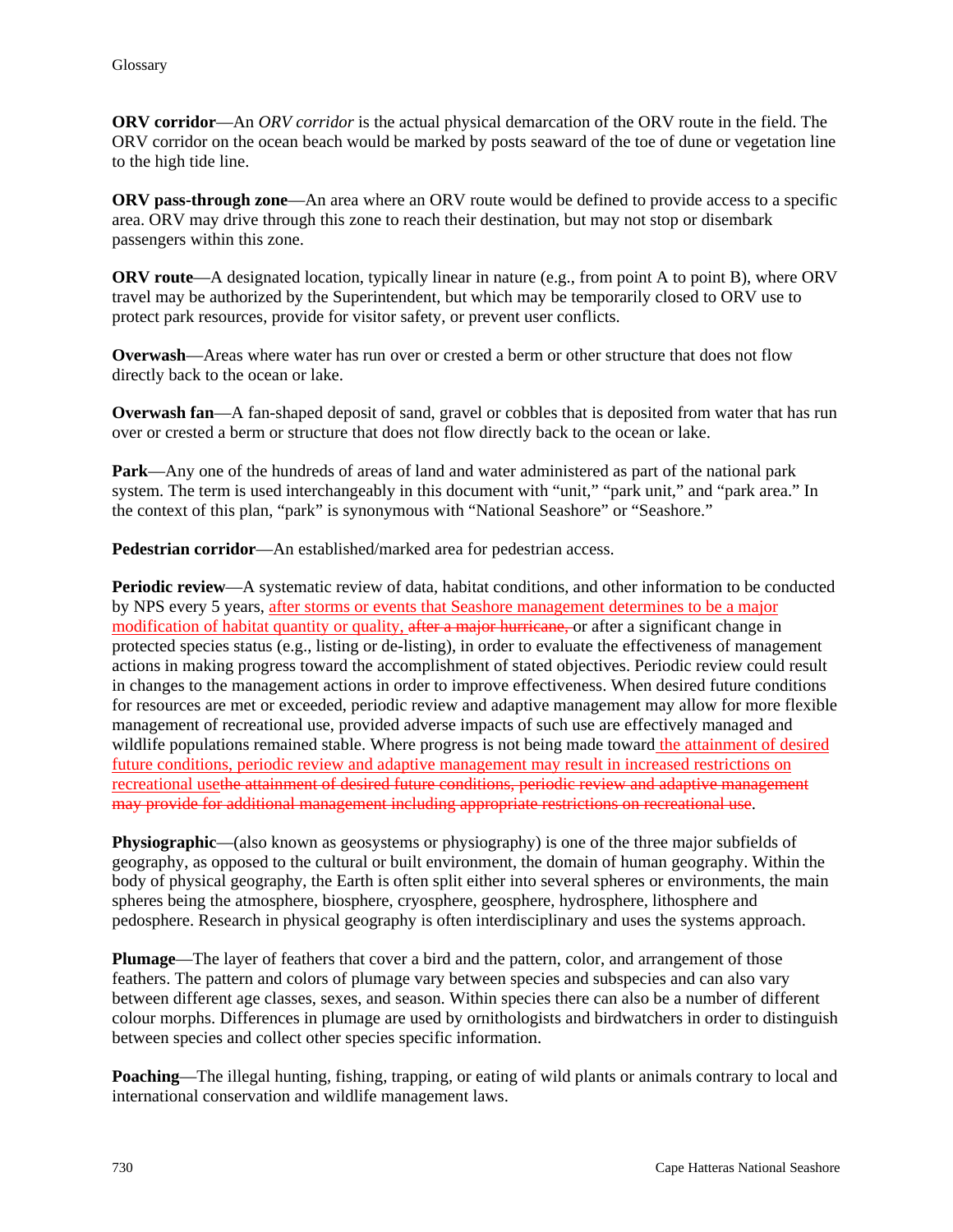**ORV corridor**—An *ORV corridor* is the actual physical demarcation of the ORV route in the field. The ORV corridor on the ocean beach would be marked by posts seaward of the toe of dune or vegetation line to the high tide line.

**ORV pass-through zone**—An area where an ORV route would be defined to provide access to a specific area. ORV may drive through this zone to reach their destination, but may not stop or disembark passengers within this zone.

**ORV route**—A designated location, typically linear in nature (e.g., from point A to point B), where ORV travel may be authorized by the Superintendent, but which may be temporarily closed to ORV use to protect park resources, provide for visitor safety, or prevent user conflicts.

**Overwash**—Areas where water has run over or crested a berm or other structure that does not flow directly back to the ocean or lake.

**Overwash fan**—A fan-shaped deposit of sand, gravel or cobbles that is deposited from water that has run over or crested a berm or structure that does not flow directly back to the ocean or lake.

**Park**—Any one of the hundreds of areas of land and water administered as part of the national park system. The term is used interchangeably in this document with "unit," "park unit," and "park area." In the context of this plan, "park" is synonymous with "National Seashore" or "Seashore."

**Pedestrian corridor**—An established/marked area for pedestrian access.

**Periodic review**—A systematic review of data, habitat conditions, and other information to be conducted by NPS every 5 years, after storms or events that Seashore management determines to be a major modification of habitat quantity or quality, ~~after a major hurricane,~~ or after a significant change in protected species status (e.g., listing or de-listing), in order to evaluate the effectiveness of management actions in making progress toward the accomplishment of stated objectives. Periodic review could result in changes to the management actions in order to improve effectiveness. When desired future conditions for resources are met or exceeded, periodic review and adaptive management may allow for more flexible management of recreational use, provided adverse impacts of such use are effectively managed and wildlife populations remained stable. Where progress is not being made toward the attainment of desired future conditions, periodic review and adaptive management may result in increased restrictions on recreational use~~the attainment of desired future conditions, periodic review and adaptive management may provide for additional management including appropriate restrictions on recreational use~~.

**Physiographic**—(also known as geosystems or physiography) is one of the three major subfields of geography, as opposed to the cultural or built environment, the domain of human geography. Within the body of physical geography, the Earth is often split either into several spheres or environments, the main spheres being the atmosphere, biosphere, cryosphere, geosphere, hydrosphere, lithosphere and pedosphere. Research in physical geography is often interdisciplinary and uses the systems approach.

**Plumage**—The layer of feathers that cover a bird and the pattern, color, and arrangement of those feathers. The pattern and colors of plumage vary between species and subspecies and can also vary between different age classes, sexes, and season. Within species there can also be a number of different colour morphs. Differences in plumage are used by ornithologists and birdwatchers in order to distinguish between species and collect other species specific information.

**Poaching**—The illegal hunting, fishing, trapping, or eating of wild plants or animals contrary to local and international conservation and wildlife management laws.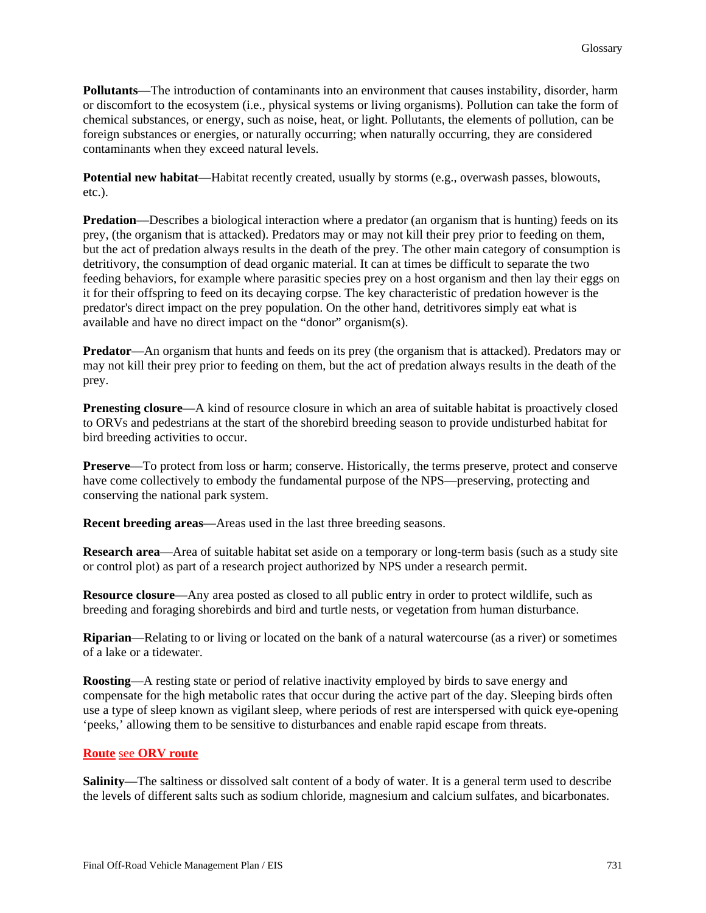**Pollutants**—The introduction of contaminants into an environment that causes instability, disorder, harm or discomfort to the ecosystem (i.e., physical systems or living organisms). Pollution can take the form of chemical substances, or energy, such as noise, heat, or light. Pollutants, the elements of pollution, can be foreign substances or energies, or naturally occurring; when naturally occurring, they are considered contaminants when they exceed natural levels.

**Potential new habitat**—Habitat recently created, usually by storms (e.g., overwash passes, blowouts, etc.).

**Predation**—Describes a biological interaction where a predator (an organism that is hunting) feeds on its prey, (the organism that is attacked). Predators may or may not kill their prey prior to feeding on them, but the act of predation always results in the death of the prey. The other main category of consumption is detritivory, the consumption of dead organic material. It can at times be difficult to separate the two feeding behaviors, for example where parasitic species prey on a host organism and then lay their eggs on it for their offspring to feed on its decaying corpse. The key characteristic of predation however is the predator's direct impact on the prey population. On the other hand, detritivores simply eat what is available and have no direct impact on the "donor" organism(s).

**Predator**—An organism that hunts and feeds on its prey (the organism that is attacked). Predators may or may not kill their prey prior to feeding on them, but the act of predation always results in the death of the prey.

**Prenesting closure**—A kind of resource closure in which an area of suitable habitat is proactively closed to ORVs and pedestrians at the start of the shorebird breeding season to provide undisturbed habitat for bird breeding activities to occur.

**Preserve**—To protect from loss or harm; conserve. Historically, the terms preserve, protect and conserve have come collectively to embody the fundamental purpose of the NPS—preserving, protecting and conserving the national park system.

**Recent breeding areas**—Areas used in the last three breeding seasons.

**Research area**—Area of suitable habitat set aside on a temporary or long-term basis (such as a study site or control plot) as part of a research project authorized by NPS under a research permit.

**Resource closure**—Any area posted as closed to all public entry in order to protect wildlife, such as breeding and foraging shorebirds and bird and turtle nests, or vegetation from human disturbance.

**Riparian**—Relating to or living or located on the bank of a natural watercourse (as a river) or sometimes of a lake or a tidewater.

**Roosting**—A resting state or period of relative inactivity employed by birds to save energy and compensate for the high metabolic rates that occur during the active part of the day. Sleeping birds often use a type of sleep known as vigilant sleep, where periods of rest are interspersed with quick eye-opening 'peeks,' allowing them to be sensitive to disturbances and enable rapid escape from threats.

**Route** see **ORV route**

**Salinity**—The saltiness or dissolved salt content of a body of water. It is a general term used to describe the levels of different salts such as sodium chloride, magnesium and calcium sulfates, and bicarbonates.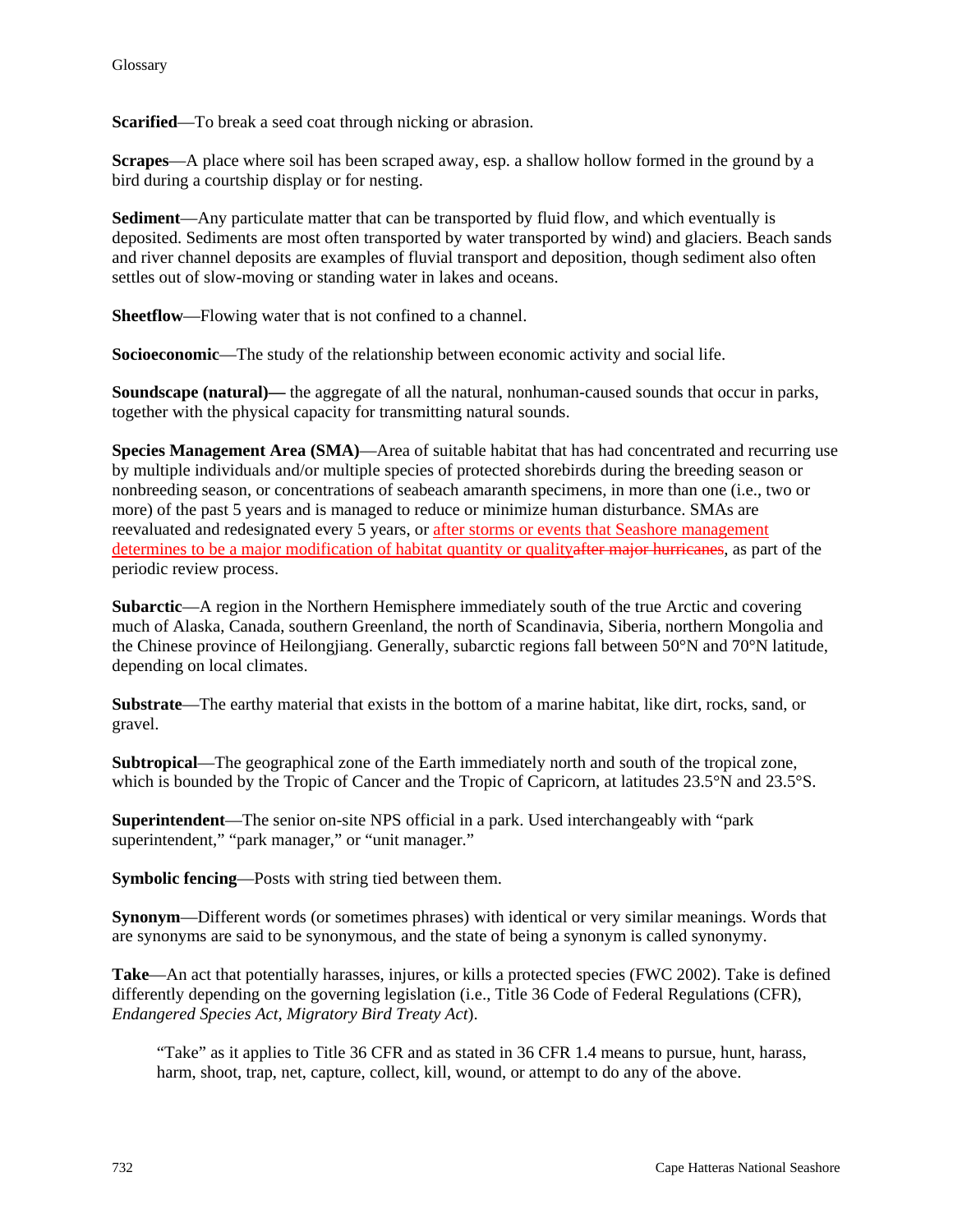**Scarified**—To break a seed coat through nicking or abrasion.

**Scrapes**—A place where soil has been scraped away, esp. a shallow hollow formed in the ground by a bird during a courtship display or for nesting.

**Sediment**—Any particulate matter that can be transported by fluid flow, and which eventually is deposited. Sediments are most often transported by water transported by wind) and glaciers. Beach sands and river channel deposits are examples of fluvial transport and deposition, though sediment also often settles out of slow-moving or standing water in lakes and oceans.

**Sheetflow**—Flowing water that is not confined to a channel.

**Socioeconomic**—The study of the relationship between economic activity and social life.

**Soundscape (natural)—** the aggregate of all the natural, nonhuman-caused sounds that occur in parks, together with the physical capacity for transmitting natural sounds.

**Species Management Area (SMA)**—Area of suitable habitat that has had concentrated and recurring use by multiple individuals and/or multiple species of protected shorebirds during the breeding season or nonbreeding season, or concentrations of seabeach amaranth specimens, in more than one (i.e., two or more) of the past 5 years and is managed to reduce or minimize human disturbance. SMAs are reevaluated and redesignated every 5 years, or after storms or events that Seashore management determines to be a major modification of habitat quantity or quality~~after major hurricanes~~, as part of the periodic review process.

**Subarctic**—A region in the Northern Hemisphere immediately south of the true Arctic and covering much of Alaska, Canada, southern Greenland, the north of Scandinavia, Siberia, northern Mongolia and the Chinese province of Heilongjiang. Generally, subarctic regions fall between 50°N and 70°N latitude, depending on local climates.

**Substrate**—The earthy material that exists in the bottom of a marine habitat, like dirt, rocks, sand, or gravel.

**Subtropical**—The geographical zone of the Earth immediately north and south of the tropical zone, which is bounded by the Tropic of Cancer and the Tropic of Capricorn, at latitudes 23.5°N and 23.5°S.

**Superintendent**—The senior on-site NPS official in a park. Used interchangeably with "park superintendent," "park manager," or "unit manager."

**Symbolic fencing**—Posts with string tied between them.

**Synonym**—Different words (or sometimes phrases) with identical or very similar meanings. Words that are synonyms are said to be synonymous, and the state of being a synonym is called synonymy.

**Take**—An act that potentially harasses, injures, or kills a protected species (FWC 2002). Take is defined differently depending on the governing legislation (i.e., Title 36 Code of Federal Regulations (CFR), *Endangered Species Act*, *Migratory Bird Treaty Act*).

> "Take" as it applies to Title 36 CFR and as stated in 36 CFR 1.4 means to pursue, hunt, harass, harm, shoot, trap, net, capture, collect, kill, wound, or attempt to do any of the above.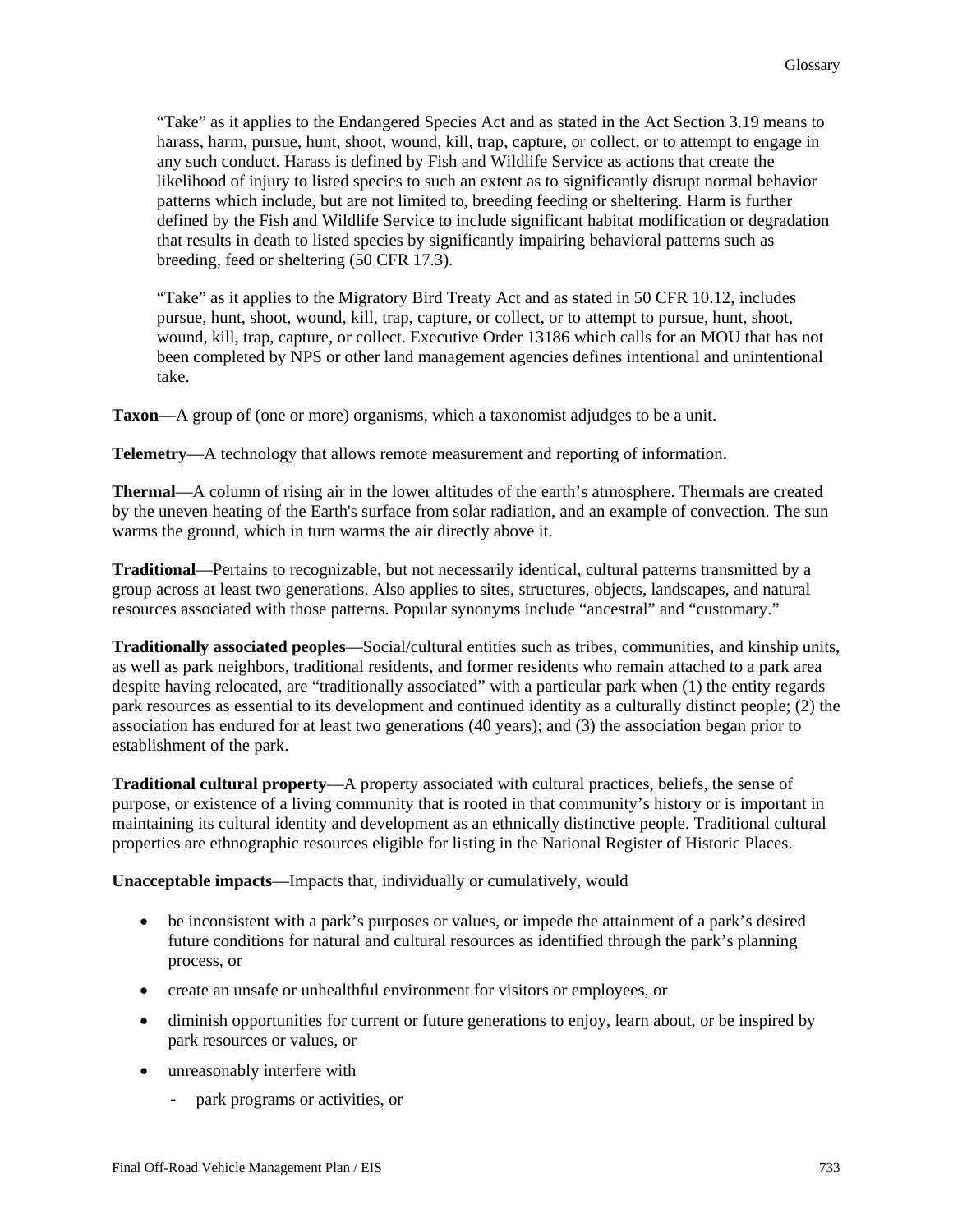"Take" as it applies to the Endangered Species Act and as stated in the Act Section 3.19 means to harass, harm, pursue, hunt, shoot, wound, kill, trap, capture, or collect, or to attempt to engage in any such conduct. Harass is defined by Fish and Wildlife Service as actions that create the likelihood of injury to listed species to such an extent as to significantly disrupt normal behavior patterns which include, but are not limited to, breeding feeding or sheltering. Harm is further defined by the Fish and Wildlife Service to include significant habitat modification or degradation that results in death to listed species by significantly impairing behavioral patterns such as breeding, feed or sheltering (50 CFR 17.3).

"Take" as it applies to the Migratory Bird Treaty Act and as stated in 50 CFR 10.12, includes pursue, hunt, shoot, wound, kill, trap, capture, or collect, or to attempt to pursue, hunt, shoot, wound, kill, trap, capture, or collect. Executive Order 13186 which calls for an MOU that has not been completed by NPS or other land management agencies defines intentional and unintentional take.

**Taxon**—A group of (one or more) organisms, which a taxonomist adjudges to be a unit.

**Telemetry**—A technology that allows remote measurement and reporting of information.

**Thermal**—A column of rising air in the lower altitudes of the earth's atmosphere. Thermals are created by the uneven heating of the Earth's surface from solar radiation, and an example of convection. The sun warms the ground, which in turn warms the air directly above it.

**Traditional**—Pertains to recognizable, but not necessarily identical, cultural patterns transmitted by a group across at least two generations. Also applies to sites, structures, objects, landscapes, and natural resources associated with those patterns. Popular synonyms include "ancestral" and "customary."

**Traditionally associated peoples**—Social/cultural entities such as tribes, communities, and kinship units, as well as park neighbors, traditional residents, and former residents who remain attached to a park area despite having relocated, are "traditionally associated" with a particular park when (1) the entity regards park resources as essential to its development and continued identity as a culturally distinct people; (2) the association has endured for at least two generations (40 years); and (3) the association began prior to establishment of the park.

**Traditional cultural property**—A property associated with cultural practices, beliefs, the sense of purpose, or existence of a living community that is rooted in that community's history or is important in maintaining its cultural identity and development as an ethnically distinctive people. Traditional cultural properties are ethnographic resources eligible for listing in the National Register of Historic Places.

**Unacceptable impacts**—Impacts that, individually or cumulatively, would

- be inconsistent with a park's purposes or values, or impede the attainment of a park's desired future conditions for natural and cultural resources as identified through the park's planning process, or
- create an unsafe or unhealthful environment for visitors or employees, or
- diminish opportunities for current or future generations to enjoy, learn about, or be inspired by park resources or values, or
- unreasonably interfere with
  - park programs or activities, or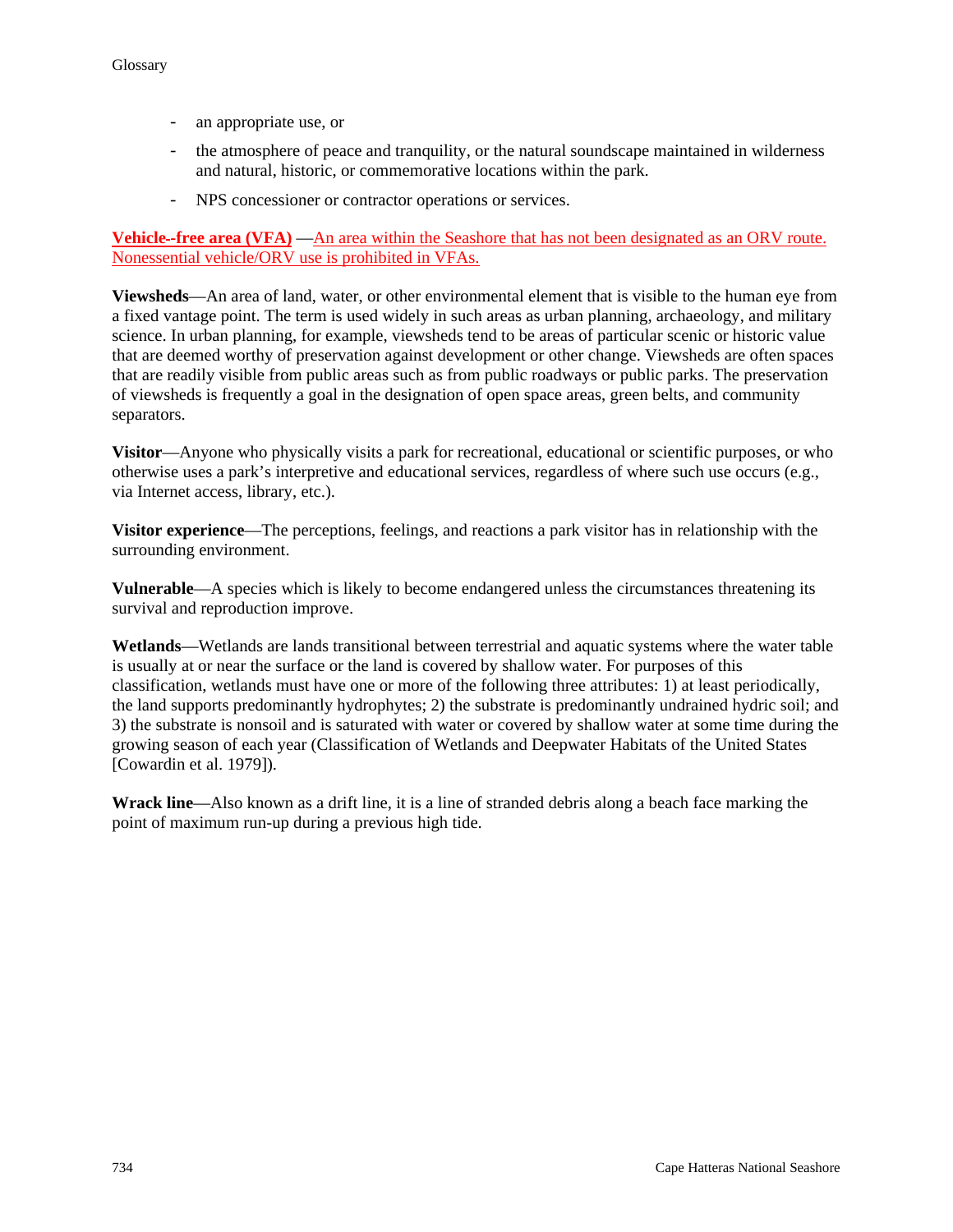- an appropriate use, or
- the atmosphere of peace and tranquility, or the natural soundscape maintained in wilderness and natural, historic, or commemorative locations within the park.
- NPS concessioner or contractor operations or services.

**Vehicle--free area (VFA)** —An area within the Seashore that has not been designated as an ORV route. Nonessential vehicle/ORV use is prohibited in VFAs.

**Viewsheds**—An area of land, water, or other environmental element that is visible to the human eye from a fixed vantage point. The term is used widely in such areas as urban planning, archaeology, and military science. In urban planning, for example, viewsheds tend to be areas of particular scenic or historic value that are deemed worthy of preservation against development or other change. Viewsheds are often spaces that are readily visible from public areas such as from public roadways or public parks. The preservation of viewsheds is frequently a goal in the designation of open space areas, green belts, and community separators.

**Visitor**—Anyone who physically visits a park for recreational, educational or scientific purposes, or who otherwise uses a park's interpretive and educational services, regardless of where such use occurs (e.g., via Internet access, library, etc.).

**Visitor experience**—The perceptions, feelings, and reactions a park visitor has in relationship with the surrounding environment.

**Vulnerable**—A species which is likely to become endangered unless the circumstances threatening its survival and reproduction improve.

**Wetlands**—Wetlands are lands transitional between terrestrial and aquatic systems where the water table is usually at or near the surface or the land is covered by shallow water. For purposes of this classification, wetlands must have one or more of the following three attributes: 1) at least periodically, the land supports predominantly hydrophytes; 2) the substrate is predominantly undrained hydric soil; and 3) the substrate is nonsoil and is saturated with water or covered by shallow water at some time during the growing season of each year (Classification of Wetlands and Deepwater Habitats of the United States [Cowardin et al. 1979]).

**Wrack line**—Also known as a drift line, it is a line of stranded debris along a beach face marking the point of maximum run-up during a previous high tide.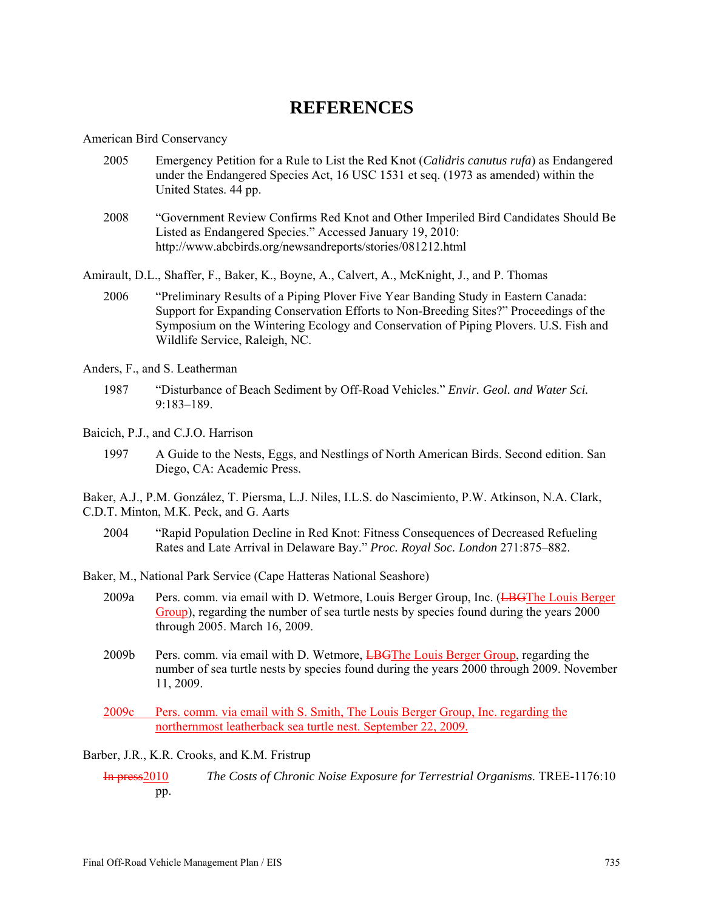# REFERENCES

American Bird Conservancy

2005 Emergency Petition for a Rule to List the Red Knot (*Calidris canutus rufa*) as Endangered under the Endangered Species Act, 16 USC 1531 et seq. (1973 as amended) within the United States. 44 pp.

2008 "Government Review Confirms Red Knot and Other Imperiled Bird Candidates Should Be Listed as Endangered Species." Accessed January 19, 2010: http://www.abcbirds.org/newsandreports/stories/081212.html

Amirault, D.L., Shaffer, F., Baker, K., Boyne, A., Calvert, A., McKnight, J., and P. Thomas

2006 "Preliminary Results of a Piping Plover Five Year Banding Study in Eastern Canada: Support for Expanding Conservation Efforts to Non-Breeding Sites?" Proceedings of the Symposium on the Wintering Ecology and Conservation of Piping Plovers. U.S. Fish and Wildlife Service, Raleigh, NC.

Anders, F., and S. Leatherman

1987 "Disturbance of Beach Sediment by Off-Road Vehicles." *Envir. Geol. and Water Sci.* 9:183–189.

Baicich, P.J., and C.J.O. Harrison

1997 A Guide to the Nests, Eggs, and Nestlings of North American Birds. Second edition. San Diego, CA: Academic Press.

Baker, A.J., P.M. González, T. Piersma, L.J. Niles, I.L.S. do Nascimiento, P.W. Atkinson, N.A. Clark, C.D.T. Minton, M.K. Peck, and G. Aarts

2004 "Rapid Population Decline in Red Knot: Fitness Consequences of Decreased Refueling Rates and Late Arrival in Delaware Bay." *Proc. Royal Soc. London* 271:875–882.

Baker, M., National Park Service (Cape Hatteras National Seashore)

2009a Pers. comm. via email with D. Wetmore, Louis Berger Group, Inc. (~~LBG~~The Louis Berger Group), regarding the number of sea turtle nests by species found during the years 2000 through 2005. March 16, 2009.

2009b Pers. comm. via email with D. Wetmore, ~~LBG~~The Louis Berger Group, regarding the number of sea turtle nests by species found during the years 2000 through 2009. November 11, 2009.

2009c Pers. comm. via email with S. Smith, The Louis Berger Group, Inc. regarding the northernmost leatherback sea turtle nest. September 22, 2009.

Barber, J.R., K.R. Crooks, and K.M. Fristrup

~~In press~~2010 *The Costs of Chronic Noise Exposure for Terrestrial Organisms*. TREE-1176:10 pp.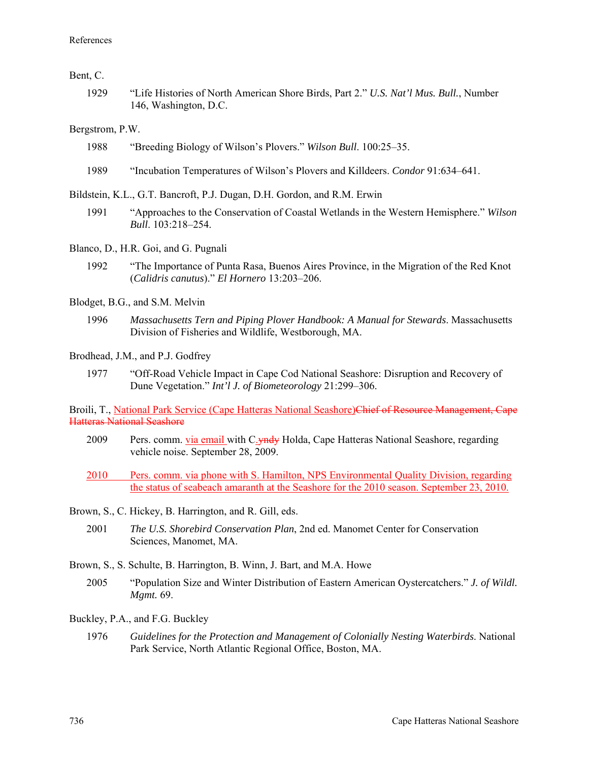Bent, C.

1929 “Life Histories of North American Shore Birds, Part 2.” *U.S. Nat’l Mus. Bull.*, Number 146, Washington, D.C.

Bergstrom, P.W.

1988 “Breeding Biology of Wilson’s Plovers.” *Wilson Bull.* 100:25–35.

1989 “Incubation Temperatures of Wilson’s Plovers and Killdeers. *Condor* 91:634–641.

Bildstein, K.L., G.T. Bancroft, P.J. Dugan, D.H. Gordon, and R.M. Erwin

1991 “Approaches to the Conservation of Coastal Wetlands in the Western Hemisphere.” *Wilson Bull.* 103:218–254.

Blanco, D., H.R. Goi, and G. Pugnali

1992 “The Importance of Punta Rasa, Buenos Aires Province, in the Migration of the Red Knot (*Calidris canutus*).” *El Hornero* 13:203–206.

Blodget, B.G., and S.M. Melvin

1996 *Massachusetts Tern and Piping Plover Handbook: A Manual for Stewards*. Massachusetts Division of Fisheries and Wildlife, Westborough, MA.

Brodhead, J.M., and P.J. Godfrey

1977 “Off-Road Vehicle Impact in Cape Cod National Seashore: Disruption and Recovery of Dune Vegetation.” *Int’l J. of Biometeorology* 21:299–306.

Broili, T., National Park Service (Cape Hatteras National Seashore)~~Chief of Resource Management, Cape Hatteras National Seashore~~

2009 Pers. comm. via email with C.~~yndy~~ Holda, Cape Hatteras National Seashore, regarding vehicle noise. September 28, 2009.

2010 Pers. comm. via phone with S. Hamilton, NPS Environmental Quality Division, regarding the status of seabeach amaranth at the Seashore for the 2010 season. September 23, 2010.

Brown, S., C. Hickey, B. Harrington, and R. Gill, eds.

2001 *The U.S. Shorebird Conservation Plan*, 2nd ed. Manomet Center for Conservation Sciences, Manomet, MA.

Brown, S., S. Schulte, B. Harrington, B. Winn, J. Bart, and M.A. Howe

2005 “Population Size and Winter Distribution of Eastern American Oystercatchers.” *J. of Wildl. Mgmt.* 69.

Buckley, P.A., and F.G. Buckley

1976 *Guidelines for the Protection and Management of Colonially Nesting Waterbirds*. National Park Service, North Atlantic Regional Office, Boston, MA.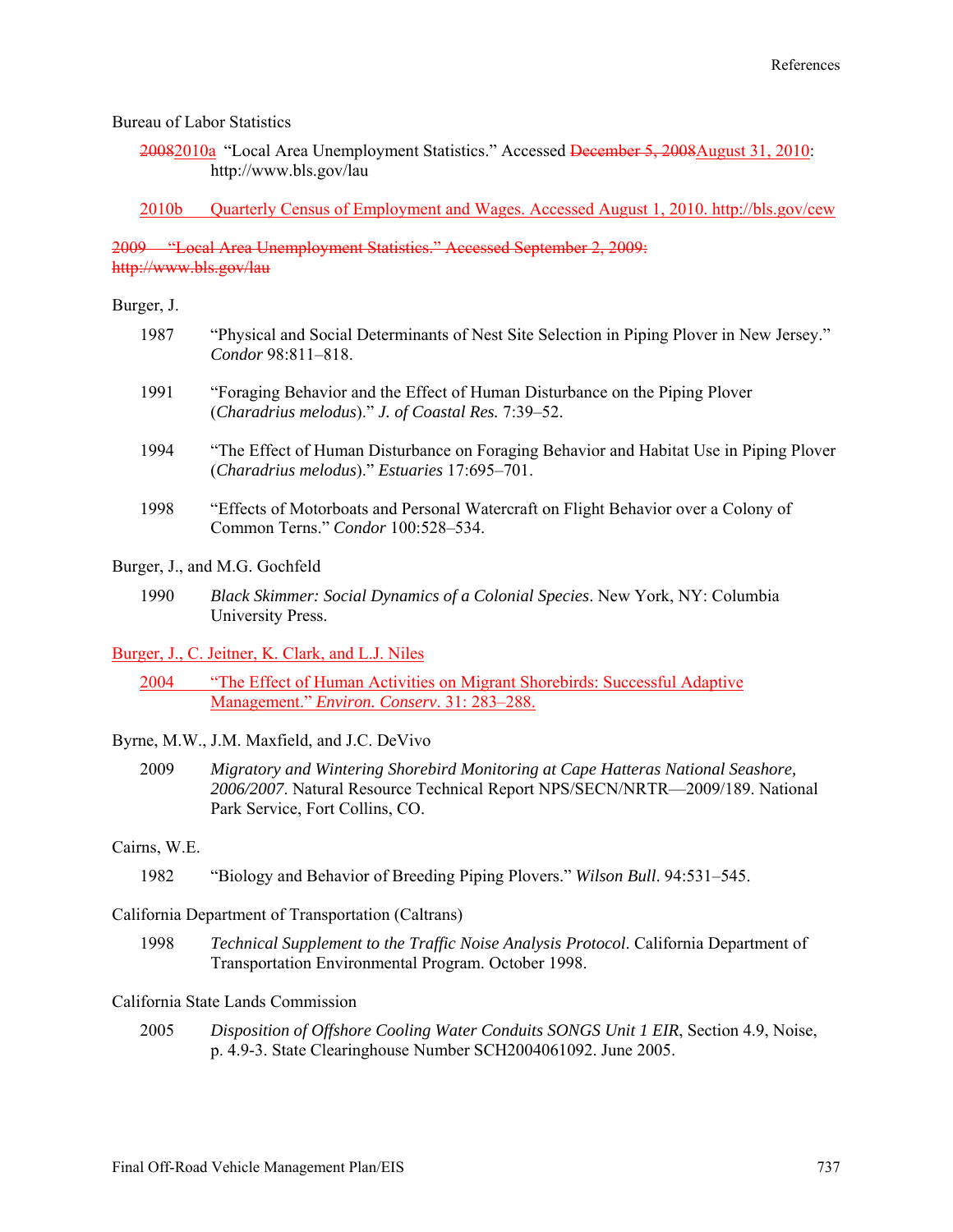Bureau of Labor Statistics

~~2008~~2010a “Local Area Unemployment Statistics.” Accessed ~~December 5, 2008~~August 31, 2010: http://www.bls.gov/lau

2010b Quarterly Census of Employment and Wages. Accessed August 1, 2010. http://bls.gov/cew

~~2009 “Local Area Unemployment Statistics.” Accessed September 2, 2009: http://www.bls.gov/lau~~

Burger, J.

1987 “Physical and Social Determinants of Nest Site Selection in Piping Plover in New Jersey.” *Condor* 98:811–818.

1991 “Foraging Behavior and the Effect of Human Disturbance on the Piping Plover (*Charadrius melodus*).” *J. of Coastal Res.* 7:39–52.

1994 “The Effect of Human Disturbance on Foraging Behavior and Habitat Use in Piping Plover (*Charadrius melodus*).” *Estuaries* 17:695–701.

1998 “Effects of Motorboats and Personal Watercraft on Flight Behavior over a Colony of Common Terns.” *Condor* 100:528–534.

Burger, J., and M.G. Gochfeld

1990 *Black Skimmer: Social Dynamics of a Colonial Species*. New York, NY: Columbia University Press.

Burger, J., C. Jeitner, K. Clark, and L.J. Niles

2004 “The Effect of Human Activities on Migrant Shorebirds: Successful Adaptive Management.” *Environ. Conserv*. 31: 283–288.

Byrne, M.W., J.M. Maxfield, and J.C. DeVivo

2009 *Migratory and Wintering Shorebird Monitoring at Cape Hatteras National Seashore, 2006/2007*. Natural Resource Technical Report NPS/SECN/NRTR—2009/189. National Park Service, Fort Collins, CO.

Cairns, W.E.

1982 “Biology and Behavior of Breeding Piping Plovers.” *Wilson Bull*. 94:531–545.

California Department of Transportation (Caltrans)

1998 *Technical Supplement to the Traffic Noise Analysis Protocol*. California Department of Transportation Environmental Program. October 1998.

California State Lands Commission

2005 *Disposition of Offshore Cooling Water Conduits SONGS Unit 1 EIR*, Section 4.9, Noise, p. 4.9-3. State Clearinghouse Number SCH2004061092. June 2005.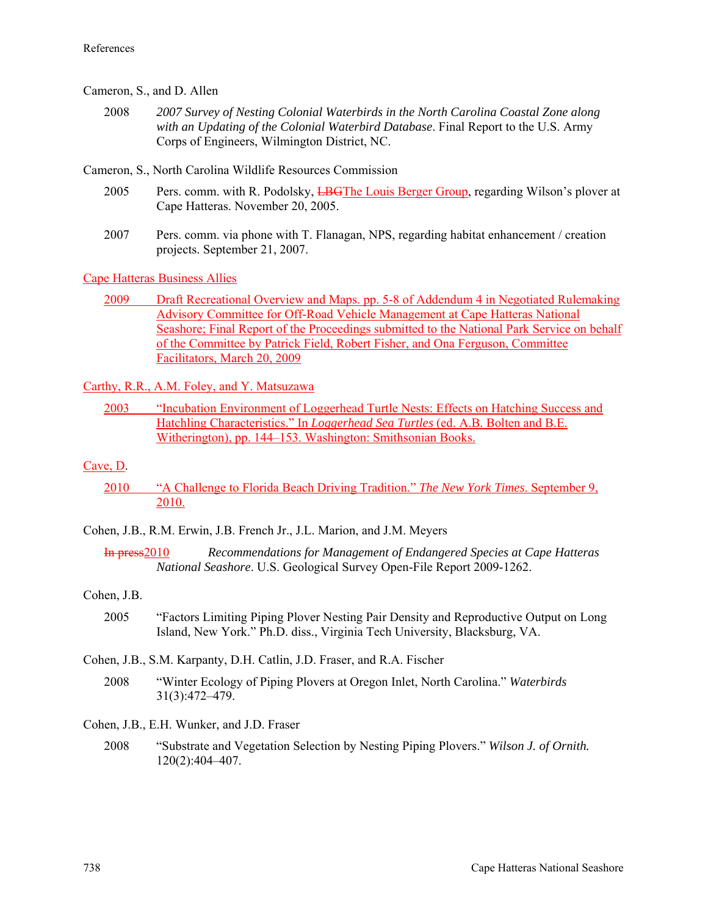Cameron, S., and D. Allen

2008 *2007 Survey of Nesting Colonial Waterbirds in the North Carolina Coastal Zone along with an Updating of the Colonial Waterbird Database*. Final Report to the U.S. Army Corps of Engineers, Wilmington District, NC.

Cameron, S., North Carolina Wildlife Resources Commission

2005 Pers. comm. with R. Podolsky, ~~LBG~~The Louis Berger Group, regarding Wilson's plover at Cape Hatteras. November 20, 2005.

2007 Pers. comm. via phone with T. Flanagan, NPS, regarding habitat enhancement / creation projects. September 21, 2007.

Cape Hatteras Business Allies

2009 Draft Recreational Overview and Maps. pp. 5-8 of Addendum 4 in Negotiated Rulemaking Advisory Committee for Off-Road Vehicle Management at Cape Hatteras National Seashore; Final Report of the Proceedings submitted to the National Park Service on behalf of the Committee by Patrick Field, Robert Fisher, and Ona Ferguson, Committee Facilitators, March 20, 2009

Carthy, R.R., A.M. Foley, and Y. Matsuzawa

2003 "Incubation Environment of Loggerhead Turtle Nests: Effects on Hatching Success and Hatchling Characteristics." In *Loggerhead Sea Turtles* (ed. A.B. Bolten and B.E. Witherington), pp. 144–153. Washington: Smithsonian Books.

Cave, D.

2010 "A Challenge to Florida Beach Driving Tradition." *The New York Times*. September 9, 2010.

Cohen, J.B., R.M. Erwin, J.B. French Jr., J.L. Marion, and J.M. Meyers

~~In press~~2010 *Recommendations for Management of Endangered Species at Cape Hatteras National Seashore*. U.S. Geological Survey Open-File Report 2009-1262.

Cohen, J.B.

2005 "Factors Limiting Piping Plover Nesting Pair Density and Reproductive Output on Long Island, New York." Ph.D. diss., Virginia Tech University, Blacksburg, VA.

Cohen, J.B., S.M. Karpanty, D.H. Catlin, J.D. Fraser, and R.A. Fischer

2008 "Winter Ecology of Piping Plovers at Oregon Inlet, North Carolina." *Waterbirds* 31(3):472–479.

Cohen, J.B., E.H. Wunker, and J.D. Fraser

2008 "Substrate and Vegetation Selection by Nesting Piping Plovers." *Wilson J. of Ornith.* 120(2):404–407.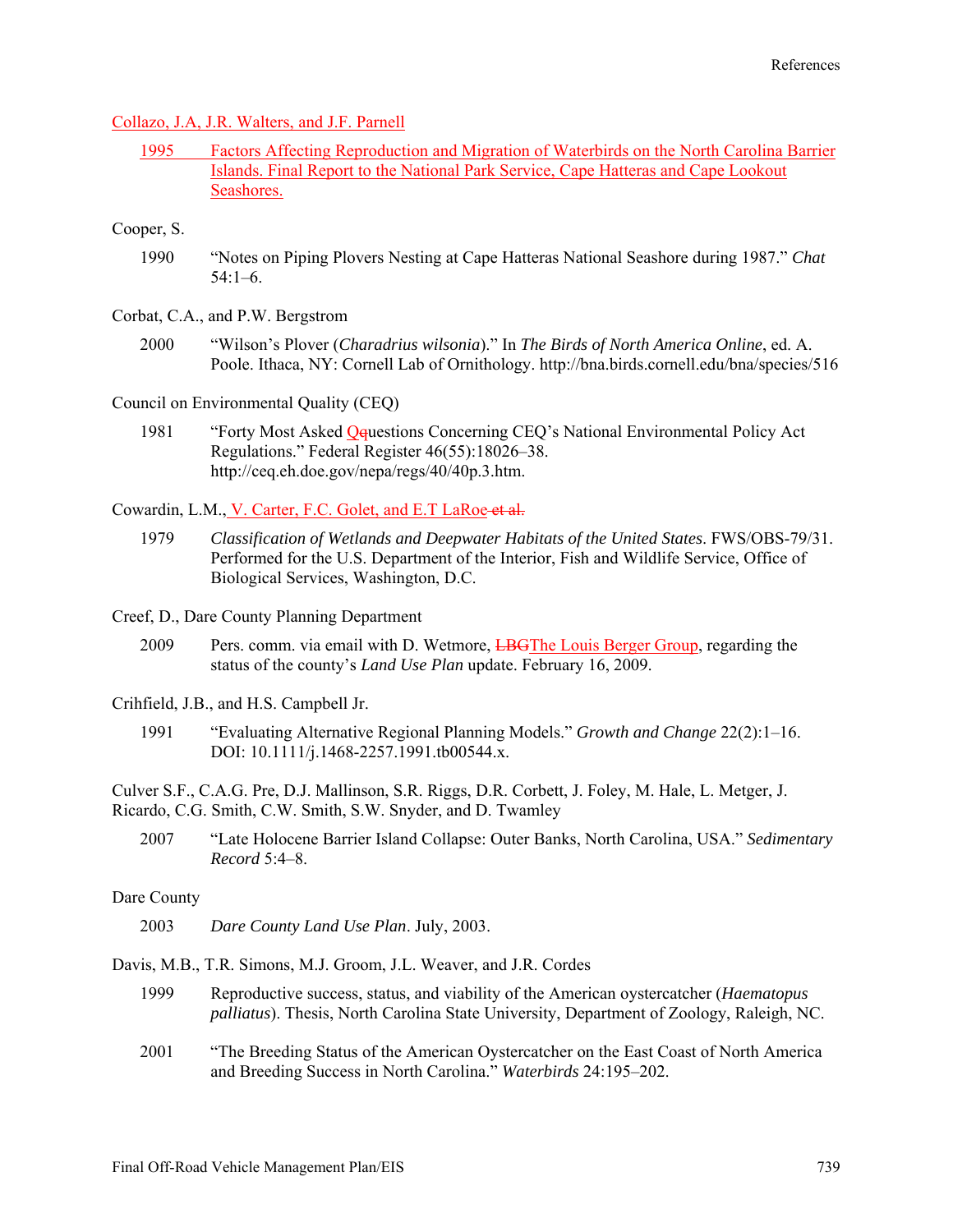Collazo, J.A, J.R. Walters, and J.F. Parnell

1995 Factors Affecting Reproduction and Migration of Waterbirds on the North Carolina Barrier Islands. Final Report to the National Park Service, Cape Hatteras and Cape Lookout Seashores.

Cooper, S.

1990 "Notes on Piping Plovers Nesting at Cape Hatteras National Seashore during 1987." *Chat* 54:1–6.

Corbat, C.A., and P.W. Bergstrom

2000 "Wilson's Plover (*Charadrius wilsonia*)." In *The Birds of North America Online*, ed. A. Poole. Ithaca, NY: Cornell Lab of Ornithology. http://bna.birds.cornell.edu/bna/species/516

Council on Environmental Quality (CEQ)

1981 "Forty Most Asked Qquestions Concerning CEQ's National Environmental Policy Act Regulations." Federal Register 46(55):18026–38. http://ceq.eh.doe.gov/nepa/regs/40/40p.3.htm.

Cowardin, L.M., V. Carter, F.C. Golet, and E.T LaRoe et al.

1979 *Classification of Wetlands and Deepwater Habitats of the United States*. FWS/OBS-79/31. Performed for the U.S. Department of the Interior, Fish and Wildlife Service, Office of Biological Services, Washington, D.C.

Creef, D., Dare County Planning Department

2009 Pers. comm. via email with D. Wetmore, LBGThe Louis Berger Group, regarding the status of the county's *Land Use Plan* update. February 16, 2009.

Crihfield, J.B., and H.S. Campbell Jr.

1991 "Evaluating Alternative Regional Planning Models." *Growth and Change* 22(2):1–16. DOI: 10.1111/j.1468-2257.1991.tb00544.x.

Culver S.F., C.A.G. Pre, D.J. Mallinson, S.R. Riggs, D.R. Corbett, J. Foley, M. Hale, L. Metger, J. Ricardo, C.G. Smith, C.W. Smith, S.W. Snyder, and D. Twamley

2007 "Late Holocene Barrier Island Collapse: Outer Banks, North Carolina, USA." *Sedimentary Record* 5:4–8.

Dare County

2003 *Dare County Land Use Plan*. July, 2003.

Davis, M.B., T.R. Simons, M.J. Groom, J.L. Weaver, and J.R. Cordes

1999 Reproductive success, status, and viability of the American oystercatcher (*Haematopus palliatus*). Thesis, North Carolina State University, Department of Zoology, Raleigh, NC.

2001 "The Breeding Status of the American Oystercatcher on the East Coast of North America and Breeding Success in North Carolina." *Waterbirds* 24:195–202.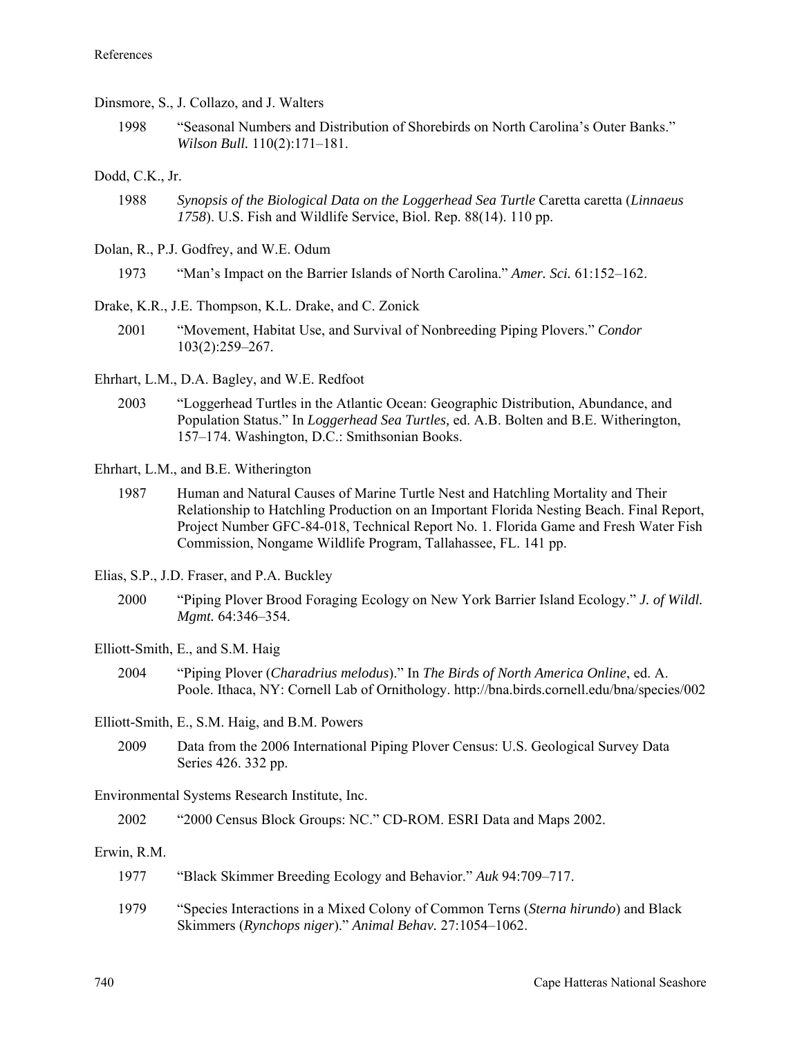Dinsmore, S., J. Collazo, and J. Walters

1998 "Seasonal Numbers and Distribution of Shorebirds on North Carolina's Outer Banks." *Wilson Bull.* 110(2):171–181.

Dodd, C.K., Jr.

1988 *Synopsis of the Biological Data on the Loggerhead Sea Turtle* Caretta caretta (*Linnaeus 1758*). U.S. Fish and Wildlife Service, Biol. Rep. 88(14). 110 pp.

Dolan, R., P.J. Godfrey, and W.E. Odum

1973 "Man's Impact on the Barrier Islands of North Carolina." *Amer. Sci.* 61:152–162.

Drake, K.R., J.E. Thompson, K.L. Drake, and C. Zonick

2001 "Movement, Habitat Use, and Survival of Nonbreeding Piping Plovers." *Condor* 103(2):259–267.

Ehrhart, L.M., D.A. Bagley, and W.E. Redfoot

2003 "Loggerhead Turtles in the Atlantic Ocean: Geographic Distribution, Abundance, and Population Status." In *Loggerhead Sea Turtles,* ed. A.B. Bolten and B.E. Witherington, 157–174. Washington, D.C.: Smithsonian Books.

Ehrhart, L.M., and B.E. Witherington

1987 Human and Natural Causes of Marine Turtle Nest and Hatchling Mortality and Their Relationship to Hatchling Production on an Important Florida Nesting Beach. Final Report, Project Number GFC-84-018, Technical Report No. 1. Florida Game and Fresh Water Fish Commission, Nongame Wildlife Program, Tallahassee, FL. 141 pp.

Elias, S.P., J.D. Fraser, and P.A. Buckley

2000 "Piping Plover Brood Foraging Ecology on New York Barrier Island Ecology." *J. of Wildl. Mgmt.* 64:346–354.

Elliott-Smith, E., and S.M. Haig

2004 "Piping Plover (*Charadrius melodus*)." In *The Birds of North America Online*, ed. A. Poole. Ithaca, NY: Cornell Lab of Ornithology. http://bna.birds.cornell.edu/bna/species/002

Elliott-Smith, E., S.M. Haig, and B.M. Powers

2009 Data from the 2006 International Piping Plover Census: U.S. Geological Survey Data Series 426. 332 pp.

Environmental Systems Research Institute, Inc.

2002 "2000 Census Block Groups: NC." CD-ROM. ESRI Data and Maps 2002.

Erwin, R.M.

1977 "Black Skimmer Breeding Ecology and Behavior." *Auk* 94:709–717.

1979 "Species Interactions in a Mixed Colony of Common Terns (*Sterna hirundo*) and Black Skimmers (*Rynchops niger*)." *Animal Behav.* 27:1054–1062.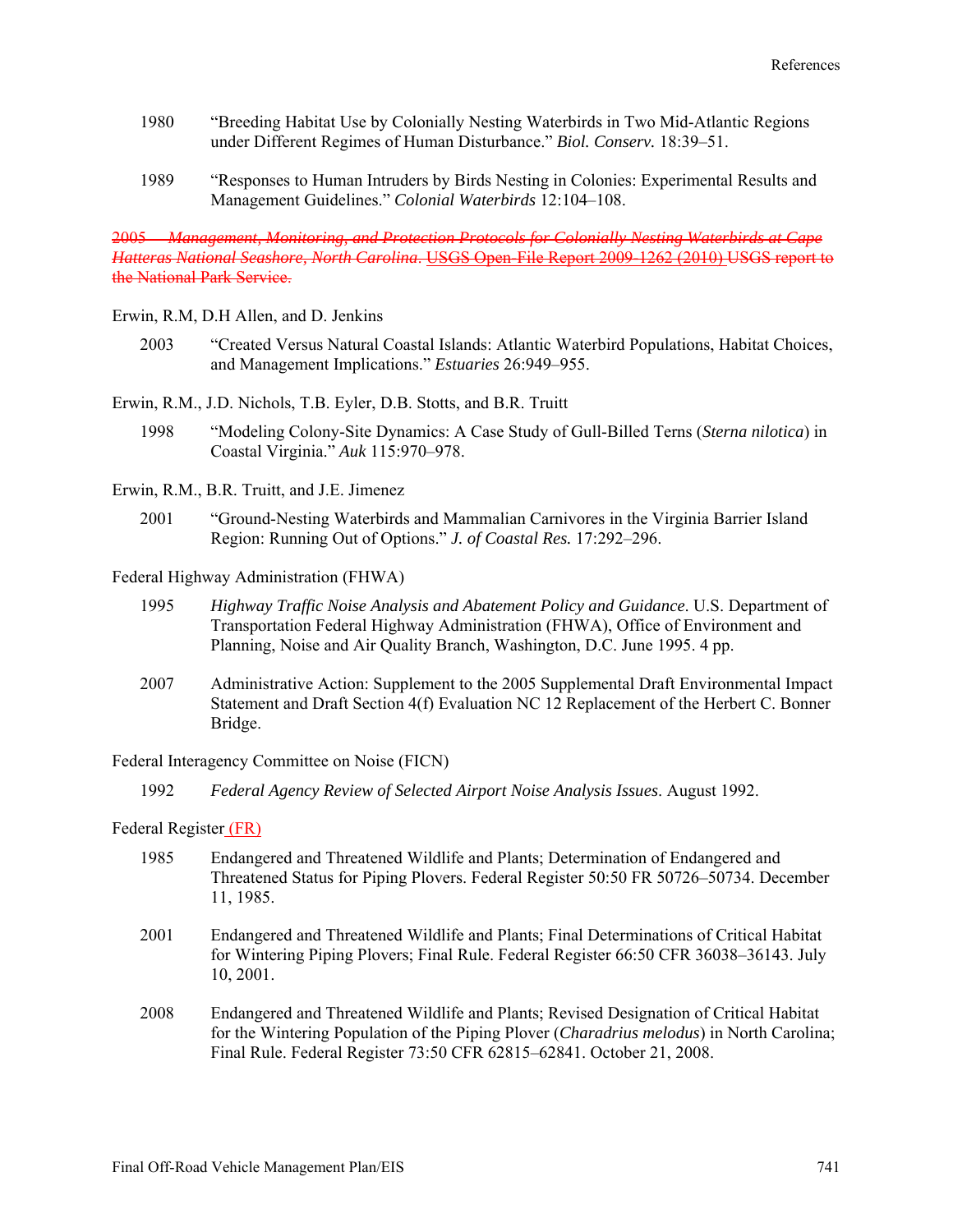1980 "Breeding Habitat Use by Colonially Nesting Waterbirds in Two Mid-Atlantic Regions under Different Regimes of Human Disturbance." *Biol. Conserv.* 18:39–51.

1989 "Responses to Human Intruders by Birds Nesting in Colonies: Experimental Results and Management Guidelines." *Colonial Waterbirds* 12:104–108.

~~2005 *Management, Monitoring, and Protection Protocols for Colonially Nesting Waterbirds at Cape Hatteras National Seashore, North Carolina*.~~ USGS Open-File Report 2009-1262 (2010) ~~USGS report to the National Park Service.~~

Erwin, R.M, D.H Allen, and D. Jenkins

2003 "Created Versus Natural Coastal Islands: Atlantic Waterbird Populations, Habitat Choices, and Management Implications." *Estuaries* 26:949–955.

Erwin, R.M., J.D. Nichols, T.B. Eyler, D.B. Stotts, and B.R. Truitt

1998 "Modeling Colony-Site Dynamics: A Case Study of Gull-Billed Terns (*Sterna nilotica*) in Coastal Virginia." *Auk* 115:970–978.

Erwin, R.M., B.R. Truitt, and J.E. Jimenez

2001 "Ground-Nesting Waterbirds and Mammalian Carnivores in the Virginia Barrier Island Region: Running Out of Options." *J. of Coastal Res.* 17:292–296.

Federal Highway Administration (FHWA)

1995 *Highway Traffic Noise Analysis and Abatement Policy and Guidance*. U.S. Department of Transportation Federal Highway Administration (FHWA), Office of Environment and Planning, Noise and Air Quality Branch, Washington, D.C. June 1995. 4 pp.

2007 Administrative Action: Supplement to the 2005 Supplemental Draft Environmental Impact Statement and Draft Section 4(f) Evaluation NC 12 Replacement of the Herbert C. Bonner Bridge.

Federal Interagency Committee on Noise (FICN)

1992 *Federal Agency Review of Selected Airport Noise Analysis Issues*. August 1992.

Federal Register (FR)

1985 Endangered and Threatened Wildlife and Plants; Determination of Endangered and Threatened Status for Piping Plovers. Federal Register 50:50 FR 50726–50734. December 11, 1985.

2001 Endangered and Threatened Wildlife and Plants; Final Determinations of Critical Habitat for Wintering Piping Plovers; Final Rule. Federal Register 66:50 CFR 36038–36143. July 10, 2001.

2008 Endangered and Threatened Wildlife and Plants; Revised Designation of Critical Habitat for the Wintering Population of the Piping Plover (*Charadrius melodus*) in North Carolina; Final Rule. Federal Register 73:50 CFR 62815–62841. October 21, 2008.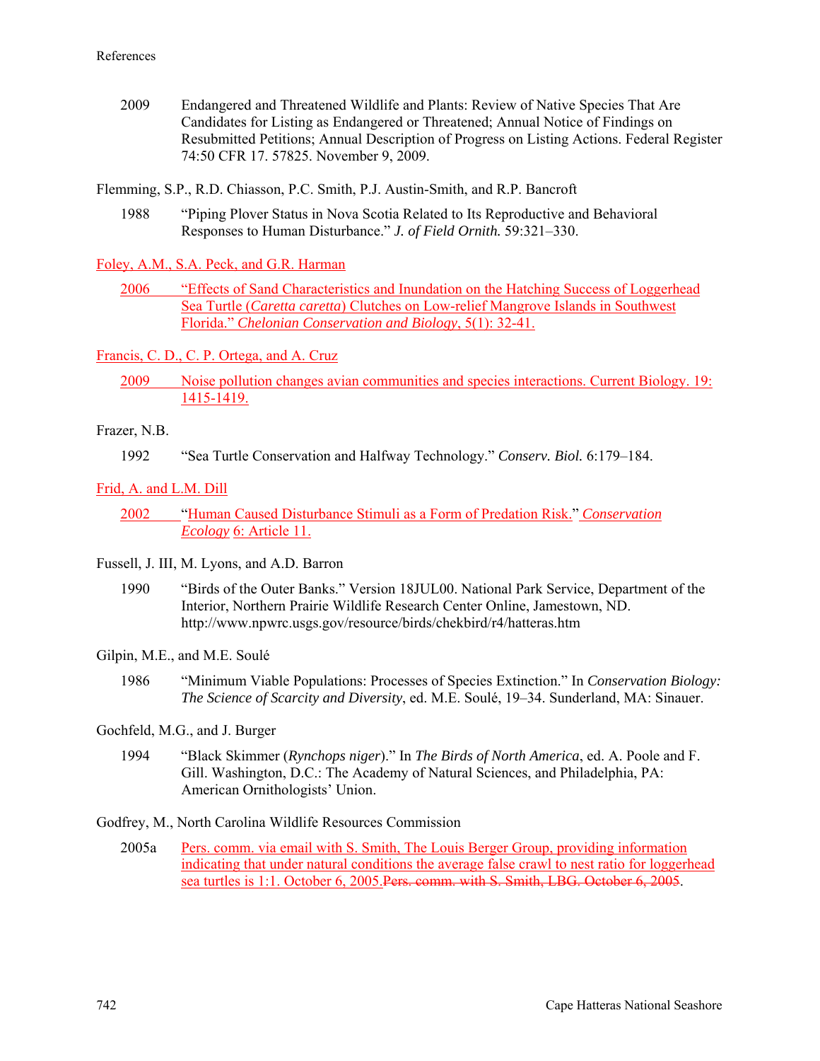2009 Endangered and Threatened Wildlife and Plants: Review of Native Species That Are Candidates for Listing as Endangered or Threatened; Annual Notice of Findings on Resubmitted Petitions; Annual Description of Progress on Listing Actions. Federal Register 74:50 CFR 17. 57825. November 9, 2009.

Flemming, S.P., R.D. Chiasson, P.C. Smith, P.J. Austin-Smith, and R.P. Bancroft

1988 "Piping Plover Status in Nova Scotia Related to Its Reproductive and Behavioral Responses to Human Disturbance." *J. of Field Ornith.* 59:321–330.

Foley, A.M., S.A. Peck, and G.R. Harman

2006 "Effects of Sand Characteristics and Inundation on the Hatching Success of Loggerhead Sea Turtle (*Caretta caretta*) Clutches on Low-relief Mangrove Islands in Southwest Florida." *Chelonian Conservation and Biology*, 5(1): 32-41.

Francis, C. D., C. P. Ortega, and A. Cruz

2009 Noise pollution changes avian communities and species interactions. Current Biology. 19: 1415-1419.

Frazer, N.B.

1992 "Sea Turtle Conservation and Halfway Technology." *Conserv. Biol.* 6:179–184.

Frid, A. and L.M. Dill

2002 "Human Caused Disturbance Stimuli as a Form of Predation Risk." *Conservation Ecology* 6: Article 11.

Fussell, J. III, M. Lyons, and A.D. Barron

1990 "Birds of the Outer Banks." Version 18JUL00. National Park Service, Department of the Interior, Northern Prairie Wildlife Research Center Online, Jamestown, ND. http://www.npwrc.usgs.gov/resource/birds/chekbird/r4/hatteras.htm

Gilpin, M.E., and M.E. Soulé

1986 "Minimum Viable Populations: Processes of Species Extinction." In *Conservation Biology: The Science of Scarcity and Diversity*, ed. M.E. Soulé, 19–34. Sunderland, MA: Sinauer.

Gochfeld, M.G., and J. Burger

1994 "Black Skimmer (*Rynchops niger*)." In *The Birds of North America*, ed. A. Poole and F. Gill. Washington, D.C.: The Academy of Natural Sciences, and Philadelphia, PA: American Ornithologists' Union.

Godfrey, M., North Carolina Wildlife Resources Commission

2005a Pers. comm. via email with S. Smith, The Louis Berger Group, providing information indicating that under natural conditions the average false crawl to nest ratio for loggerhead sea turtles is 1:1. October 6, 2005.~~Pers. comm. with S. Smith, LBG. October 6, 2005~~.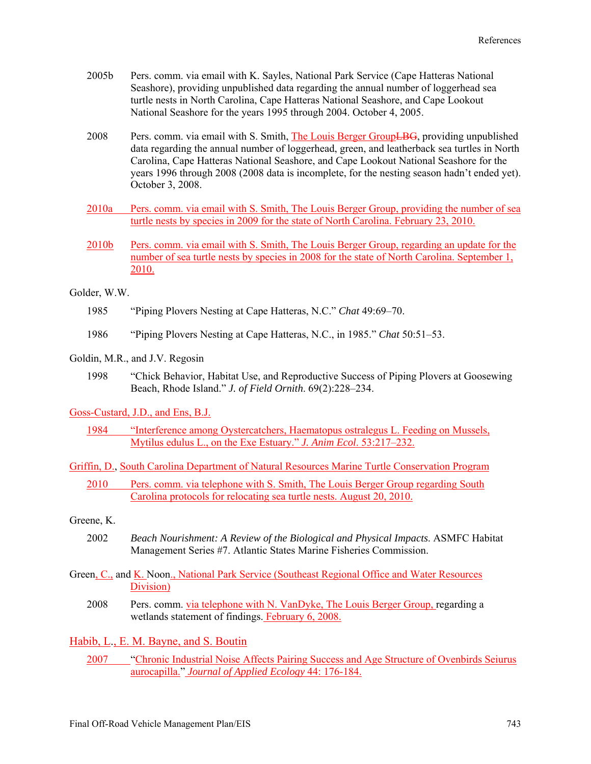2005b Pers. comm. via email with K. Sayles, National Park Service (Cape Hatteras National Seashore), providing unpublished data regarding the annual number of loggerhead sea turtle nests in North Carolina, Cape Hatteras National Seashore, and Cape Lookout National Seashore for the years 1995 through 2004. October 4, 2005.

2008 Pers. comm. via email with S. Smith, The Louis Berger GroupLBG, providing unpublished data regarding the annual number of loggerhead, green, and leatherback sea turtles in North Carolina, Cape Hatteras National Seashore, and Cape Lookout National Seashore for the years 1996 through 2008 (2008 data is incomplete, for the nesting season hadn't ended yet). October 3, 2008.

2010a Pers. comm. via email with S. Smith, The Louis Berger Group, providing the number of sea turtle nests by species in 2009 for the state of North Carolina. February 23, 2010.

2010b Pers. comm. via email with S. Smith, The Louis Berger Group, regarding an update for the number of sea turtle nests by species in 2008 for the state of North Carolina. September 1, 2010.

Golder, W.W.

1985 "Piping Plovers Nesting at Cape Hatteras, N.C." *Chat* 49:69–70.

1986 "Piping Plovers Nesting at Cape Hatteras, N.C., in 1985." *Chat* 50:51–53.

Goldin, M.R., and J.V. Regosin

1998 "Chick Behavior, Habitat Use, and Reproductive Success of Piping Plovers at Goosewing Beach, Rhode Island." *J. of Field Ornith*. 69(2):228–234.

Goss-Custard, J.D., and Ens, B.J.

1984 "Interference among Oystercatchers, Haematopus ostralegus L. Feeding on Mussels, Mytilus edulus L., on the Exe Estuary." *J. Anim Ecol*. 53:217–232.

Griffin, D., South Carolina Department of Natural Resources Marine Turtle Conservation Program

2010 Pers. comm. via telephone with S. Smith, The Louis Berger Group regarding South Carolina protocols for relocating sea turtle nests. August 20, 2010.

Greene, K.

2002 *Beach Nourishment: A Review of the Biological and Physical Impacts.* ASMFC Habitat Management Series #7. Atlantic States Marine Fisheries Commission.

Green, C., and K. Noon., National Park Service (Southeast Regional Office and Water Resources Division)

2008 Pers. comm. via telephone with N. VanDyke, The Louis Berger Group, regarding a wetlands statement of findings. February 6, 2008.

Habib, L., E. M. Bayne, and S. Boutin

2007 "Chronic Industrial Noise Affects Pairing Success and Age Structure of Ovenbirds Seiurus aurocapilla." *Journal of Applied Ecology* 44: 176-184.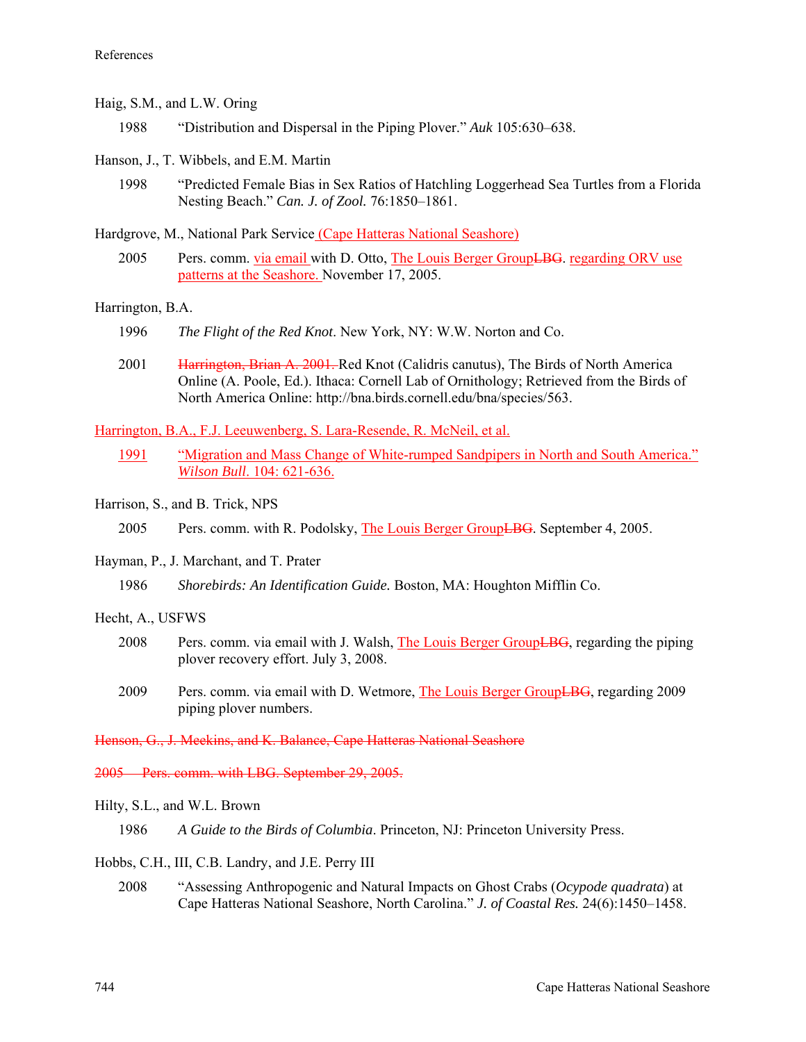Haig, S.M., and L.W. Oring

1988 "Distribution and Dispersal in the Piping Plover." *Auk* 105:630–638.

Hanson, J., T. Wibbels, and E.M. Martin

1998 "Predicted Female Bias in Sex Ratios of Hatchling Loggerhead Sea Turtles from a Florida Nesting Beach." *Can. J. of Zool.* 76:1850–1861.

Hardgrove, M., National Park Service (Cape Hatteras National Seashore)

2005 Pers. comm. via email with D. Otto, The Louis Berger Group~~LBG~~. regarding ORV use patterns at the Seashore. November 17, 2005.

Harrington, B.A.

1996 *The Flight of the Red Knot*. New York, NY: W.W. Norton and Co.

2001 ~~Harrington, Brian A. 2001.~~ Red Knot (Calidris canutus), The Birds of North America Online (A. Poole, Ed.). Ithaca: Cornell Lab of Ornithology; Retrieved from the Birds of North America Online: http://bna.birds.cornell.edu/bna/species/563.

Harrington, B.A., F.J. Leeuwenberg, S. Lara-Resende, R. McNeil, et al.

1991 "Migration and Mass Change of White-rumped Sandpipers in North and South America." *Wilson Bull.* 104: 621-636.

Harrison, S., and B. Trick, NPS

2005 Pers. comm. with R. Podolsky, The Louis Berger Group~~LBG~~. September 4, 2005.

Hayman, P., J. Marchant, and T. Prater

1986 *Shorebirds: An Identification Guide.* Boston, MA: Houghton Mifflin Co.

Hecht, A., USFWS

2008 Pers. comm. via email with J. Walsh, The Louis Berger Group~~LBG~~, regarding the piping plover recovery effort. July 3, 2008.

2009 Pers. comm. via email with D. Wetmore, The Louis Berger Group~~LBG~~, regarding 2009 piping plover numbers.

~~Henson, G., J. Meekins, and K. Balance, Cape Hatteras National Seashore~~

~~2005 Pers. comm. with LBG. September 29, 2005.~~

Hilty, S.L., and W.L. Brown

1986 *A Guide to the Birds of Columbia*. Princeton, NJ: Princeton University Press.

Hobbs, C.H., III, C.B. Landry, and J.E. Perry III

2008 "Assessing Anthropogenic and Natural Impacts on Ghost Crabs (*Ocypode quadrata*) at Cape Hatteras National Seashore, North Carolina." *J. of Coastal Res.* 24(6):1450–1458.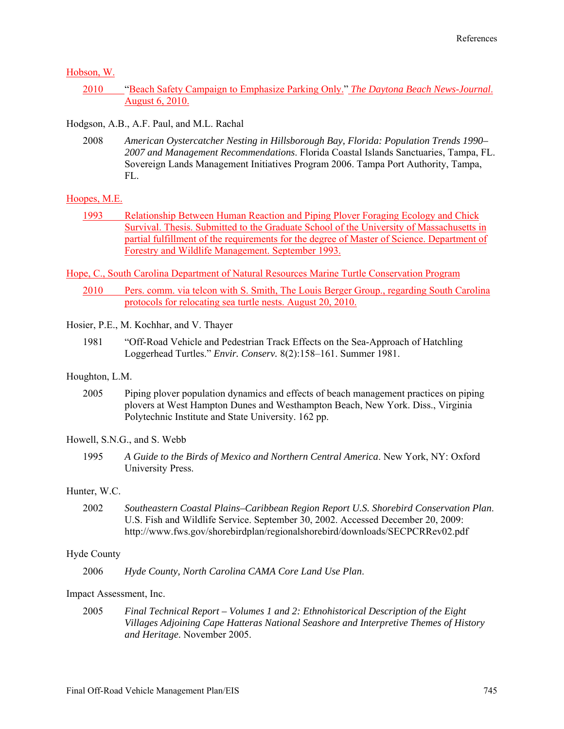Hobson, W.

2010 "Beach Safety Campaign to Emphasize Parking Only." *The Daytona Beach News-Journal*. August 6, 2010.

Hodgson, A.B., A.F. Paul, and M.L. Rachal

2008 *American Oystercatcher Nesting in Hillsborough Bay, Florida: Population Trends 1990–2007 and Management Recommendations*. Florida Coastal Islands Sanctuaries, Tampa, FL. Sovereign Lands Management Initiatives Program 2006. Tampa Port Authority, Tampa, FL.

Hoopes, M.E.

1993 Relationship Between Human Reaction and Piping Plover Foraging Ecology and Chick Survival. Thesis. Submitted to the Graduate School of the University of Massachusetts in partial fulfillment of the requirements for the degree of Master of Science. Department of Forestry and Wildlife Management. September 1993.

Hope, C., South Carolina Department of Natural Resources Marine Turtle Conservation Program

2010 Pers. comm. via telcon with S. Smith, The Louis Berger Group., regarding South Carolina protocols for relocating sea turtle nests. August 20, 2010.

Hosier, P.E., M. Kochhar, and V. Thayer

1981 "Off-Road Vehicle and Pedestrian Track Effects on the Sea-Approach of Hatchling Loggerhead Turtles." *Envir. Conserv.* 8(2):158–161. Summer 1981.

Houghton, L.M.

2005 Piping plover population dynamics and effects of beach management practices on piping plovers at West Hampton Dunes and Westhampton Beach, New York. Diss., Virginia Polytechnic Institute and State University. 162 pp.

Howell, S.N.G., and S. Webb

1995 *A Guide to the Birds of Mexico and Northern Central America*. New York, NY: Oxford University Press.

Hunter, W.C.

2002 *Southeastern Coastal Plains–Caribbean Region Report U.S. Shorebird Conservation Plan*. U.S. Fish and Wildlife Service. September 30, 2002. Accessed December 20, 2009: http://www.fws.gov/shorebirdplan/regionalshorebird/downloads/SECPCRRev02.pdf

Hyde County

2006 *Hyde County, North Carolina CAMA Core Land Use Plan*.

Impact Assessment, Inc.

2005 *Final Technical Report – Volumes 1 and 2: Ethnohistorical Description of the Eight Villages Adjoining Cape Hatteras National Seashore and Interpretive Themes of History and Heritage*. November 2005.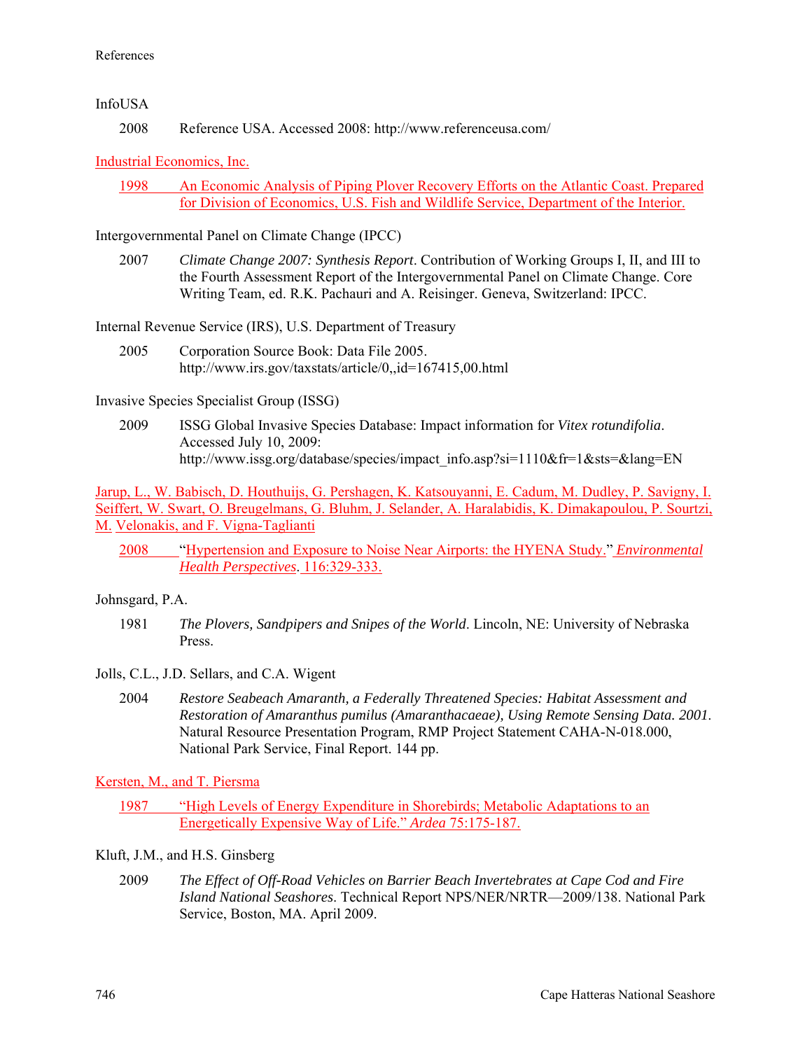InfoUSA

2008 Reference USA. Accessed 2008: http://www.referenceusa.com/

Industrial Economics, Inc.

1998 An Economic Analysis of Piping Plover Recovery Efforts on the Atlantic Coast. Prepared for Division of Economics, U.S. Fish and Wildlife Service, Department of the Interior.

Intergovernmental Panel on Climate Change (IPCC)

2007 *Climate Change 2007: Synthesis Report*. Contribution of Working Groups I, II, and III to the Fourth Assessment Report of the Intergovernmental Panel on Climate Change. Core Writing Team, ed. R.K. Pachauri and A. Reisinger. Geneva, Switzerland: IPCC.

Internal Revenue Service (IRS), U.S. Department of Treasury

2005 Corporation Source Book: Data File 2005. http://www.irs.gov/taxstats/article/0,,id=167415,00.html

Invasive Species Specialist Group (ISSG)

2009 ISSG Global Invasive Species Database: Impact information for *Vitex rotundifolia*. Accessed July 10, 2009: http://www.issg.org/database/species/impact_info.asp?si=1110&fr=1&sts=&lang=EN

Jarup, L., W. Babisch, D. Houthuijs, G. Pershagen, K. Katsouyanni, E. Cadum, M. Dudley, P. Savigny, I. Seiffert, W. Swart, O. Breugelmans, G. Bluhm, J. Selander, A. Haralabidis, K. Dimakapoulou, P. Sourtzi, M. Velonakis, and F. Vigna-Taglianti

2008 "Hypertension and Exposure to Noise Near Airports: the HYENA Study." *Environmental Health Perspectives*. 116:329-333.

Johnsgard, P.A.

1981 *The Plovers, Sandpipers and Snipes of the World*. Lincoln, NE: University of Nebraska Press.

Jolls, C.L., J.D. Sellars, and C.A. Wigent

2004 *Restore Seabeach Amaranth, a Federally Threatened Species: Habitat Assessment and Restoration of Amaranthus pumilus (Amaranthacaeae), Using Remote Sensing Data. 2001.* Natural Resource Presentation Program, RMP Project Statement CAHA-N-018.000, National Park Service, Final Report. 144 pp.

Kersten, M., and T. Piersma

1987 "High Levels of Energy Expenditure in Shorebirds; Metabolic Adaptations to an Energetically Expensive Way of Life." *Ardea* 75:175-187.

Kluft, J.M., and H.S. Ginsberg

2009 *The Effect of Off-Road Vehicles on Barrier Beach Invertebrates at Cape Cod and Fire Island National Seashores*. Technical Report NPS/NER/NRTR—2009/138. National Park Service, Boston, MA. April 2009.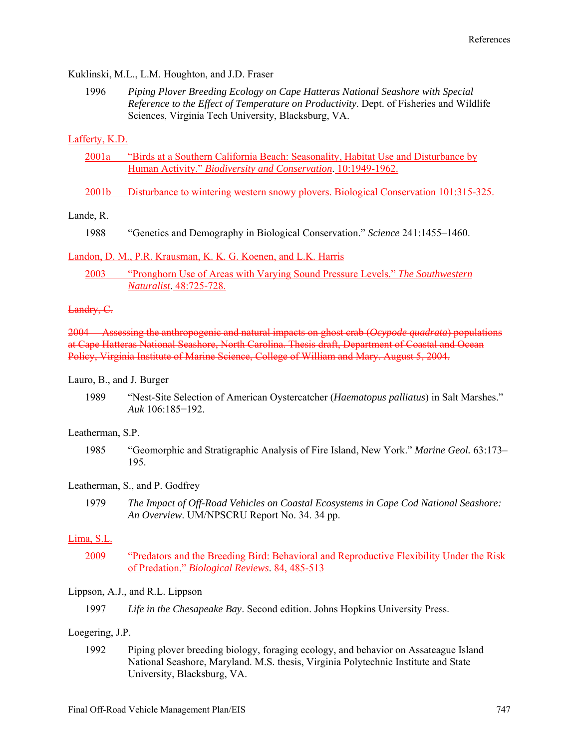Kuklinski, M.L., L.M. Houghton, and J.D. Fraser

1996 *Piping Plover Breeding Ecology on Cape Hatteras National Seashore with Special Reference to the Effect of Temperature on Productivity*. Dept. of Fisheries and Wildlife Sciences, Virginia Tech University, Blacksburg, VA.

<u>Lafferty, K.D.</u>

<u>2001a “Birds at a Southern California Beach: Seasonality, Habitat Use and Disturbance by Human Activity.” *Biodiversity and Conservation*. 10:1949-1962.</u>

<u>2001b Disturbance to wintering western snowy plovers. Biological Conservation 101:315-325.</u>

Lande, R.

1988 “Genetics and Demography in Biological Conservation.” *Science* 241:1455–1460.

<u>Landon, D. M., P.R. Krausman, K. K. G. Koenen, and L.K. Harris</u>

<u>2003 “Pronghorn Use of Areas with Varying Sound Pressure Levels.” *The Southwestern Naturalist*. 48:725-728.</u>

~~Landry, C.~~

~~2004 Assessing the anthropogenic and natural impacts on ghost crab (*Ocypode quadrata*) populations at Cape Hatteras National Seashore, North Carolina. Thesis draft, Department of Coastal and Ocean Policy, Virginia Institute of Marine Science, College of William and Mary. August 5, 2004.~~

Lauro, B., and J. Burger

1989 “Nest-Site Selection of American Oystercatcher (*Haematopus palliatus*) in Salt Marshes.” *Auk* 106:185−192.

Leatherman, S.P.

1985 “Geomorphic and Stratigraphic Analysis of Fire Island, New York.” *Marine Geol.* 63:173–195.

Leatherman, S., and P. Godfrey

1979 *The Impact of Off-Road Vehicles on Coastal Ecosystems in Cape Cod National Seashore: An Overview*. UM/NPSCRU Report No. 34. 34 pp.

<u>Lima, S.L.</u>

<u>2009 “Predators and the Breeding Bird: Behavioral and Reproductive Flexibility Under the Risk of Predation.” *Biological Reviews*. 84, 485-513</u>

Lippson, A.J., and R.L. Lippson

1997 *Life in the Chesapeake Bay*. Second edition. Johns Hopkins University Press.

Loegering, J.P.

1992 Piping plover breeding biology, foraging ecology, and behavior on Assateague Island National Seashore, Maryland. M.S. thesis, Virginia Polytechnic Institute and State University, Blacksburg, VA.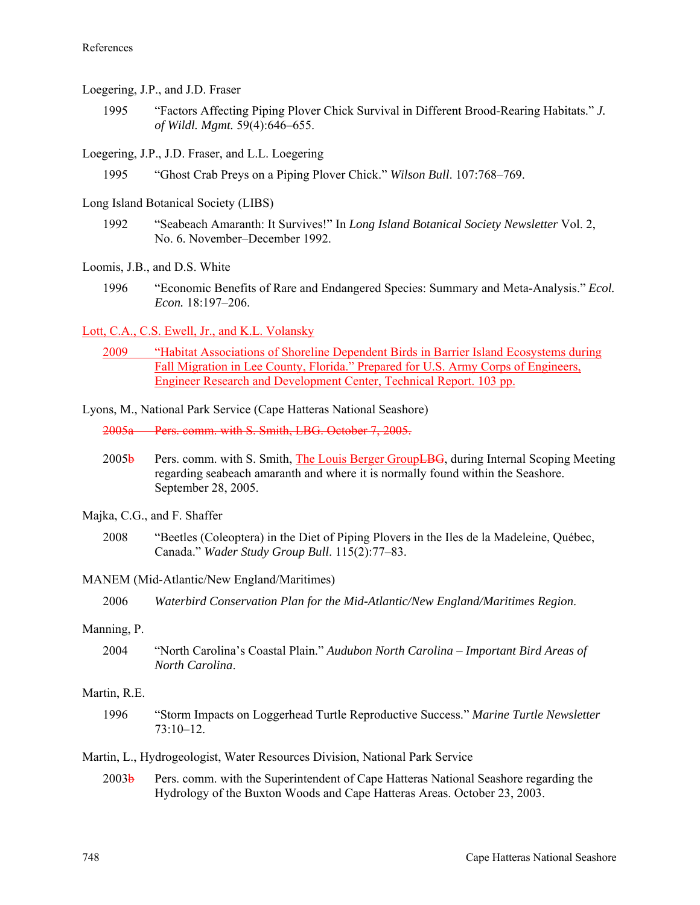Loegering, J.P., and J.D. Fraser

1995 "Factors Affecting Piping Plover Chick Survival in Different Brood-Rearing Habitats." *J. of Wildl. Mgmt.* 59(4):646–655.

Loegering, J.P., J.D. Fraser, and L.L. Loegering

1995 "Ghost Crab Preys on a Piping Plover Chick." *Wilson Bull.* 107:768–769.

Long Island Botanical Society (LIBS)

1992 "Seabeach Amaranth: It Survives!" In *Long Island Botanical Society Newsletter* Vol. 2, No. 6. November–December 1992.

Loomis, J.B., and D.S. White

1996 "Economic Benefits of Rare and Endangered Species: Summary and Meta-Analysis." *Ecol. Econ.* 18:197–206.

Lott, C.A., C.S. Ewell, Jr., and K.L. Volansky

2009 "Habitat Associations of Shoreline Dependent Birds in Barrier Island Ecosystems during Fall Migration in Lee County, Florida." Prepared for U.S. Army Corps of Engineers, Engineer Research and Development Center, Technical Report. 103 pp.

Lyons, M., National Park Service (Cape Hatteras National Seashore)

~~2005a Pers. comm. with S. Smith, LBG. October 7, 2005.~~

2005~~b~~ Pers. comm. with S. Smith, The Louis Berger Group~~LBG~~, during Internal Scoping Meeting regarding seabeach amaranth and where it is normally found within the Seashore. September 28, 2005.

Majka, C.G., and F. Shaffer

2008 "Beetles (Coleoptera) in the Diet of Piping Plovers in the Iles de la Madeleine, Québec, Canada." *Wader Study Group Bull.* 115(2):77–83.

MANEM (Mid-Atlantic/New England/Maritimes)

2006 *Waterbird Conservation Plan for the Mid-Atlantic/New England/Maritimes Region.*

Manning, P.

2004 "North Carolina's Coastal Plain." *Audubon North Carolina – Important Bird Areas of North Carolina.*

Martin, R.E.

1996 "Storm Impacts on Loggerhead Turtle Reproductive Success." *Marine Turtle Newsletter* 73:10–12.

Martin, L., Hydrogeologist, Water Resources Division, National Park Service

2003~~b~~ Pers. comm. with the Superintendent of Cape Hatteras National Seashore regarding the Hydrology of the Buxton Woods and Cape Hatteras Areas. October 23, 2003.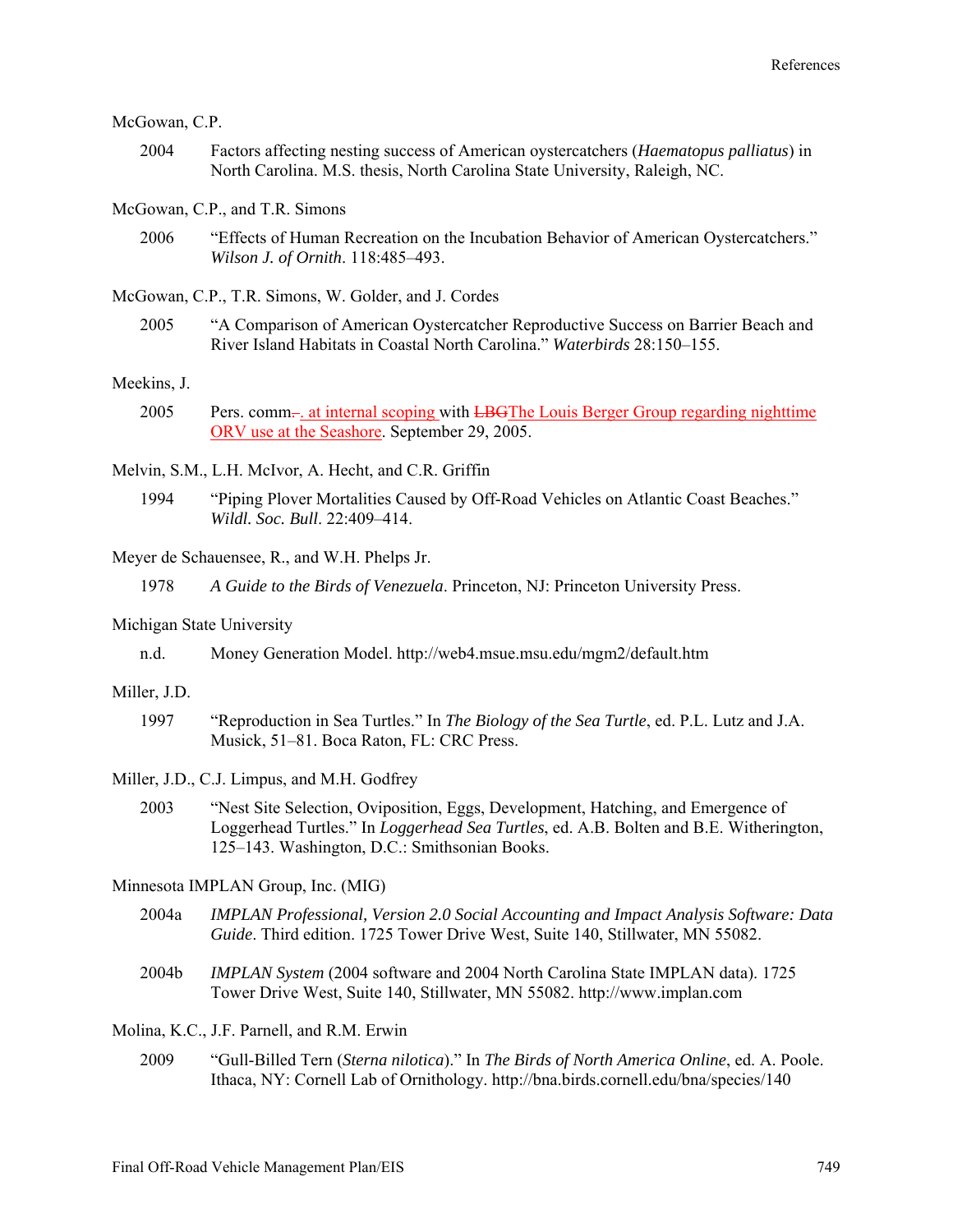McGowan, C.P.

2004 Factors affecting nesting success of American oystercatchers (*Haematopus palliatus*) in North Carolina. M.S. thesis, North Carolina State University, Raleigh, NC.

McGowan, C.P., and T.R. Simons

2006 "Effects of Human Recreation on the Incubation Behavior of American Oystercatchers." *Wilson J. of Ornith*. 118:485–493.

McGowan, C.P., T.R. Simons, W. Golder, and J. Cordes

2005 "A Comparison of American Oystercatcher Reproductive Success on Barrier Beach and River Island Habitats in Coastal North Carolina." *Waterbirds* 28:150–155.

Meekins, J.

2005 Pers. comm~~.~~. at internal scoping with ~~LBG~~The Louis Berger Group regarding nighttime ORV use at the Seashore. September 29, 2005.

Melvin, S.M., L.H. McIvor, A. Hecht, and C.R. Griffin

1994 "Piping Plover Mortalities Caused by Off-Road Vehicles on Atlantic Coast Beaches." *Wildl. Soc. Bull*. 22:409–414.

Meyer de Schauensee, R., and W.H. Phelps Jr.

1978 *A Guide to the Birds of Venezuela*. Princeton, NJ: Princeton University Press.

Michigan State University

n.d. Money Generation Model. http://web4.msue.msu.edu/mgm2/default.htm

Miller, J.D.

1997 "Reproduction in Sea Turtles." In *The Biology of the Sea Turtle*, ed. P.L. Lutz and J.A. Musick, 51–81. Boca Raton, FL: CRC Press.

Miller, J.D., C.J. Limpus, and M.H. Godfrey

2003 "Nest Site Selection, Oviposition, Eggs, Development, Hatching, and Emergence of Loggerhead Turtles." In *Loggerhead Sea Turtles*, ed. A.B. Bolten and B.E. Witherington, 125–143. Washington, D.C.: Smithsonian Books.

Minnesota IMPLAN Group, Inc. (MIG)

2004a *IMPLAN Professional, Version 2.0 Social Accounting and Impact Analysis Software: Data Guide*. Third edition. 1725 Tower Drive West, Suite 140, Stillwater, MN 55082.

2004b *IMPLAN System* (2004 software and 2004 North Carolina State IMPLAN data). 1725 Tower Drive West, Suite 140, Stillwater, MN 55082. http://www.implan.com

Molina, K.C., J.F. Parnell, and R.M. Erwin

2009 "Gull-Billed Tern (*Sterna nilotica*)." In *The Birds of North America Online*, ed. A. Poole. Ithaca, NY: Cornell Lab of Ornithology. http://bna.birds.cornell.edu/bna/species/140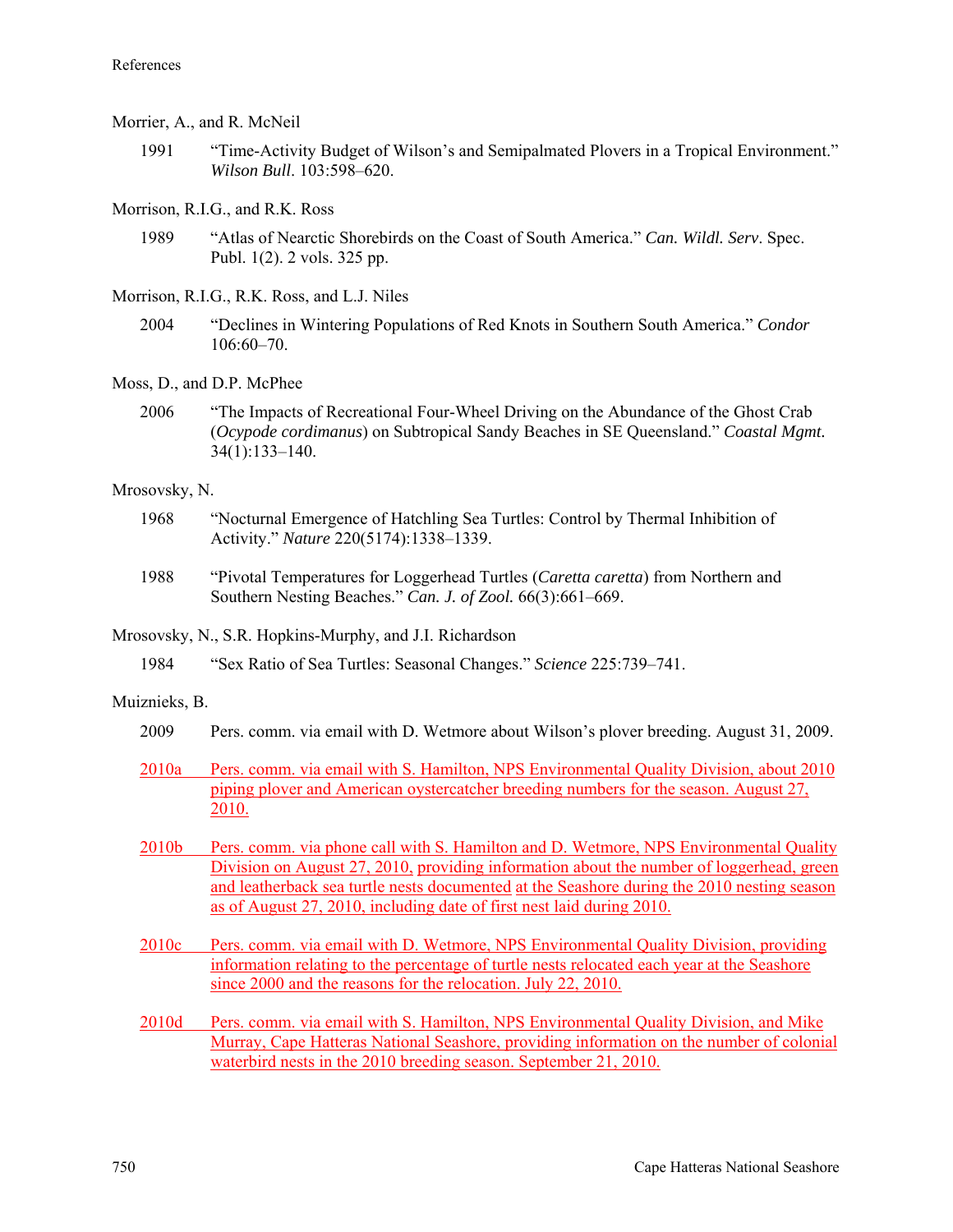Morrier, A., and R. McNeil

1991 “Time-Activity Budget of Wilson’s and Semipalmated Plovers in a Tropical Environment.” *Wilson Bull*. 103:598–620.

Morrison, R.I.G., and R.K. Ross

1989 “Atlas of Nearctic Shorebirds on the Coast of South America.” *Can. Wildl. Serv*. Spec. Publ. 1(2). 2 vols. 325 pp.

Morrison, R.I.G., R.K. Ross, and L.J. Niles

2004 “Declines in Wintering Populations of Red Knots in Southern South America.” *Condor* 106:60–70.

Moss, D., and D.P. McPhee

2006 “The Impacts of Recreational Four-Wheel Driving on the Abundance of the Ghost Crab (*Ocypode cordimanus*) on Subtropical Sandy Beaches in SE Queensland.” *Coastal Mgmt.* 34(1):133–140.

Mrosovsky, N.

1968 “Nocturnal Emergence of Hatchling Sea Turtles: Control by Thermal Inhibition of Activity.” *Nature* 220(5174):1338–1339.

1988 “Pivotal Temperatures for Loggerhead Turtles (*Caretta caretta*) from Northern and Southern Nesting Beaches.” *Can. J. of Zool.* 66(3):661–669.

Mrosovsky, N., S.R. Hopkins-Murphy, and J.I. Richardson

1984 “Sex Ratio of Sea Turtles: Seasonal Changes.” *Science* 225:739–741.

Muiznieks, B.

2009 Pers. comm. via email with D. Wetmore about Wilson’s plover breeding. August 31, 2009.

2010a Pers. comm. via email with S. Hamilton, NPS Environmental Quality Division, about 2010 piping plover and American oystercatcher breeding numbers for the season. August 27, 2010.

2010b Pers. comm. via phone call with S. Hamilton and D. Wetmore, NPS Environmental Quality Division on August 27, 2010, providing information about the number of loggerhead, green and leatherback sea turtle nests documented at the Seashore during the 2010 nesting season as of August 27, 2010, including date of first nest laid during 2010.

2010c Pers. comm. via email with D. Wetmore, NPS Environmental Quality Division, providing information relating to the percentage of turtle nests relocated each year at the Seashore since 2000 and the reasons for the relocation. July 22, 2010.

2010d Pers. comm. via email with S. Hamilton, NPS Environmental Quality Division, and Mike Murray, Cape Hatteras National Seashore, providing information on the number of colonial waterbird nests in the 2010 breeding season. September 21, 2010.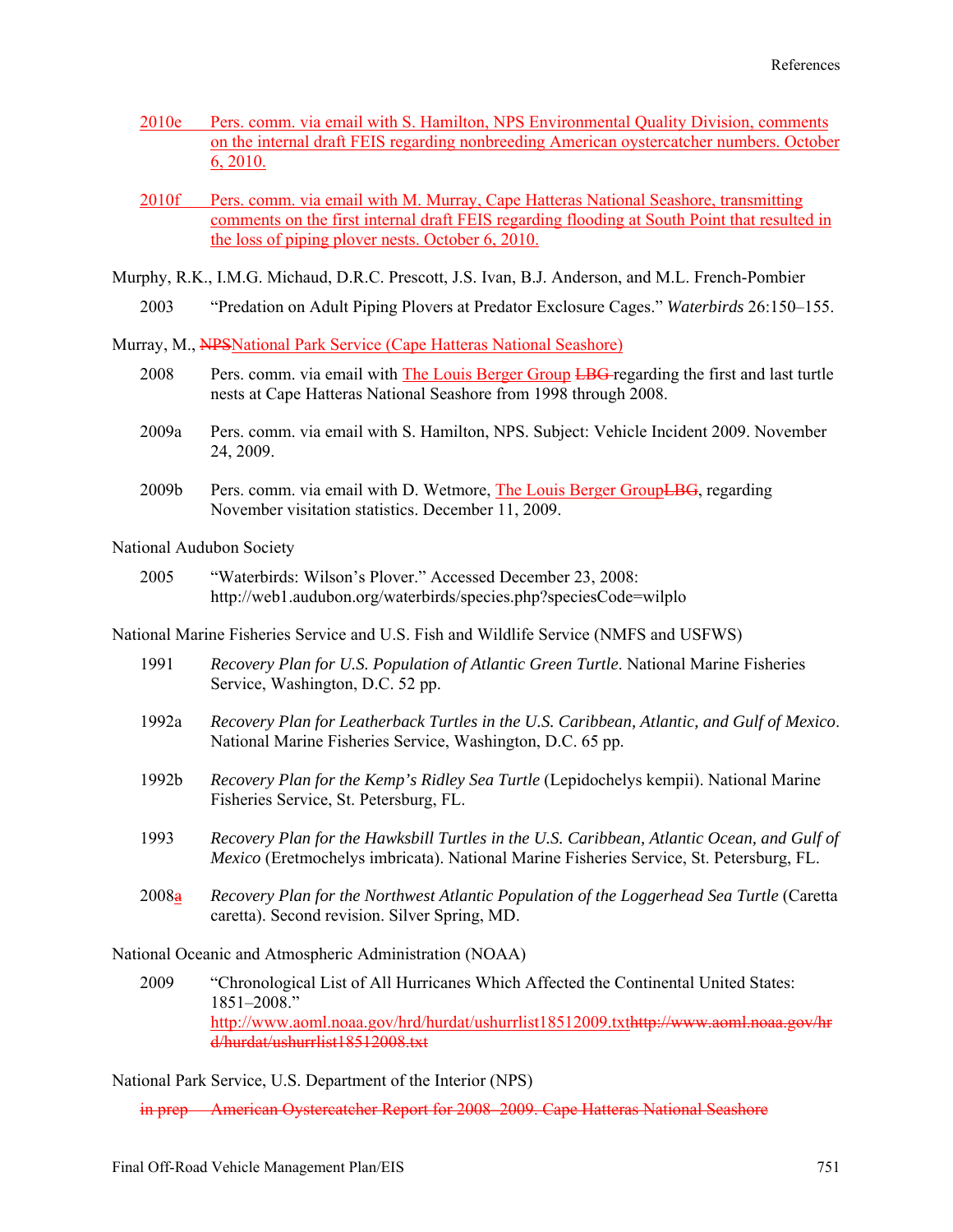2010e Pers. comm. via email with S. Hamilton, NPS Environmental Quality Division, comments on the internal draft FEIS regarding nonbreeding American oystercatcher numbers. October 6, 2010.

2010f Pers. comm. via email with M. Murray, Cape Hatteras National Seashore, transmitting comments on the first internal draft FEIS regarding flooding at South Point that resulted in the loss of piping plover nests. October 6, 2010.

Murphy, R.K., I.M.G. Michaud, D.R.C. Prescott, J.S. Ivan, B.J. Anderson, and M.L. French-Pombier

2003 "Predation on Adult Piping Plovers at Predator Exclosure Cages." *Waterbirds* 26:150–155.

Murray, M., ~~NPS~~National Park Service (Cape Hatteras National Seashore)

2008 Pers. comm. via email with The Louis Berger Group ~~LBG~~ regarding the first and last turtle nests at Cape Hatteras National Seashore from 1998 through 2008.

2009a Pers. comm. via email with S. Hamilton, NPS. Subject: Vehicle Incident 2009. November 24, 2009.

2009b Pers. comm. via email with D. Wetmore, The Louis Berger Group~~LBG~~, regarding November visitation statistics. December 11, 2009.

National Audubon Society

2005 "Waterbirds: Wilson's Plover." Accessed December 23, 2008: http://web1.audubon.org/waterbirds/species.php?speciesCode=wilplo

National Marine Fisheries Service and U.S. Fish and Wildlife Service (NMFS and USFWS)

1991 *Recovery Plan for U.S. Population of Atlantic Green Turtle*. National Marine Fisheries Service, Washington, D.C. 52 pp.

1992a *Recovery Plan for Leatherback Turtles in the U.S. Caribbean, Atlantic, and Gulf of Mexico*. National Marine Fisheries Service, Washington, D.C. 65 pp.

1992b *Recovery Plan for the Kemp's Ridley Sea Turtle* (Lepidochelys kempii). National Marine Fisheries Service, St. Petersburg, FL.

1993 *Recovery Plan for the Hawksbill Turtles in the U.S. Caribbean, Atlantic Ocean, and Gulf of Mexico* (Eretmochelys imbricata). National Marine Fisheries Service, St. Petersburg, FL.

2008~~a~~ *Recovery Plan for the Northwest Atlantic Population of the Loggerhead Sea Turtle* (Caretta caretta). Second revision. Silver Spring, MD.

National Oceanic and Atmospheric Administration (NOAA)

2009 "Chronological List of All Hurricanes Which Affected the Continental United States: 1851–2008." http://www.aoml.noaa.gov/hrd/hurdat/ushurrlist18512009.txt~~http://www.aoml.noaa.gov/hrd/hurdat/ushurrlist18512008.txt~~

National Park Service, U.S. Department of the Interior (NPS)

~~in prep American Oystercatcher Report for 2008–2009. Cape Hatteras National Seashore~~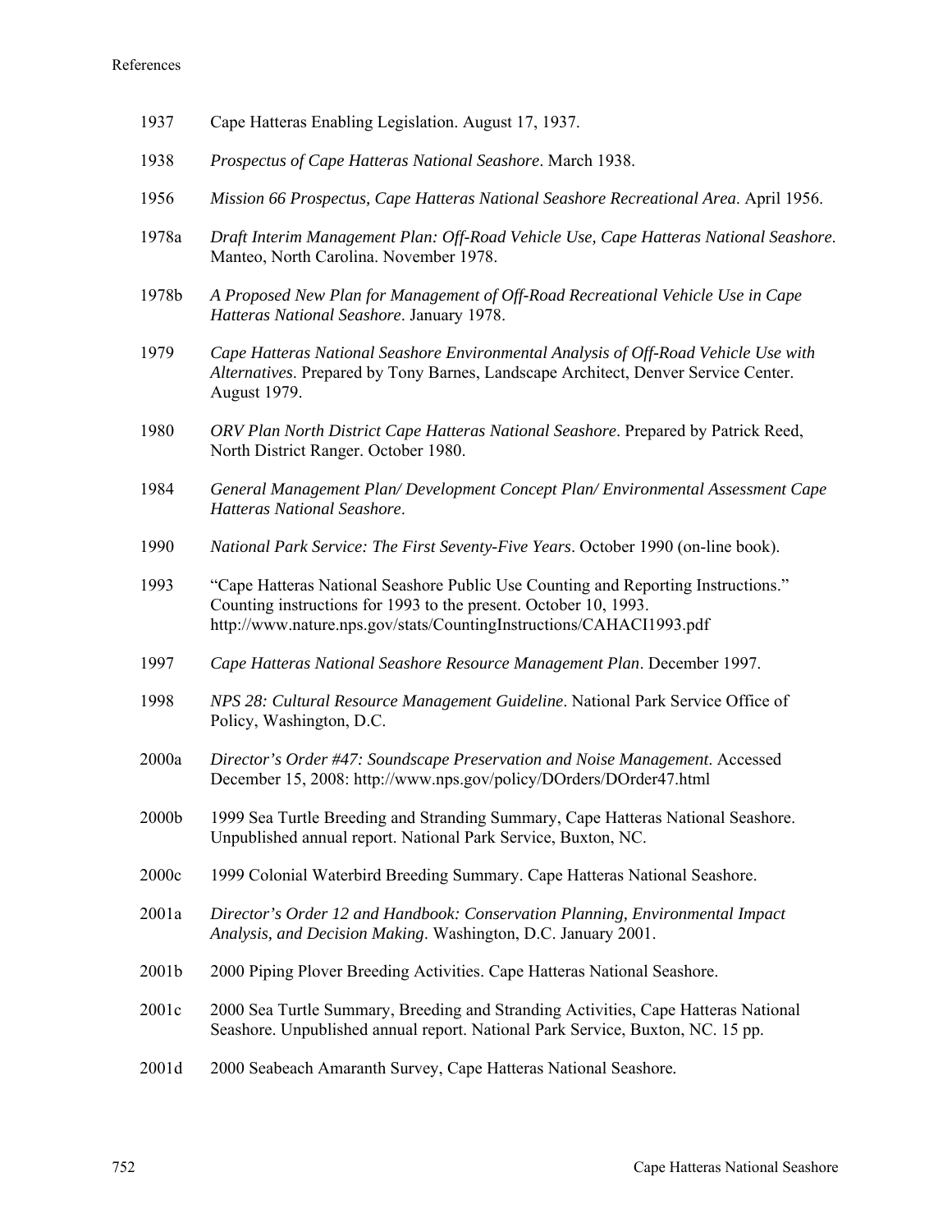1937 Cape Hatteras Enabling Legislation. August 17, 1937.

1938 *Prospectus of Cape Hatteras National Seashore*. March 1938.

1956 *Mission 66 Prospectus, Cape Hatteras National Seashore Recreational Area*. April 1956.

1978a *Draft Interim Management Plan: Off-Road Vehicle Use, Cape Hatteras National Seashore*. Manteo, North Carolina. November 1978.

1978b *A Proposed New Plan for Management of Off-Road Recreational Vehicle Use in Cape Hatteras National Seashore*. January 1978.

1979 *Cape Hatteras National Seashore Environmental Analysis of Off-Road Vehicle Use with Alternatives*. Prepared by Tony Barnes, Landscape Architect, Denver Service Center. August 1979.

1980 *ORV Plan North District Cape Hatteras National Seashore*. Prepared by Patrick Reed, North District Ranger. October 1980.

1984 *General Management Plan/ Development Concept Plan/ Environmental Assessment Cape Hatteras National Seashore*.

1990 *National Park Service: The First Seventy-Five Years*. October 1990 (on-line book).

1993 "Cape Hatteras National Seashore Public Use Counting and Reporting Instructions." Counting instructions for 1993 to the present. October 10, 1993. http://www.nature.nps.gov/stats/CountingInstructions/CAHACI1993.pdf

1997 *Cape Hatteras National Seashore Resource Management Plan*. December 1997.

1998 *NPS 28: Cultural Resource Management Guideline*. National Park Service Office of Policy, Washington, D.C.

2000a *Director's Order #47: Soundscape Preservation and Noise Management*. Accessed December 15, 2008: http://www.nps.gov/policy/DOrders/DOrder47.html

2000b 1999 Sea Turtle Breeding and Stranding Summary, Cape Hatteras National Seashore. Unpublished annual report. National Park Service, Buxton, NC.

2000c 1999 Colonial Waterbird Breeding Summary. Cape Hatteras National Seashore.

2001a *Director's Order 12 and Handbook: Conservation Planning, Environmental Impact Analysis, and Decision Making*. Washington, D.C. January 2001.

2001b 2000 Piping Plover Breeding Activities. Cape Hatteras National Seashore.

2001c 2000 Sea Turtle Summary, Breeding and Stranding Activities, Cape Hatteras National Seashore. Unpublished annual report. National Park Service, Buxton, NC. 15 pp.

2001d 2000 Seabeach Amaranth Survey, Cape Hatteras National Seashore.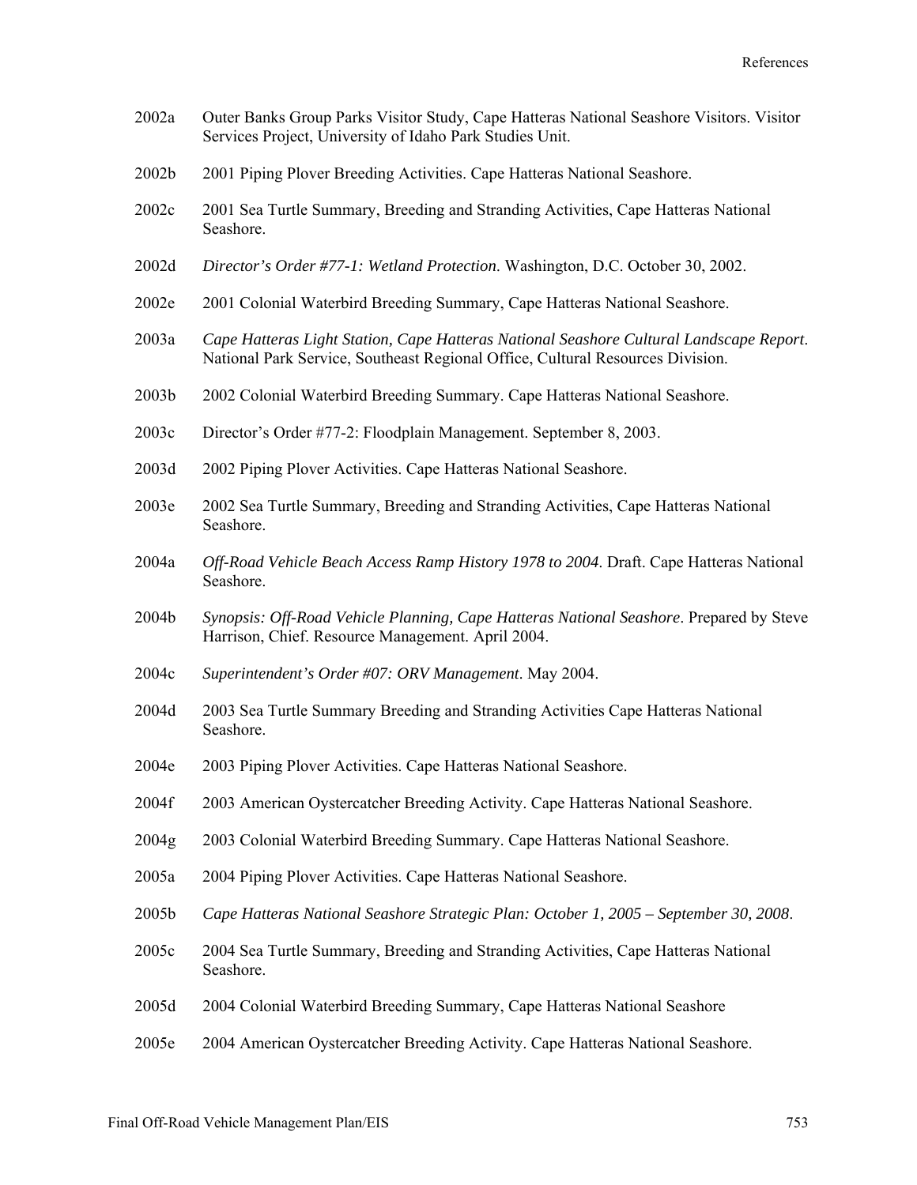2002a Outer Banks Group Parks Visitor Study, Cape Hatteras National Seashore Visitors. Visitor Services Project, University of Idaho Park Studies Unit.

2002b 2001 Piping Plover Breeding Activities. Cape Hatteras National Seashore.

2002c 2001 Sea Turtle Summary, Breeding and Stranding Activities, Cape Hatteras National Seashore.

2002d *Director's Order #77-1: Wetland Protection*. Washington, D.C. October 30, 2002.

2002e 2001 Colonial Waterbird Breeding Summary, Cape Hatteras National Seashore.

2003a *Cape Hatteras Light Station, Cape Hatteras National Seashore Cultural Landscape Report*. National Park Service, Southeast Regional Office, Cultural Resources Division.

2003b 2002 Colonial Waterbird Breeding Summary. Cape Hatteras National Seashore.

2003c Director's Order #77-2: Floodplain Management. September 8, 2003.

2003d 2002 Piping Plover Activities. Cape Hatteras National Seashore.

2003e 2002 Sea Turtle Summary, Breeding and Stranding Activities, Cape Hatteras National Seashore.

2004a *Off-Road Vehicle Beach Access Ramp History 1978 to 2004*. Draft. Cape Hatteras National Seashore.

2004b *Synopsis: Off-Road Vehicle Planning, Cape Hatteras National Seashore*. Prepared by Steve Harrison, Chief. Resource Management. April 2004.

2004c *Superintendent's Order #07: ORV Management*. May 2004.

2004d 2003 Sea Turtle Summary Breeding and Stranding Activities Cape Hatteras National Seashore.

2004e 2003 Piping Plover Activities. Cape Hatteras National Seashore.

2004f 2003 American Oystercatcher Breeding Activity. Cape Hatteras National Seashore.

2004g 2003 Colonial Waterbird Breeding Summary. Cape Hatteras National Seashore.

2005a 2004 Piping Plover Activities. Cape Hatteras National Seashore.

2005b *Cape Hatteras National Seashore Strategic Plan: October 1, 2005 – September 30, 2008*.

2005c 2004 Sea Turtle Summary, Breeding and Stranding Activities, Cape Hatteras National Seashore.

2005d 2004 Colonial Waterbird Breeding Summary, Cape Hatteras National Seashore

2005e 2004 American Oystercatcher Breeding Activity. Cape Hatteras National Seashore.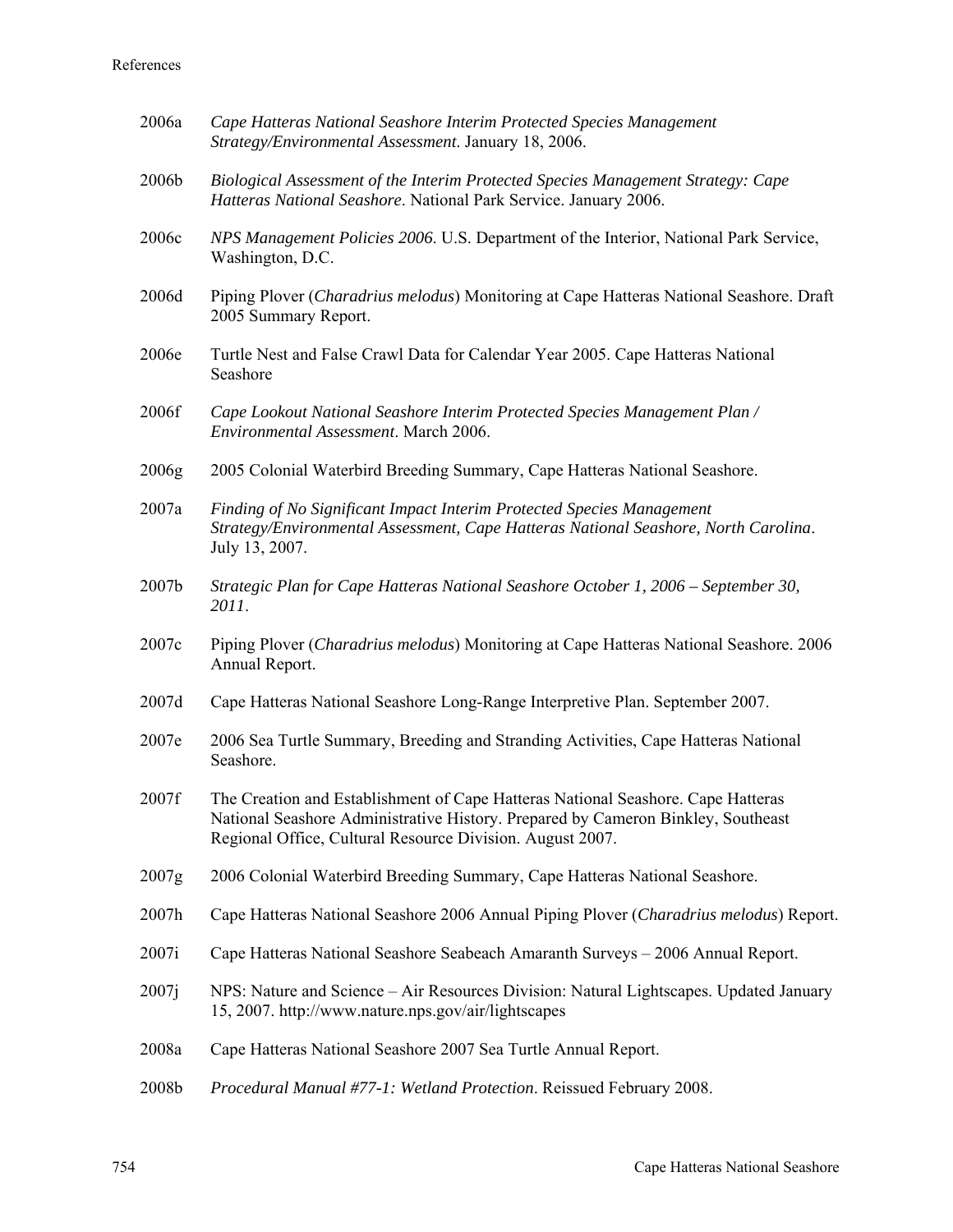2006a *Cape Hatteras National Seashore Interim Protected Species Management Strategy/Environmental Assessment*. January 18, 2006.

2006b *Biological Assessment of the Interim Protected Species Management Strategy: Cape Hatteras National Seashore*. National Park Service. January 2006.

2006c *NPS Management Policies 2006*. U.S. Department of the Interior, National Park Service, Washington, D.C.

2006d Piping Plover (*Charadrius melodus*) Monitoring at Cape Hatteras National Seashore. Draft 2005 Summary Report.

2006e Turtle Nest and False Crawl Data for Calendar Year 2005. Cape Hatteras National Seashore

2006f *Cape Lookout National Seashore Interim Protected Species Management Plan / Environmental Assessment*. March 2006.

2006g 2005 Colonial Waterbird Breeding Summary, Cape Hatteras National Seashore.

2007a *Finding of No Significant Impact Interim Protected Species Management Strategy/Environmental Assessment, Cape Hatteras National Seashore, North Carolina*. July 13, 2007.

2007b *Strategic Plan for Cape Hatteras National Seashore October 1, 2006 – September 30, 2011*.

2007c Piping Plover (*Charadrius melodus*) Monitoring at Cape Hatteras National Seashore. 2006 Annual Report.

2007d Cape Hatteras National Seashore Long-Range Interpretive Plan. September 2007.

2007e 2006 Sea Turtle Summary, Breeding and Stranding Activities, Cape Hatteras National Seashore.

2007f The Creation and Establishment of Cape Hatteras National Seashore. Cape Hatteras National Seashore Administrative History. Prepared by Cameron Binkley, Southeast Regional Office, Cultural Resource Division. August 2007.

2007g 2006 Colonial Waterbird Breeding Summary, Cape Hatteras National Seashore.

2007h Cape Hatteras National Seashore 2006 Annual Piping Plover (*Charadrius melodus*) Report.

2007i Cape Hatteras National Seashore Seabeach Amaranth Surveys – 2006 Annual Report.

2007j NPS: Nature and Science – Air Resources Division: Natural Lightscapes. Updated January 15, 2007. http://www.nature.nps.gov/air/lightscapes

2008a Cape Hatteras National Seashore 2007 Sea Turtle Annual Report.

2008b *Procedural Manual #77-1: Wetland Protection*. Reissued February 2008.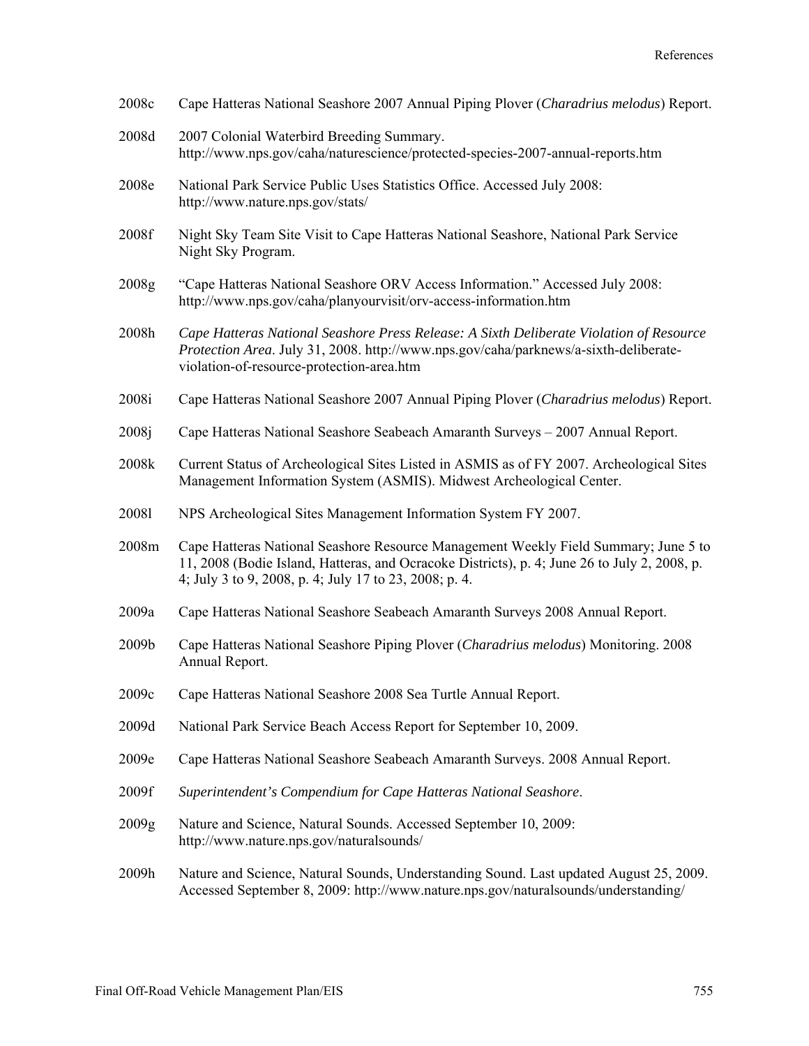2008c Cape Hatteras National Seashore 2007 Annual Piping Plover (*Charadrius melodus*) Report.

2008d 2007 Colonial Waterbird Breeding Summary. http://www.nps.gov/caha/naturescience/protected-species-2007-annual-reports.htm

2008e National Park Service Public Uses Statistics Office. Accessed July 2008: http://www.nature.nps.gov/stats/

2008f Night Sky Team Site Visit to Cape Hatteras National Seashore, National Park Service Night Sky Program.

2008g "Cape Hatteras National Seashore ORV Access Information." Accessed July 2008: http://www.nps.gov/caha/planyourvisit/orv-access-information.htm

2008h *Cape Hatteras National Seashore Press Release: A Sixth Deliberate Violation of Resource Protection Area*. July 31, 2008. http://www.nps.gov/caha/parknews/a-sixth-deliberate-violation-of-resource-protection-area.htm

2008i Cape Hatteras National Seashore 2007 Annual Piping Plover (*Charadrius melodus*) Report.

2008j Cape Hatteras National Seashore Seabeach Amaranth Surveys – 2007 Annual Report.

2008k Current Status of Archeological Sites Listed in ASMIS as of FY 2007. Archeological Sites Management Information System (ASMIS). Midwest Archeological Center.

2008l NPS Archeological Sites Management Information System FY 2007.

2008m Cape Hatteras National Seashore Resource Management Weekly Field Summary; June 5 to 11, 2008 (Bodie Island, Hatteras, and Ocracoke Districts), p. 4; June 26 to July 2, 2008, p. 4; July 3 to 9, 2008, p. 4; July 17 to 23, 2008; p. 4.

2009a Cape Hatteras National Seashore Seabeach Amaranth Surveys 2008 Annual Report.

2009b Cape Hatteras National Seashore Piping Plover (*Charadrius melodus*) Monitoring. 2008 Annual Report.

2009c Cape Hatteras National Seashore 2008 Sea Turtle Annual Report.

2009d National Park Service Beach Access Report for September 10, 2009.

2009e Cape Hatteras National Seashore Seabeach Amaranth Surveys. 2008 Annual Report.

2009f *Superintendent's Compendium for Cape Hatteras National Seashore*.

2009g Nature and Science, Natural Sounds. Accessed September 10, 2009: http://www.nature.nps.gov/naturalsounds/

2009h Nature and Science, Natural Sounds, Understanding Sound. Last updated August 25, 2009. Accessed September 8, 2009: http://www.nature.nps.gov/naturalsounds/understanding/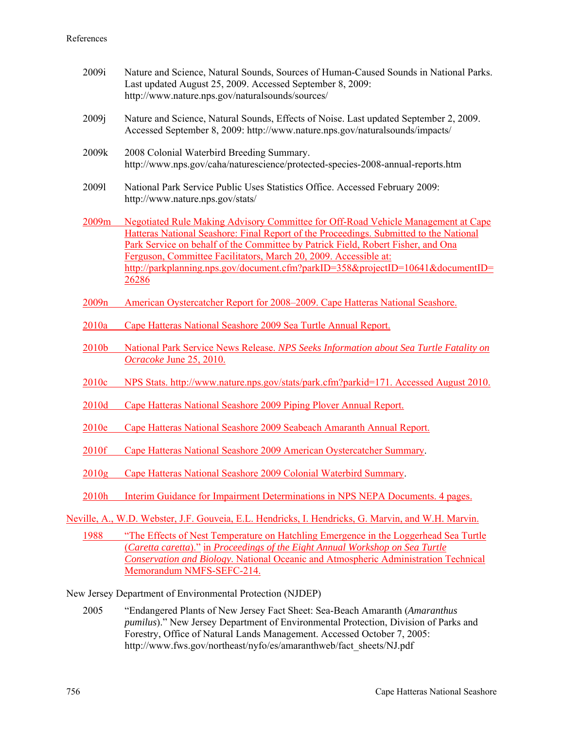2009i Nature and Science, Natural Sounds, Sources of Human-Caused Sounds in National Parks. Last updated August 25, 2009. Accessed September 8, 2009: http://www.nature.nps.gov/naturalsounds/sources/

2009j Nature and Science, Natural Sounds, Effects of Noise. Last updated September 2, 2009. Accessed September 8, 2009: http://www.nature.nps.gov/naturalsounds/impacts/

2009k 2008 Colonial Waterbird Breeding Summary. http://www.nps.gov/caha/naturescience/protected-species-2008-annual-reports.htm

2009l National Park Service Public Uses Statistics Office. Accessed February 2009: http://www.nature.nps.gov/stats/

2009m Negotiated Rule Making Advisory Committee for Off-Road Vehicle Management at Cape Hatteras National Seashore: Final Report of the Proceedings. Submitted to the National Park Service on behalf of the Committee by Patrick Field, Robert Fisher, and Ona Ferguson, Committee Facilitators, March 20, 2009. Accessible at: http://parkplanning.nps.gov/document.cfm?parkID=358&projectID=10641&documentID=26286

2009n American Oystercatcher Report for 2008–2009. Cape Hatteras National Seashore.

2010a Cape Hatteras National Seashore 2009 Sea Turtle Annual Report.

2010b National Park Service News Release. *NPS Seeks Information about Sea Turtle Fatality on Ocracoke* June 25, 2010.

2010c NPS Stats. http://www.nature.nps.gov/stats/park.cfm?parkid=171. Accessed August 2010.

2010d Cape Hatteras National Seashore 2009 Piping Plover Annual Report.

2010e Cape Hatteras National Seashore 2009 Seabeach Amaranth Annual Report.

2010f Cape Hatteras National Seashore 2009 American Oystercatcher Summary.

2010g Cape Hatteras National Seashore 2009 Colonial Waterbird Summary.

2010h Interim Guidance for Impairment Determinations in NPS NEPA Documents. 4 pages.

Neville, A., W.D. Webster, J.F. Gouveia, E.L. Hendricks, I. Hendricks, G. Marvin, and W.H. Marvin.

1988 "The Effects of Nest Temperature on Hatchling Emergence in the Loggerhead Sea Turtle (*Caretta caretta*)." in *Proceedings of the Eight Annual Workshop on Sea Turtle Conservation and Biology*. National Oceanic and Atmospheric Administration Technical Memorandum NMFS-SEFC-214.

New Jersey Department of Environmental Protection (NJDEP)

2005 "Endangered Plants of New Jersey Fact Sheet: Sea-Beach Amaranth (*Amaranthus pumilus*)." New Jersey Department of Environmental Protection, Division of Parks and Forestry, Office of Natural Lands Management. Accessed October 7, 2005: http://www.fws.gov/northeast/nyfo/es/amaranthweb/fact_sheets/NJ.pdf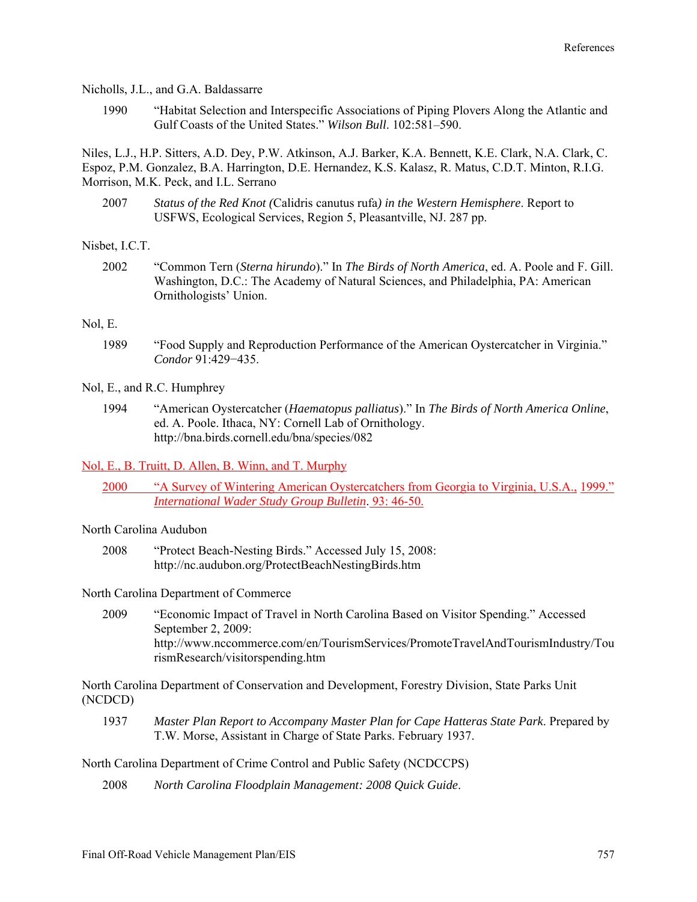Nicholls, J.L., and G.A. Baldassarre

1990 "Habitat Selection and Interspecific Associations of Piping Plovers Along the Atlantic and Gulf Coasts of the United States." *Wilson Bull*. 102:581–590.

Niles, L.J., H.P. Sitters, A.D. Dey, P.W. Atkinson, A.J. Barker, K.A. Bennett, K.E. Clark, N.A. Clark, C. Espoz, P.M. Gonzalez, B.A. Harrington, D.E. Hernandez, K.S. Kalasz, R. Matus, C.D.T. Minton, R.I.G. Morrison, M.K. Peck, and I.L. Serrano

2007 *Status of the Red Knot (*Calidris canutus rufa*) in the Western Hemisphere*. Report to USFWS, Ecological Services, Region 5, Pleasantville, NJ. 287 pp.

Nisbet, I.C.T.

2002 "Common Tern (*Sterna hirundo*)." In *The Birds of North America*, ed. A. Poole and F. Gill. Washington, D.C.: The Academy of Natural Sciences, and Philadelphia, PA: American Ornithologists' Union.

Nol, E.

1989 "Food Supply and Reproduction Performance of the American Oystercatcher in Virginia." *Condor* 91:429−435.

Nol, E., and R.C. Humphrey

1994 "American Oystercatcher (*Haematopus palliatus*)." In *The Birds of North America Online*, ed. A. Poole. Ithaca, NY: Cornell Lab of Ornithology. http://bna.birds.cornell.edu/bna/species/082

Nol, E., B. Truitt, D. Allen, B. Winn, and T. Murphy

2000 "A Survey of Wintering American Oystercatchers from Georgia to Virginia, U.S.A., 1999." *International Wader Study Group Bulletin*. 93: 46-50.

North Carolina Audubon

2008 "Protect Beach-Nesting Birds." Accessed July 15, 2008: http://nc.audubon.org/ProtectBeachNestingBirds.htm

North Carolina Department of Commerce

2009 "Economic Impact of Travel in North Carolina Based on Visitor Spending." Accessed September 2, 2009: http://www.nccommerce.com/en/TourismServices/PromoteTravelAndTourismIndustry/TourismResearch/visitorspending.htm

North Carolina Department of Conservation and Development, Forestry Division, State Parks Unit (NCDCD)

1937 *Master Plan Report to Accompany Master Plan for Cape Hatteras State Park*. Prepared by T.W. Morse, Assistant in Charge of State Parks. February 1937.

North Carolina Department of Crime Control and Public Safety (NCDCCPS)

2008 *North Carolina Floodplain Management: 2008 Quick Guide*.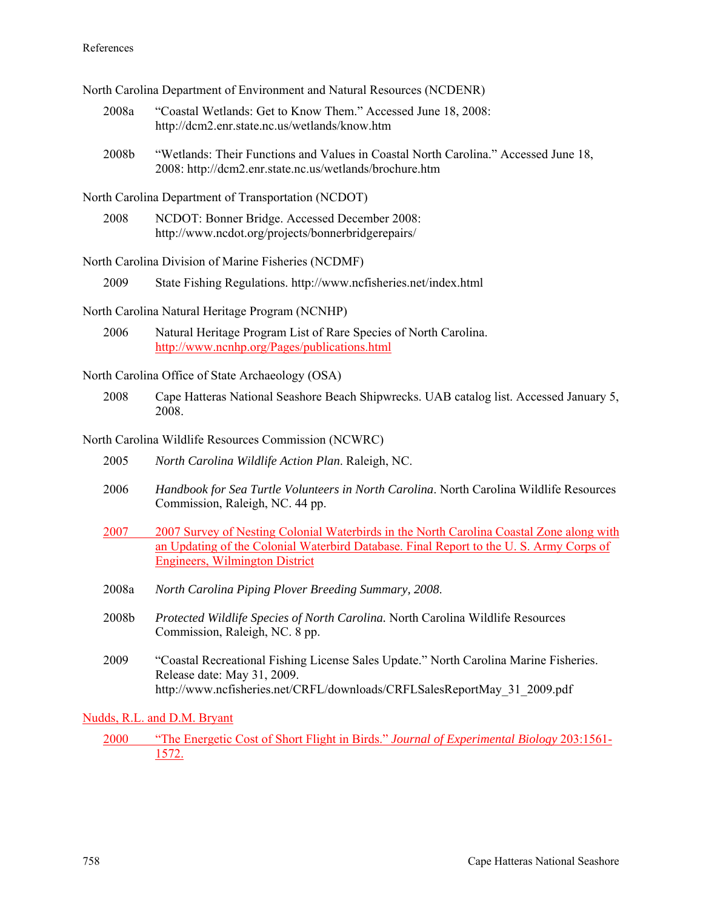North Carolina Department of Environment and Natural Resources (NCDENR)

2008a "Coastal Wetlands: Get to Know Them." Accessed June 18, 2008: http://dcm2.enr.state.nc.us/wetlands/know.htm

2008b "Wetlands: Their Functions and Values in Coastal North Carolina." Accessed June 18, 2008: http://dcm2.enr.state.nc.us/wetlands/brochure.htm

North Carolina Department of Transportation (NCDOT)

2008 NCDOT: Bonner Bridge. Accessed December 2008: http://www.ncdot.org/projects/bonnerbridgerepairs/

North Carolina Division of Marine Fisheries (NCDMF)

2009 State Fishing Regulations. http://www.ncfisheries.net/index.html

North Carolina Natural Heritage Program (NCNHP)

2006 Natural Heritage Program List of Rare Species of North Carolina. http://www.ncnhp.org/Pages/publications.html

North Carolina Office of State Archaeology (OSA)

2008 Cape Hatteras National Seashore Beach Shipwrecks. UAB catalog list. Accessed January 5, 2008.

North Carolina Wildlife Resources Commission (NCWRC)

2005 *North Carolina Wildlife Action Plan*. Raleigh, NC.

2006 *Handbook for Sea Turtle Volunteers in North Carolina*. North Carolina Wildlife Resources Commission, Raleigh, NC. 44 pp.

2007 2007 Survey of Nesting Colonial Waterbirds in the North Carolina Coastal Zone along with an Updating of the Colonial Waterbird Database. Final Report to the U. S. Army Corps of Engineers, Wilmington District

2008a *North Carolina Piping Plover Breeding Summary, 2008*.

2008b *Protected Wildlife Species of North Carolina.* North Carolina Wildlife Resources Commission, Raleigh, NC. 8 pp.

2009 "Coastal Recreational Fishing License Sales Update." North Carolina Marine Fisheries. Release date: May 31, 2009. http://www.ncfisheries.net/CRFL/downloads/CRFLSalesReportMay_31_2009.pdf

Nudds, R.L. and D.M. Bryant

2000 "The Energetic Cost of Short Flight in Birds." *Journal of Experimental Biology* 203:1561-1572.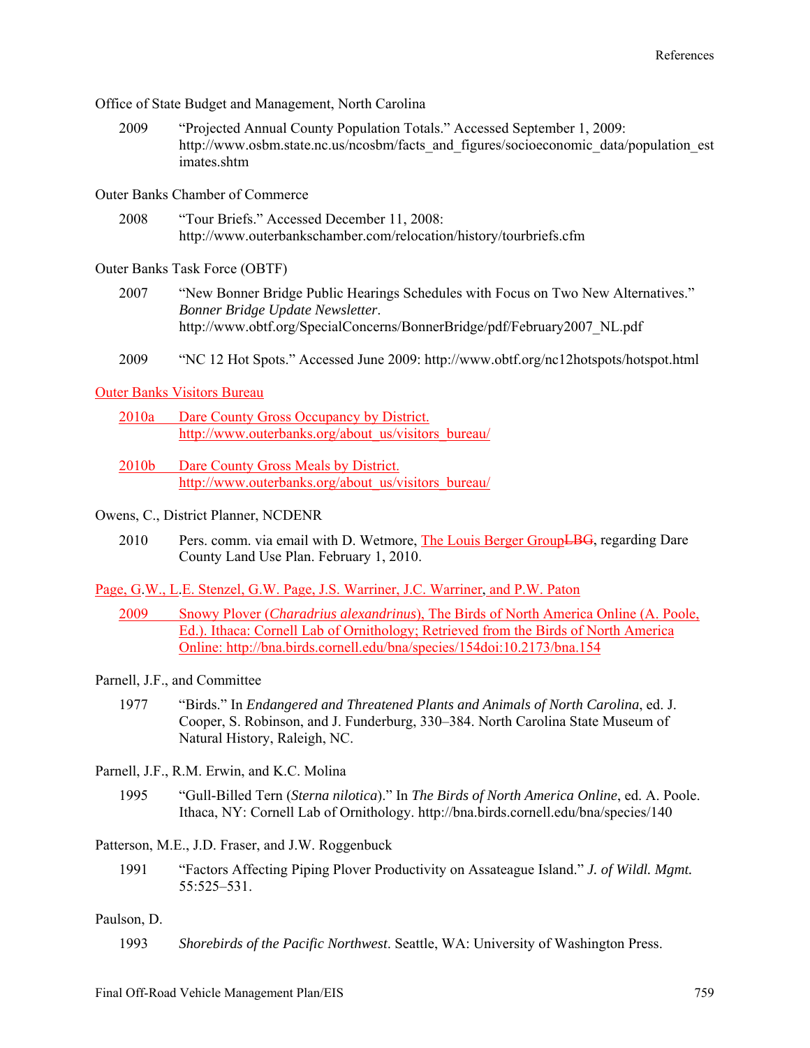Office of State Budget and Management, North Carolina

2009 "Projected Annual County Population Totals." Accessed September 1, 2009: http://www.osbm.state.nc.us/ncosbm/facts_and_figures/socioeconomic_data/population_estimates.shtm

Outer Banks Chamber of Commerce

2008 "Tour Briefs." Accessed December 11, 2008: http://www.outerbankschamber.com/relocation/history/tourbriefs.cfm

Outer Banks Task Force (OBTF)

2007 "New Bonner Bridge Public Hearings Schedules with Focus on Two New Alternatives." *Bonner Bridge Update Newsletter*. http://www.obtf.org/SpecialConcerns/BonnerBridge/pdf/February2007_NL.pdf

2009 "NC 12 Hot Spots." Accessed June 2009: http://www.obtf.org/nc12hotspots/hotspot.html

Outer Banks Visitors Bureau

2010a Dare County Gross Occupancy by District. http://www.outerbanks.org/about_us/visitors_bureau/

2010b Dare County Gross Meals by District. http://www.outerbanks.org/about_us/visitors_bureau/

Owens, C., District Planner, NCDENR

2010 Pers. comm. via email with D. Wetmore, The Louis Berger Group~~LBG~~, regarding Dare County Land Use Plan. February 1, 2010.

Page, G.W., L.E. Stenzel, G.W. Page, J.S. Warriner, J.C. Warriner, and P.W. Paton

2009 Snowy Plover (*Charadrius alexandrinus*), The Birds of North America Online (A. Poole, Ed.). Ithaca: Cornell Lab of Ornithology; Retrieved from the Birds of North America Online: http://bna.birds.cornell.edu/bna/species/154doi:10.2173/bna.154

Parnell, J.F., and Committee

1977 "Birds." In *Endangered and Threatened Plants and Animals of North Carolina*, ed. J. Cooper, S. Robinson, and J. Funderburg, 330–384. North Carolina State Museum of Natural History, Raleigh, NC.

Parnell, J.F., R.M. Erwin, and K.C. Molina

1995 "Gull-Billed Tern (*Sterna nilotica*)." In *The Birds of North America Online*, ed. A. Poole. Ithaca, NY: Cornell Lab of Ornithology. http://bna.birds.cornell.edu/bna/species/140

Patterson, M.E., J.D. Fraser, and J.W. Roggenbuck

1991 "Factors Affecting Piping Plover Productivity on Assateague Island." *J. of Wildl. Mgmt.* 55:525–531.

Paulson, D.

1993 *Shorebirds of the Pacific Northwest*. Seattle, WA: University of Washington Press.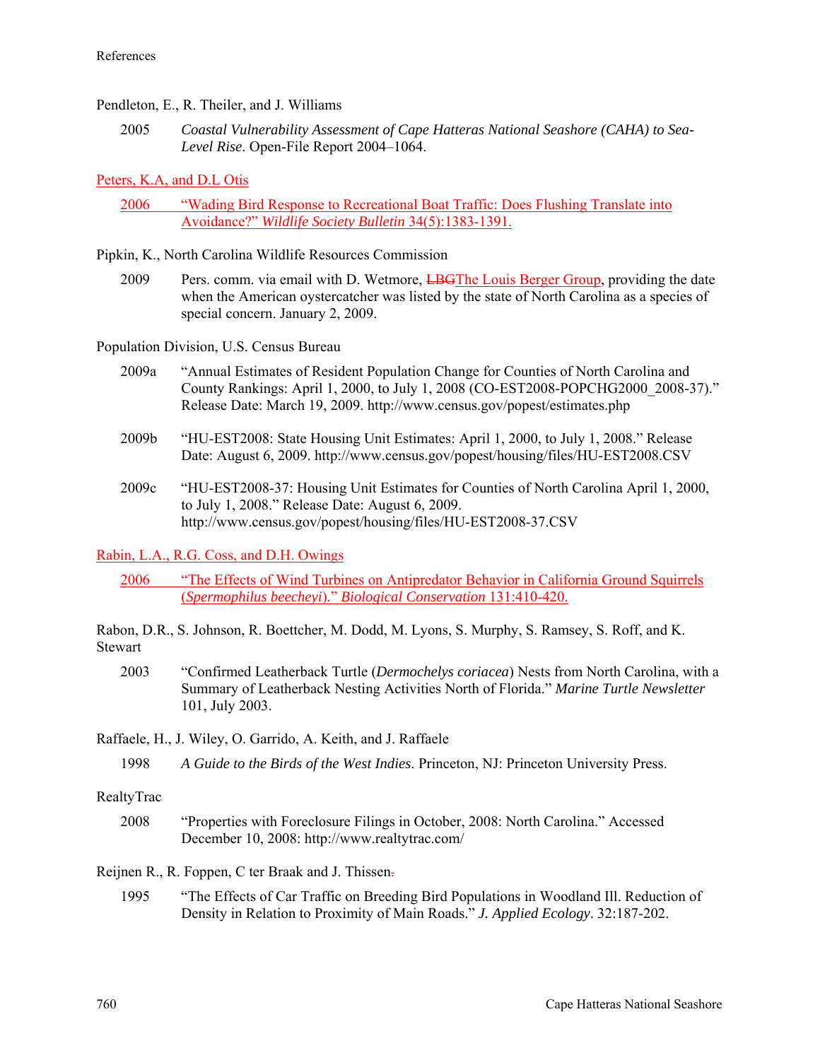Pendleton, E., R. Theiler, and J. Williams

2005 *Coastal Vulnerability Assessment of Cape Hatteras National Seashore (CAHA) to Sea-Level Rise*. Open-File Report 2004–1064.

Peters, K.A, and D.L Otis

2006 "Wading Bird Response to Recreational Boat Traffic: Does Flushing Translate into Avoidance?" *Wildlife Society Bulletin* 34(5):1383-1391.

Pipkin, K., North Carolina Wildlife Resources Commission

2009 Pers. comm. via email with D. Wetmore, ~~LBG~~The Louis Berger Group, providing the date when the American oystercatcher was listed by the state of North Carolina as a species of special concern. January 2, 2009.

Population Division, U.S. Census Bureau

2009a "Annual Estimates of Resident Population Change for Counties of North Carolina and County Rankings: April 1, 2000, to July 1, 2008 (CO-EST2008-POPCHG2000_2008-37)." Release Date: March 19, 2009. http://www.census.gov/popest/estimates.php

2009b "HU-EST2008: State Housing Unit Estimates: April 1, 2000, to July 1, 2008." Release Date: August 6, 2009. http://www.census.gov/popest/housing/files/HU-EST2008.CSV

2009c "HU-EST2008-37: Housing Unit Estimates for Counties of North Carolina April 1, 2000, to July 1, 2008." Release Date: August 6, 2009. http://www.census.gov/popest/housing/files/HU-EST2008-37.CSV

Rabin, L.A., R.G. Coss, and D.H. Owings

2006 "The Effects of Wind Turbines on Antipredator Behavior in California Ground Squirrels (*Spermophilus beecheyi*)." *Biological Conservation* 131:410-420.

Rabon, D.R., S. Johnson, R. Boettcher, M. Dodd, M. Lyons, S. Murphy, S. Ramsey, S. Roff, and K. Stewart

2003 "Confirmed Leatherback Turtle (*Dermochelys coriacea*) Nests from North Carolina, with a Summary of Leatherback Nesting Activities North of Florida." *Marine Turtle Newsletter* 101, July 2003.

Raffaele, H., J. Wiley, O. Garrido, A. Keith, and J. Raffaele

1998 *A Guide to the Birds of the West Indies*. Princeton, NJ: Princeton University Press.

RealtyTrac

2008 "Properties with Foreclosure Filings in October, 2008: North Carolina." Accessed December 10, 2008: http://www.realtytrac.com/

Reijnen R., R. Foppen, C ter Braak and J. Thissen~~.~~

1995 "The Effects of Car Traffic on Breeding Bird Populations in Woodland Ill. Reduction of Density in Relation to Proximity of Main Roads." *J. Applied Ecology*. 32:187-202.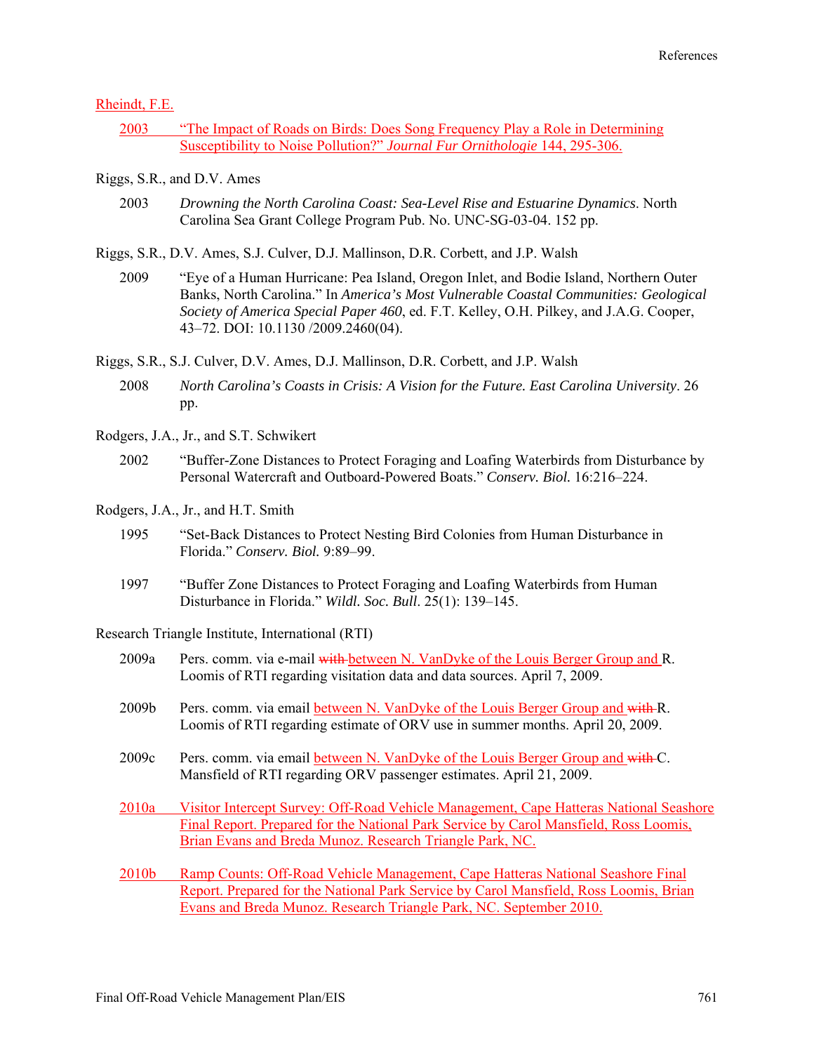Rheindt, F.E.

2003 "The Impact of Roads on Birds: Does Song Frequency Play a Role in Determining Susceptibility to Noise Pollution?" *Journal Fur Ornithologie* 144, 295-306.

Riggs, S.R., and D.V. Ames

2003 *Drowning the North Carolina Coast: Sea-Level Rise and Estuarine Dynamics*. North Carolina Sea Grant College Program Pub. No. UNC-SG-03-04. 152 pp.

Riggs, S.R., D.V. Ames, S.J. Culver, D.J. Mallinson, D.R. Corbett, and J.P. Walsh

2009 "Eye of a Human Hurricane: Pea Island, Oregon Inlet, and Bodie Island, Northern Outer Banks, North Carolina." In *America's Most Vulnerable Coastal Communities: Geological Society of America Special Paper 460*, ed. F.T. Kelley, O.H. Pilkey, and J.A.G. Cooper, 43–72. DOI: 10.1130 /2009.2460(04).

Riggs, S.R., S.J. Culver, D.V. Ames, D.J. Mallinson, D.R. Corbett, and J.P. Walsh

2008 *North Carolina's Coasts in Crisis: A Vision for the Future. East Carolina University*. 26 pp.

Rodgers, J.A., Jr., and S.T. Schwikert

2002 "Buffer-Zone Distances to Protect Foraging and Loafing Waterbirds from Disturbance by Personal Watercraft and Outboard-Powered Boats." *Conserv. Biol.* 16:216–224.

Rodgers, J.A., Jr., and H.T. Smith

1995 "Set-Back Distances to Protect Nesting Bird Colonies from Human Disturbance in Florida." *Conserv. Biol.* 9:89–99.

1997 "Buffer Zone Distances to Protect Foraging and Loafing Waterbirds from Human Disturbance in Florida." *Wildl. Soc. Bull*. 25(1): 139–145.

Research Triangle Institute, International (RTI)

2009a Pers. comm. via e-mail ~~with~~ between N. VanDyke of the Louis Berger Group and R. Loomis of RTI regarding visitation data and data sources. April 7, 2009.

2009b Pers. comm. via email between N. VanDyke of the Louis Berger Group and ~~with~~ R. Loomis of RTI regarding estimate of ORV use in summer months. April 20, 2009.

2009c Pers. comm. via email between N. VanDyke of the Louis Berger Group and ~~with~~ C. Mansfield of RTI regarding ORV passenger estimates. April 21, 2009.

2010a Visitor Intercept Survey: Off-Road Vehicle Management, Cape Hatteras National Seashore Final Report. Prepared for the National Park Service by Carol Mansfield, Ross Loomis, Brian Evans and Breda Munoz. Research Triangle Park, NC.

2010b Ramp Counts: Off-Road Vehicle Management, Cape Hatteras National Seashore Final Report. Prepared for the National Park Service by Carol Mansfield, Ross Loomis, Brian Evans and Breda Munoz. Research Triangle Park, NC. September 2010.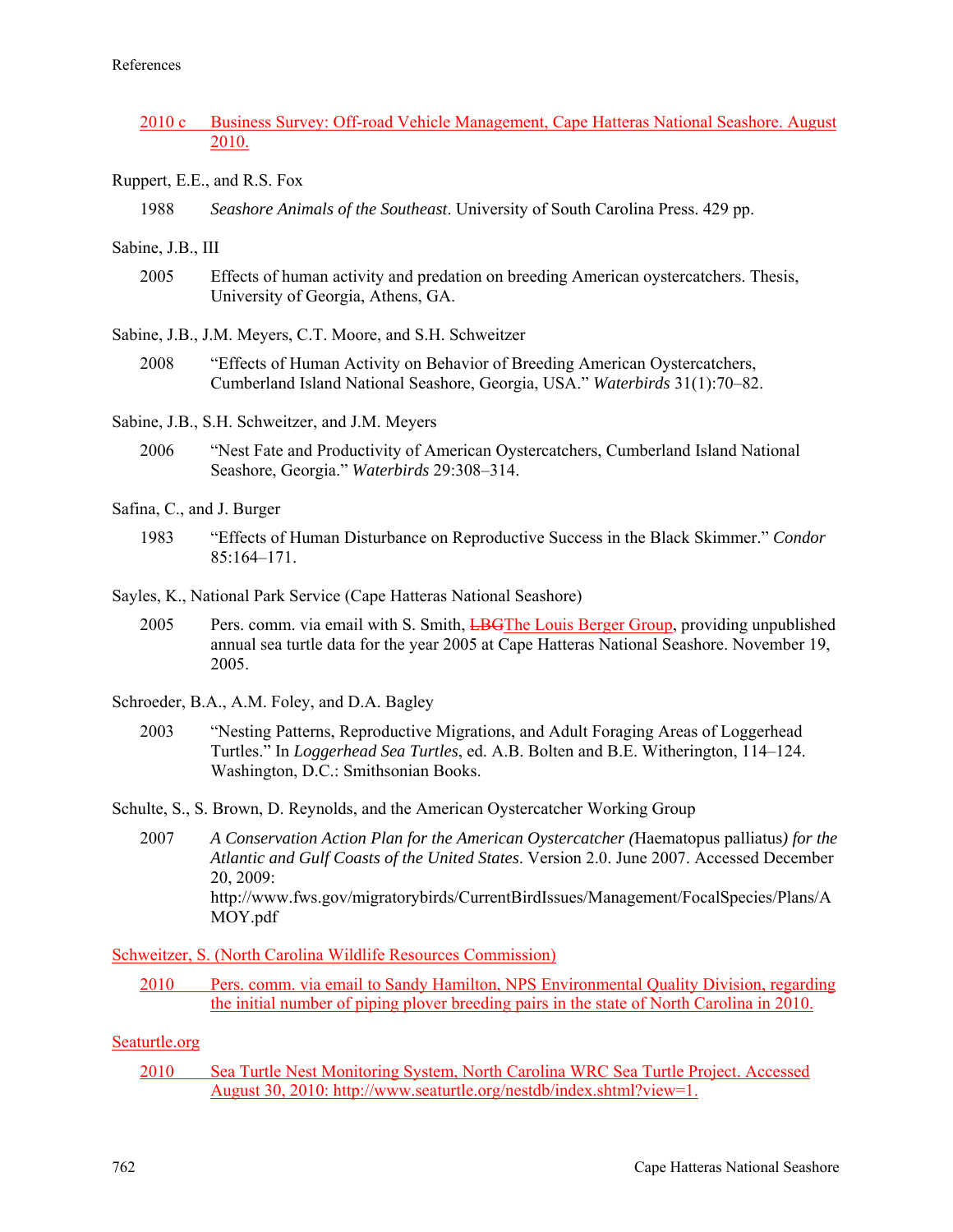2010 c Business Survey: Off-road Vehicle Management, Cape Hatteras National Seashore. August 2010.

Ruppert, E.E., and R.S. Fox

1988 *Seashore Animals of the Southeast*. University of South Carolina Press. 429 pp.

Sabine, J.B., III

2005 Effects of human activity and predation on breeding American oystercatchers. Thesis, University of Georgia, Athens, GA.

Sabine, J.B., J.M. Meyers, C.T. Moore, and S.H. Schweitzer

2008 "Effects of Human Activity on Behavior of Breeding American Oystercatchers, Cumberland Island National Seashore, Georgia, USA." *Waterbirds* 31(1):70–82.

Sabine, J.B., S.H. Schweitzer, and J.M. Meyers

2006 "Nest Fate and Productivity of American Oystercatchers, Cumberland Island National Seashore, Georgia." *Waterbirds* 29:308–314.

Safina, C., and J. Burger

1983 "Effects of Human Disturbance on Reproductive Success in the Black Skimmer." *Condor* 85:164–171.

Sayles, K., National Park Service (Cape Hatteras National Seashore)

2005 Pers. comm. via email with S. Smith, ~~LBG~~The Louis Berger Group, providing unpublished annual sea turtle data for the year 2005 at Cape Hatteras National Seashore. November 19, 2005.

Schroeder, B.A., A.M. Foley, and D.A. Bagley

2003 "Nesting Patterns, Reproductive Migrations, and Adult Foraging Areas of Loggerhead Turtles." In *Loggerhead Sea Turtles*, ed. A.B. Bolten and B.E. Witherington, 114–124. Washington, D.C.: Smithsonian Books.

Schulte, S., S. Brown, D. Reynolds, and the American Oystercatcher Working Group

2007 *A Conservation Action Plan for the American Oystercatcher (*Haematopus palliatus*) for the Atlantic and Gulf Coasts of the United States*. Version 2.0. June 2007. Accessed December 20, 2009: http://www.fws.gov/migratorybirds/CurrentBirdIssues/Management/FocalSpecies/Plans/AMOY.pdf

Schweitzer, S. (North Carolina Wildlife Resources Commission)

2010 Pers. comm. via email to Sandy Hamilton, NPS Environmental Quality Division, regarding the initial number of piping plover breeding pairs in the state of North Carolina in 2010.

Seaturtle.org

2010 Sea Turtle Nest Monitoring System, North Carolina WRC Sea Turtle Project. Accessed August 30, 2010: http://www.seaturtle.org/nestdb/index.shtml?view=1.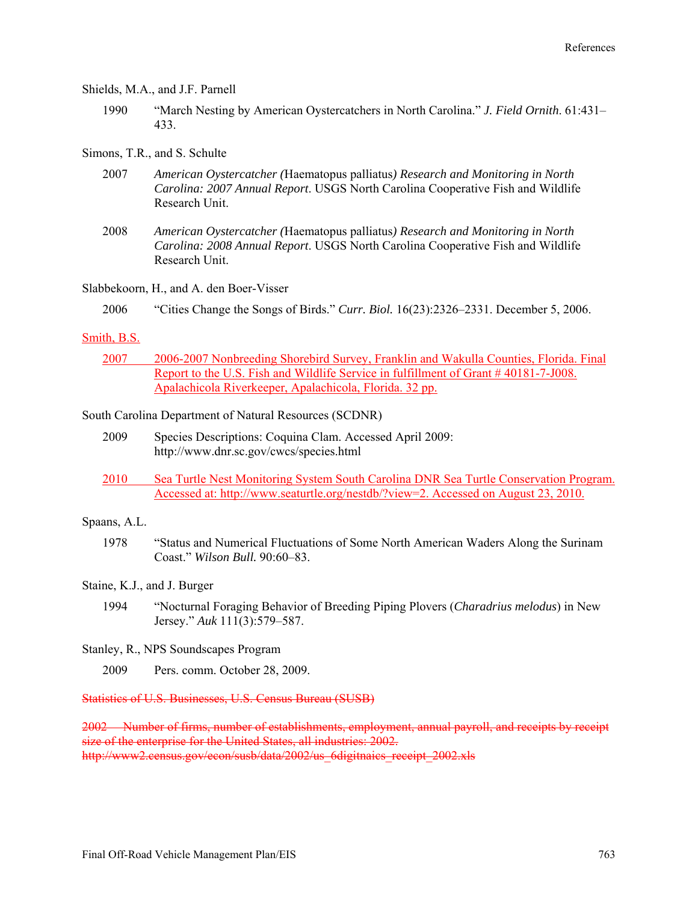Shields, M.A., and J.F. Parnell

1990 "March Nesting by American Oystercatchers in North Carolina." *J. Field Ornith.* 61:431–433.

Simons, T.R., and S. Schulte

2007 *American Oystercatcher (*Haematopus palliatus*) Research and Monitoring in North Carolina: 2007 Annual Report*. USGS North Carolina Cooperative Fish and Wildlife Research Unit.

2008 *American Oystercatcher (*Haematopus palliatus*) Research and Monitoring in North Carolina: 2008 Annual Report*. USGS North Carolina Cooperative Fish and Wildlife Research Unit.

Slabbekoorn, H., and A. den Boer-Visser

2006 "Cities Change the Songs of Birds." *Curr. Biol.* 16(23):2326–2331. December 5, 2006.

Smith, B.S.

2007 2006-2007 Nonbreeding Shorebird Survey, Franklin and Wakulla Counties, Florida. Final Report to the U.S. Fish and Wildlife Service in fulfillment of Grant # 40181-7-J008. Apalachicola Riverkeeper, Apalachicola, Florida. 32 pp.

South Carolina Department of Natural Resources (SCDNR)

2009 Species Descriptions: Coquina Clam. Accessed April 2009: http://www.dnr.sc.gov/cwcs/species.html

2010 Sea Turtle Nest Monitoring System South Carolina DNR Sea Turtle Conservation Program. Accessed at: http://www.seaturtle.org/nestdb/?view=2. Accessed on August 23, 2010.

Spaans, A.L.

1978 "Status and Numerical Fluctuations of Some North American Waders Along the Surinam Coast." *Wilson Bull.* 90:60–83.

Staine, K.J., and J. Burger

1994 "Nocturnal Foraging Behavior of Breeding Piping Plovers (*Charadrius melodus*) in New Jersey." *Auk* 111(3):579–587.

Stanley, R., NPS Soundscapes Program

2009 Pers. comm. October 28, 2009.

~~Statistics of U.S. Businesses, U.S. Census Bureau (SUSB)~~

~~2002 Number of firms, number of establishments, employment, annual payroll, and receipts by receipt size of the enterprise for the United States, all industries: 2002. http://www2.census.gov/econ/susb/data/2002/us_6digitnaics_receipt_2002.xls~~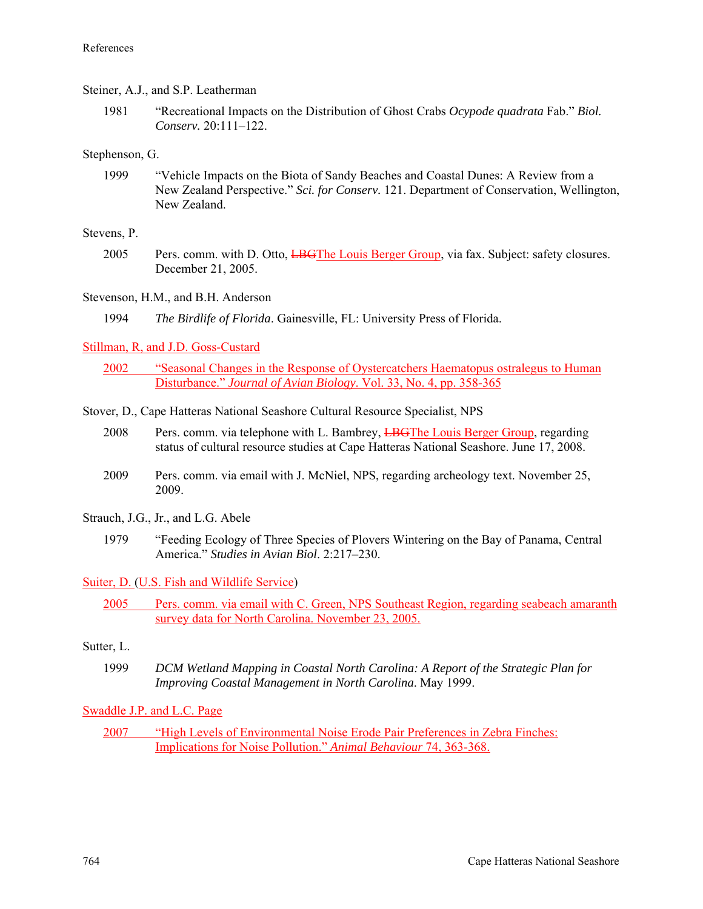Steiner, A.J., and S.P. Leatherman

1981 "Recreational Impacts on the Distribution of Ghost Crabs *Ocypode quadrata* Fab." *Biol. Conserv.* 20:111–122.

Stephenson, G.

1999 "Vehicle Impacts on the Biota of Sandy Beaches and Coastal Dunes: A Review from a New Zealand Perspective." *Sci. for Conserv.* 121. Department of Conservation, Wellington, New Zealand.

Stevens, P.

2005 Pers. comm. with D. Otto, ~~LBG~~The Louis Berger Group, via fax. Subject: safety closures. December 21, 2005.

Stevenson, H.M., and B.H. Anderson

1994 *The Birdlife of Florida*. Gainesville, FL: University Press of Florida.

Stillman, R, and J.D. Goss-Custard

2002 "Seasonal Changes in the Response of Oystercatchers Haematopus ostralegus to Human Disturbance." *Journal of Avian Biology*. Vol. 33, No. 4, pp. 358-365

Stover, D., Cape Hatteras National Seashore Cultural Resource Specialist, NPS

2008 Pers. comm. via telephone with L. Bambrey, ~~LBG~~The Louis Berger Group, regarding status of cultural resource studies at Cape Hatteras National Seashore. June 17, 2008.

2009 Pers. comm. via email with J. McNiel, NPS, regarding archeology text. November 25, 2009.

Strauch, J.G., Jr., and L.G. Abele

1979 "Feeding Ecology of Three Species of Plovers Wintering on the Bay of Panama, Central America." *Studies in Avian Biol*. 2:217–230.

Suiter, D. (U.S. Fish and Wildlife Service)

2005 Pers. comm. via email with C. Green, NPS Southeast Region, regarding seabeach amaranth survey data for North Carolina. November 23, 2005.

Sutter, L.

1999 *DCM Wetland Mapping in Coastal North Carolina: A Report of the Strategic Plan for Improving Coastal Management in North Carolina*. May 1999.

Swaddle J.P. and L.C. Page

2007 "High Levels of Environmental Noise Erode Pair Preferences in Zebra Finches: Implications for Noise Pollution." *Animal Behaviour* 74, 363-368.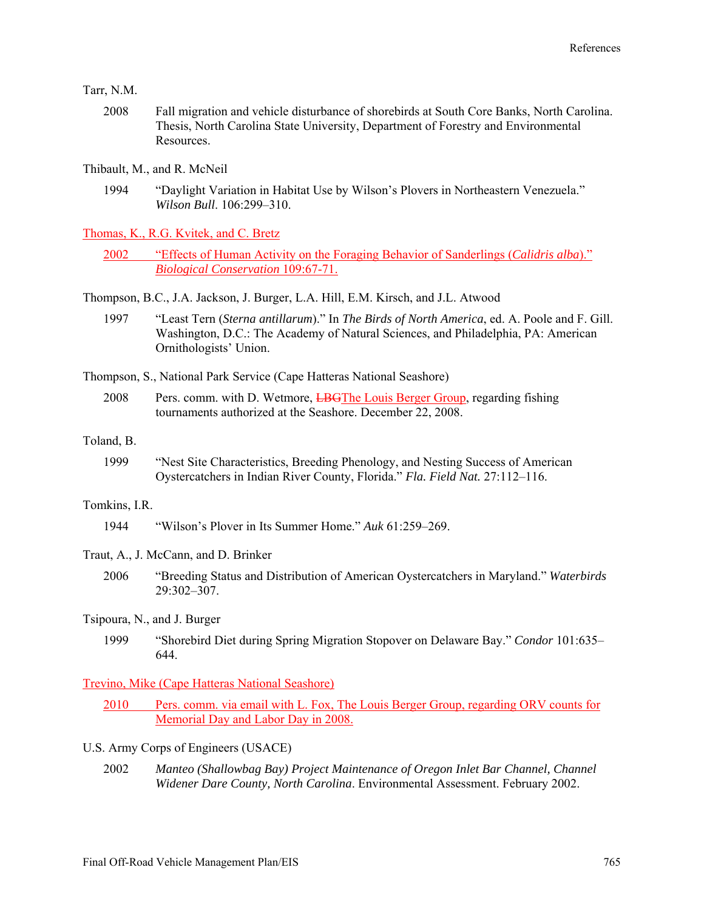Tarr, N.M.

2008 Fall migration and vehicle disturbance of shorebirds at South Core Banks, North Carolina. Thesis, North Carolina State University, Department of Forestry and Environmental Resources.

Thibault, M., and R. McNeil

1994 "Daylight Variation in Habitat Use by Wilson's Plovers in Northeastern Venezuela." *Wilson Bull*. 106:299–310.

Thomas, K., R.G. Kvitek, and C. Bretz

2002 "Effects of Human Activity on the Foraging Behavior of Sanderlings (*Calidris alba*)." *Biological Conservation* 109:67-71.

Thompson, B.C., J.A. Jackson, J. Burger, L.A. Hill, E.M. Kirsch, and J.L. Atwood

1997 "Least Tern (*Sterna antillarum*)." In *The Birds of North America*, ed. A. Poole and F. Gill. Washington, D.C.: The Academy of Natural Sciences, and Philadelphia, PA: American Ornithologists' Union.

Thompson, S., National Park Service (Cape Hatteras National Seashore)

2008 Pers. comm. with D. Wetmore, ~~LBG~~The Louis Berger Group, regarding fishing tournaments authorized at the Seashore. December 22, 2008.

Toland, B.

1999 "Nest Site Characteristics, Breeding Phenology, and Nesting Success of American Oystercatchers in Indian River County, Florida." *Fla. Field Nat.* 27:112–116.

Tomkins, I.R.

1944 "Wilson's Plover in Its Summer Home." *Auk* 61:259–269.

Traut, A., J. McCann, and D. Brinker

2006 "Breeding Status and Distribution of American Oystercatchers in Maryland." *Waterbirds* 29:302–307.

Tsipoura, N., and J. Burger

1999 "Shorebird Diet during Spring Migration Stopover on Delaware Bay." *Condor* 101:635–644.

Trevino, Mike (Cape Hatteras National Seashore)

2010 Pers. comm. via email with L. Fox, The Louis Berger Group, regarding ORV counts for Memorial Day and Labor Day in 2008.

U.S. Army Corps of Engineers (USACE)

2002 *Manteo (Shallowbag Bay) Project Maintenance of Oregon Inlet Bar Channel, Channel Widener Dare County, North Carolina*. Environmental Assessment. February 2002.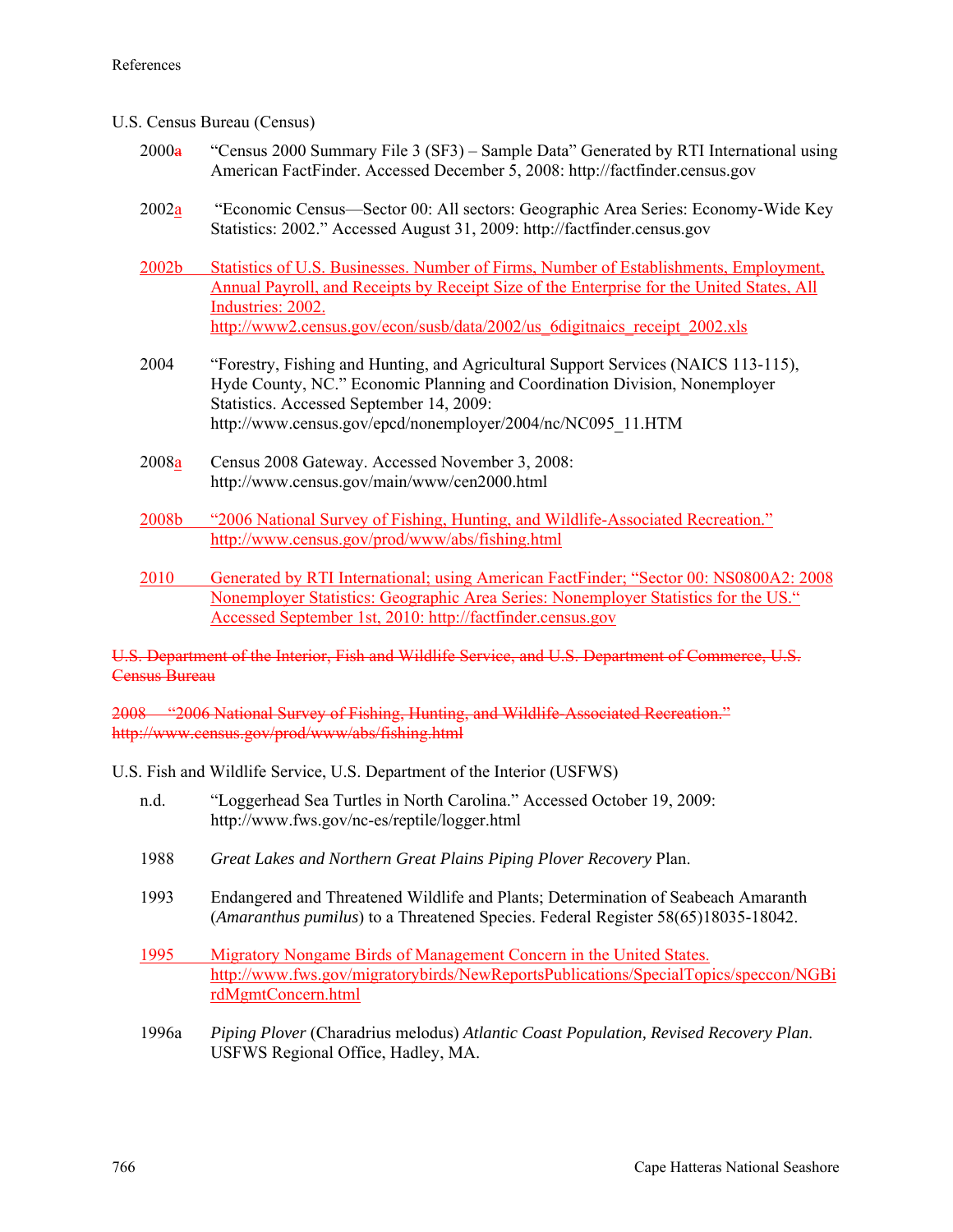U.S. Census Bureau (Census)

2000 "Census 2000 Summary File 3 (SF3) – Sample Data" Generated by RTI International using American FactFinder. Accessed December 5, 2008: http://factfinder.census.gov

2002a "Economic Census—Sector 00: All sectors: Geographic Area Series: Economy-Wide Key Statistics: 2002." Accessed August 31, 2009: http://factfinder.census.gov

2002b Statistics of U.S. Businesses. Number of Firms, Number of Establishments, Employment, Annual Payroll, and Receipts by Receipt Size of the Enterprise for the United States, All Industries: 2002. http://www2.census.gov/econ/susb/data/2002/us_6digitnaics_receipt_2002.xls

2004 "Forestry, Fishing and Hunting, and Agricultural Support Services (NAICS 113-115), Hyde County, NC." Economic Planning and Coordination Division, Nonemployer Statistics. Accessed September 14, 2009: http://www.census.gov/epcd/nonemployer/2004/nc/NC095_11.HTM

2008a Census 2008 Gateway. Accessed November 3, 2008: http://www.census.gov/main/www/cen2000.html

2008b "2006 National Survey of Fishing, Hunting, and Wildlife-Associated Recreation." http://www.census.gov/prod/www/abs/fishing.html

2010 Generated by RTI International; using American FactFinder; "Sector 00: NS0800A2: 2008 Nonemployer Statistics: Geographic Area Series: Nonemployer Statistics for the US." Accessed September 1st, 2010: http://factfinder.census.gov

~~U.S. Department of the Interior, Fish and Wildlife Service, and U.S. Department of Commerce, U.S. Census Bureau~~

~~2008 "2006 National Survey of Fishing, Hunting, and Wildlife-Associated Recreation." http://www.census.gov/prod/www/abs/fishing.html~~

U.S. Fish and Wildlife Service, U.S. Department of the Interior (USFWS)

n.d. "Loggerhead Sea Turtles in North Carolina." Accessed October 19, 2009: http://www.fws.gov/nc-es/reptile/logger.html

1988 *Great Lakes and Northern Great Plains Piping Plover Recovery* Plan.

1993 Endangered and Threatened Wildlife and Plants; Determination of Seabeach Amaranth (*Amaranthus pumilus*) to a Threatened Species. Federal Register 58(65)18035-18042.

1995 Migratory Nongame Birds of Management Concern in the United States. http://www.fws.gov/migratorybirds/NewReportsPublications/SpecialTopics/speccon/NGBirdMgmtConcern.html

1996a *Piping Plover* (Charadrius melodus) *Atlantic Coast Population, Revised Recovery Plan*. USFWS Regional Office, Hadley, MA.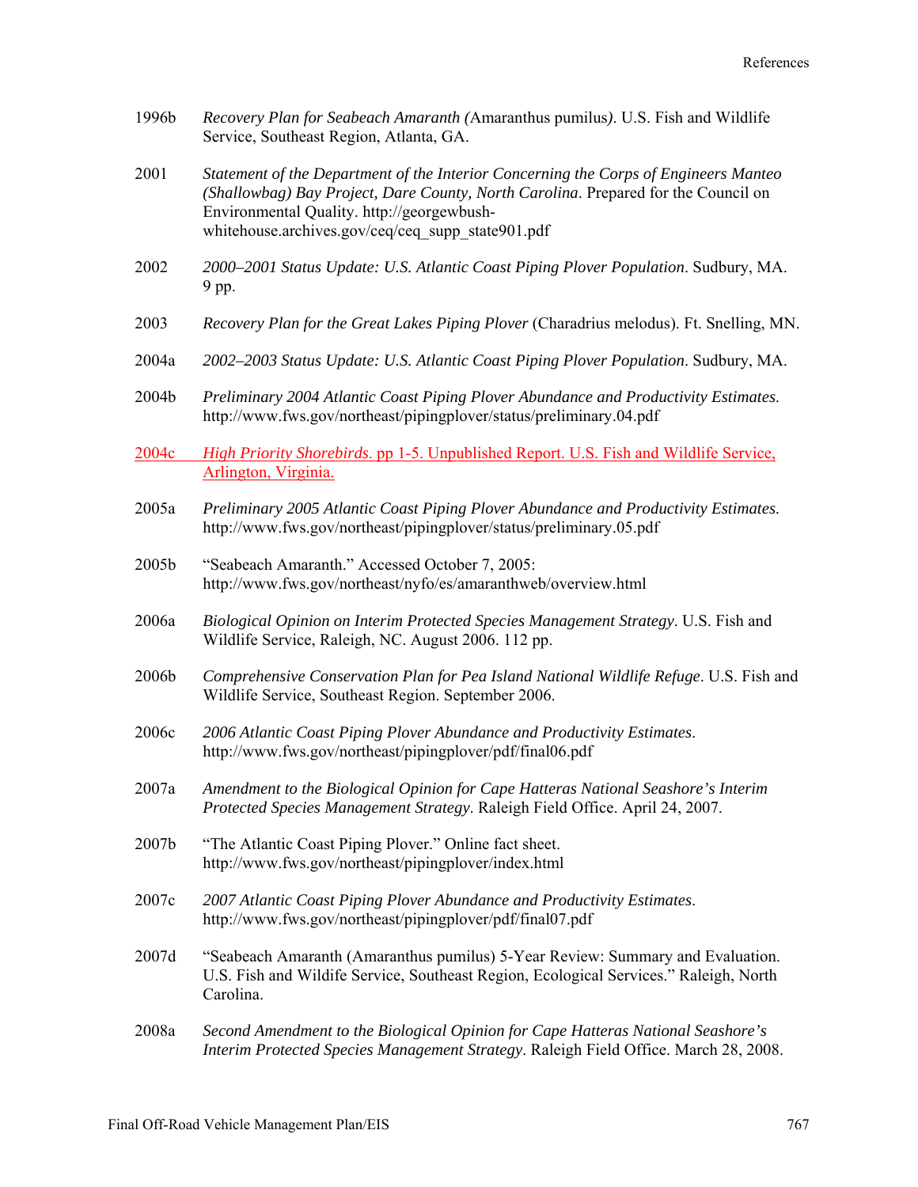1996b *Recovery Plan for Seabeach Amaranth (*Amaranthus pumilus*)*. U.S. Fish and Wildlife Service, Southeast Region, Atlanta, GA.

2001 *Statement of the Department of the Interior Concerning the Corps of Engineers Manteo (Shallowbag) Bay Project, Dare County, North Carolina*. Prepared for the Council on Environmental Quality. http://georgewbush-whitehouse.archives.gov/ceq/ceq_supp_state901.pdf

2002 *2000–2001 Status Update: U.S. Atlantic Coast Piping Plover Population*. Sudbury, MA. 9 pp.

2003 *Recovery Plan for the Great Lakes Piping Plover* (Charadrius melodus). Ft. Snelling, MN.

2004a *2002–2003 Status Update: U.S. Atlantic Coast Piping Plover Population*. Sudbury, MA.

2004b *Preliminary 2004 Atlantic Coast Piping Plover Abundance and Productivity Estimates*. http://www.fws.gov/northeast/pipingplover/status/preliminary.04.pdf

2004c *High Priority Shorebirds*. pp 1-5. Unpublished Report. U.S. Fish and Wildlife Service, Arlington, Virginia.

2005a *Preliminary 2005 Atlantic Coast Piping Plover Abundance and Productivity Estimates*. http://www.fws.gov/northeast/pipingplover/status/preliminary.05.pdf

2005b "Seabeach Amaranth." Accessed October 7, 2005: http://www.fws.gov/northeast/nyfo/es/amaranthweb/overview.html

2006a *Biological Opinion on Interim Protected Species Management Strategy*. U.S. Fish and Wildlife Service, Raleigh, NC. August 2006. 112 pp.

2006b *Comprehensive Conservation Plan for Pea Island National Wildlife Refuge*. U.S. Fish and Wildlife Service, Southeast Region. September 2006.

2006c *2006 Atlantic Coast Piping Plover Abundance and Productivity Estimates*. http://www.fws.gov/northeast/pipingplover/pdf/final06.pdf

2007a *Amendment to the Biological Opinion for Cape Hatteras National Seashore's Interim Protected Species Management Strategy*. Raleigh Field Office. April 24, 2007.

2007b "The Atlantic Coast Piping Plover." Online fact sheet. http://www.fws.gov/northeast/pipingplover/index.html

2007c *2007 Atlantic Coast Piping Plover Abundance and Productivity Estimates*. http://www.fws.gov/northeast/pipingplover/pdf/final07.pdf

2007d "Seabeach Amaranth (Amaranthus pumilus) 5-Year Review: Summary and Evaluation. U.S. Fish and Wildife Service, Southeast Region, Ecological Services." Raleigh, North Carolina.

2008a *Second Amendment to the Biological Opinion for Cape Hatteras National Seashore's Interim Protected Species Management Strategy*. Raleigh Field Office. March 28, 2008.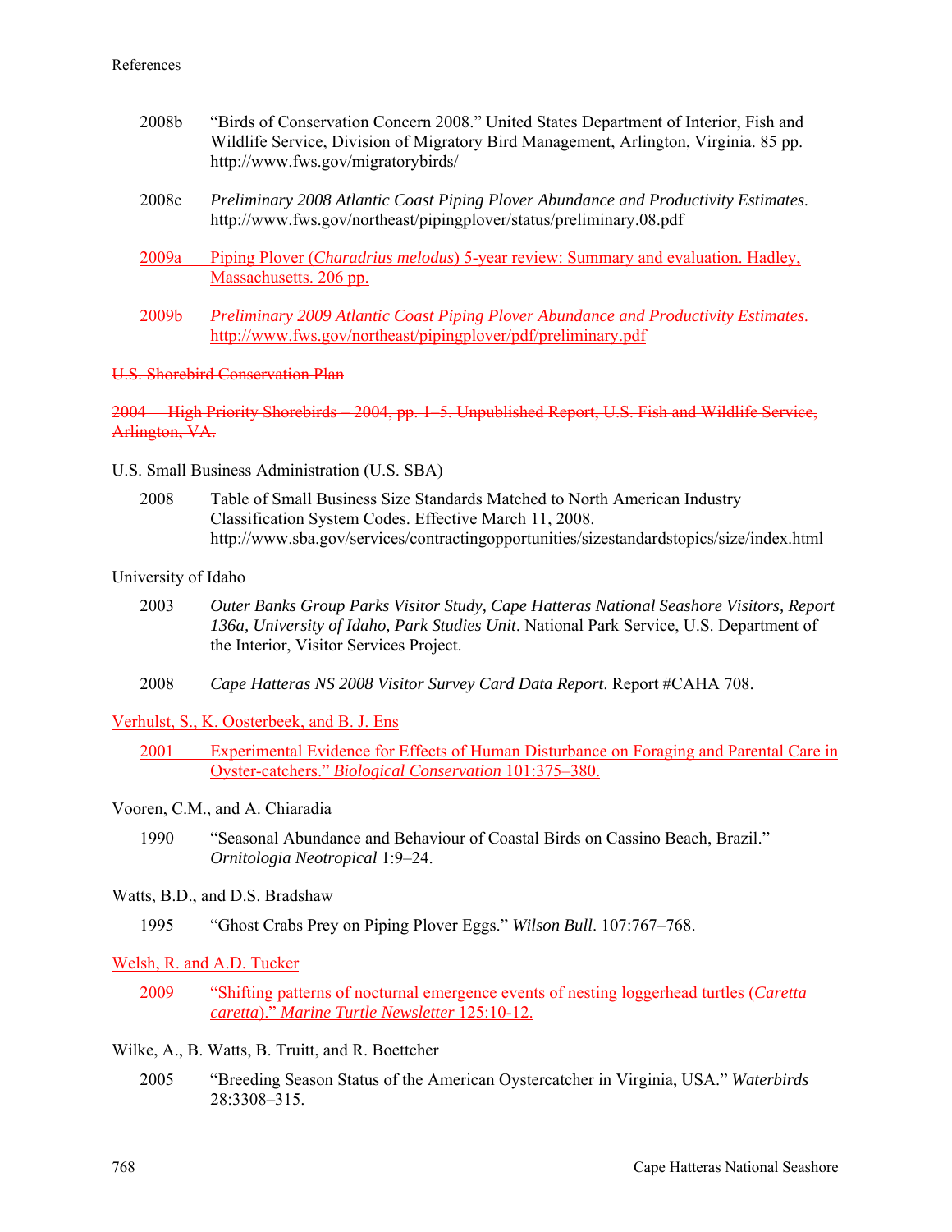2008b "Birds of Conservation Concern 2008." United States Department of Interior, Fish and Wildlife Service, Division of Migratory Bird Management, Arlington, Virginia. 85 pp. http://www.fws.gov/migratorybirds/

2008c *Preliminary 2008 Atlantic Coast Piping Plover Abundance and Productivity Estimates.* http://www.fws.gov/northeast/pipingplover/status/preliminary.08.pdf

2009a Piping Plover (*Charadrius melodus*) 5-year review: Summary and evaluation. Hadley, Massachusetts. 206 pp.

2009b *Preliminary 2009 Atlantic Coast Piping Plover Abundance and Productivity Estimates.* http://www.fws.gov/northeast/pipingplover/pdf/preliminary.pdf

~~U.S. Shorebird Conservation Plan~~

~~2004 High Priority Shorebirds – 2004, pp. 1–5. Unpublished Report, U.S. Fish and Wildlife Service, Arlington, VA.~~

U.S. Small Business Administration (U.S. SBA)

2008 Table of Small Business Size Standards Matched to North American Industry Classification System Codes. Effective March 11, 2008. http://www.sba.gov/services/contractingopportunities/sizestandardstopics/size/index.html

University of Idaho

2003 *Outer Banks Group Parks Visitor Study, Cape Hatteras National Seashore Visitors, Report 136a, University of Idaho, Park Studies Unit*. National Park Service, U.S. Department of the Interior, Visitor Services Project.

2008 *Cape Hatteras NS 2008 Visitor Survey Card Data Report*. Report #CAHA 708.

Verhulst, S., K. Oosterbeek, and B. J. Ens

2001 Experimental Evidence for Effects of Human Disturbance on Foraging and Parental Care in Oyster-catchers." *Biological Conservation* 101:375–380.

Vooren, C.M., and A. Chiaradia

1990 "Seasonal Abundance and Behaviour of Coastal Birds on Cassino Beach, Brazil." *Ornitologia Neotropical* 1:9–24.

Watts, B.D., and D.S. Bradshaw

1995 "Ghost Crabs Prey on Piping Plover Eggs." *Wilson Bull*. 107:767–768.

Welsh, R. and A.D. Tucker

2009 "Shifting patterns of nocturnal emergence events of nesting loggerhead turtles (*Caretta caretta*)." *Marine Turtle Newsletter* 125:10-12.

Wilke, A., B. Watts, B. Truitt, and R. Boettcher

2005 "Breeding Season Status of the American Oystercatcher in Virginia, USA." *Waterbirds* 28:3308–315.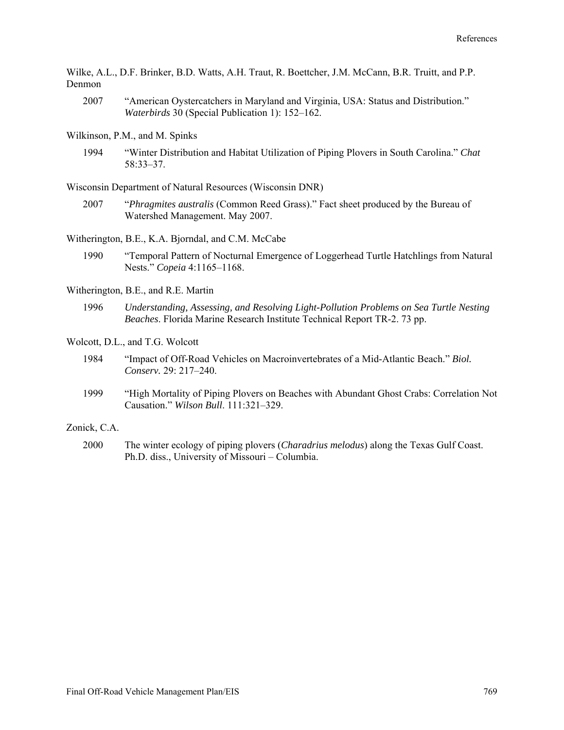Wilke, A.L., D.F. Brinker, B.D. Watts, A.H. Traut, R. Boettcher, J.M. McCann, B.R. Truitt, and P.P. Denmon

2007 "American Oystercatchers in Maryland and Virginia, USA: Status and Distribution." *Waterbirds* 30 (Special Publication 1): 152–162.

Wilkinson, P.M., and M. Spinks

1994 "Winter Distribution and Habitat Utilization of Piping Plovers in South Carolina." *Chat* 58:33–37.

Wisconsin Department of Natural Resources (Wisconsin DNR)

2007 "*Phragmites australis* (Common Reed Grass)." Fact sheet produced by the Bureau of Watershed Management. May 2007.

Witherington, B.E., K.A. Bjorndal, and C.M. McCabe

1990 "Temporal Pattern of Nocturnal Emergence of Loggerhead Turtle Hatchlings from Natural Nests." *Copeia* 4:1165–1168.

Witherington, B.E., and R.E. Martin

1996 *Understanding, Assessing, and Resolving Light-Pollution Problems on Sea Turtle Nesting Beaches*. Florida Marine Research Institute Technical Report TR-2. 73 pp.

Wolcott, D.L., and T.G. Wolcott

1984 "Impact of Off-Road Vehicles on Macroinvertebrates of a Mid-Atlantic Beach." *Biol. Conserv.* 29: 217–240.

1999 "High Mortality of Piping Plovers on Beaches with Abundant Ghost Crabs: Correlation Not Causation." *Wilson Bull*. 111:321–329.

Zonick, C.A.

2000 The winter ecology of piping plovers (*Charadrius melodus*) along the Texas Gulf Coast. Ph.D. diss., University of Missouri – Columbia.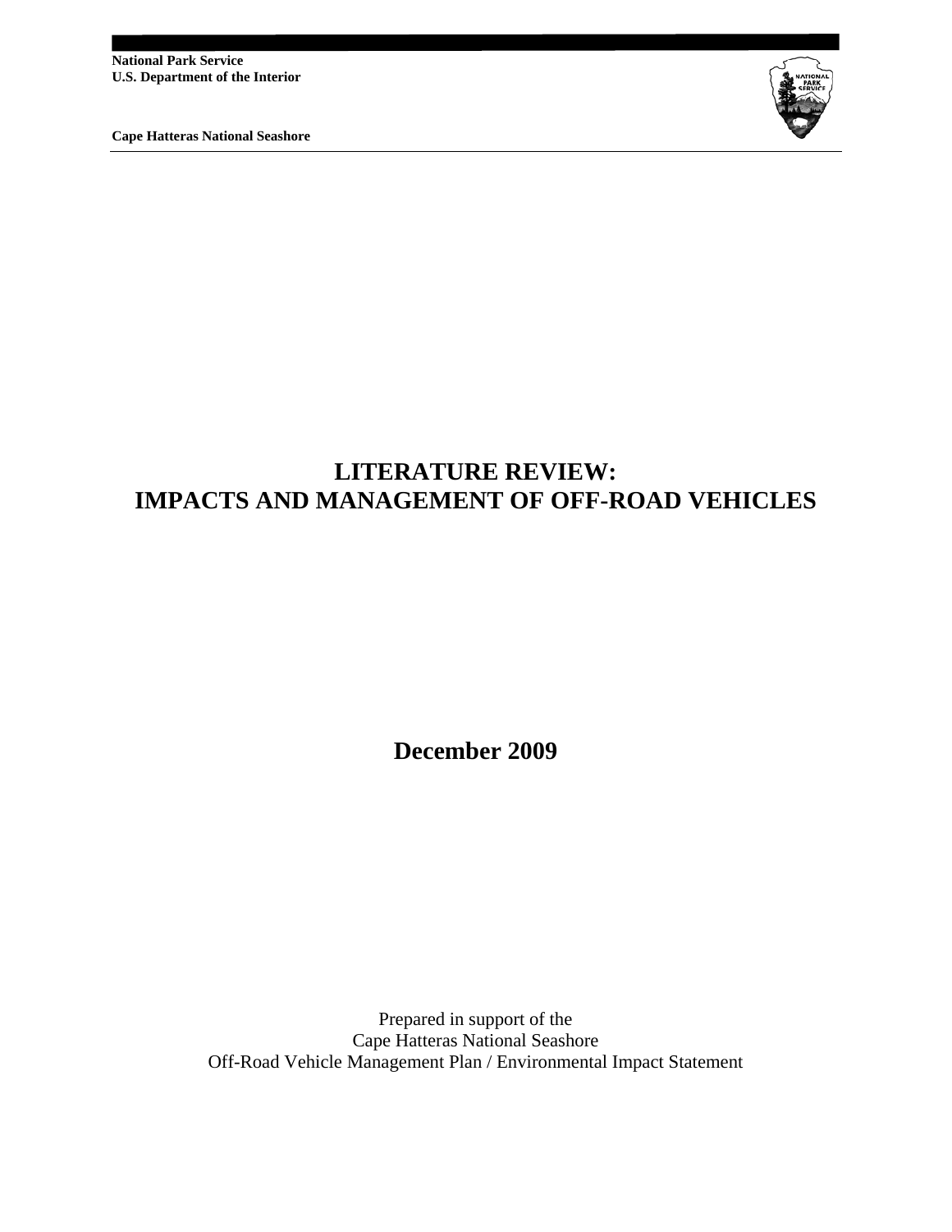**National Park Service**
**U.S. Department of the Interior**

**Cape Hatteras National Seashore**

# LITERATURE REVIEW: IMPACTS AND MANAGEMENT OF OFF-ROAD VEHICLES

**December 2009**

Prepared in support of the
Cape Hatteras National Seashore
Off-Road Vehicle Management Plan / Environmental Impact Statement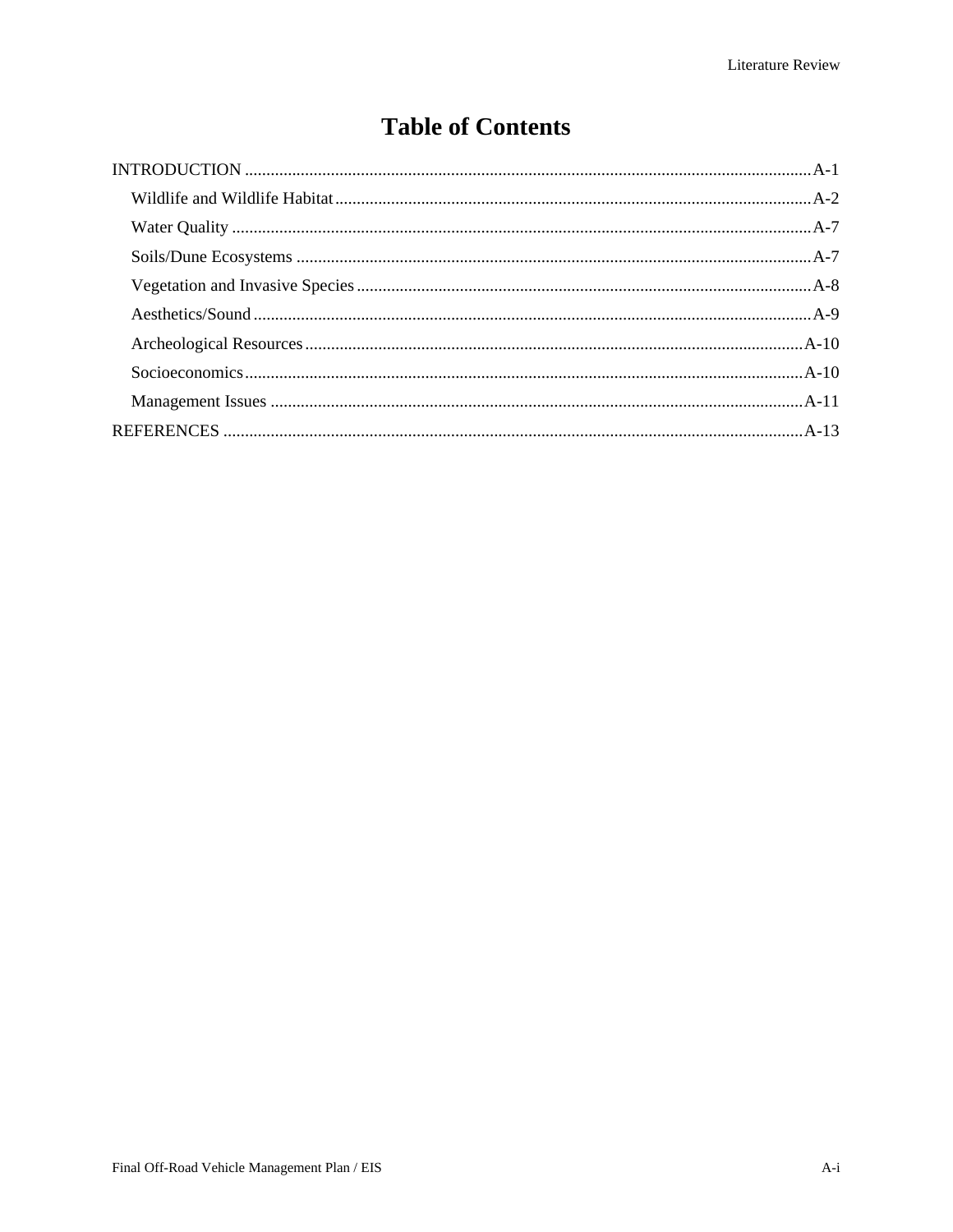# Table of Contents

INTRODUCTION .......... A-1

- Wildlife and Wildlife Habitat .......... A-2
- Water Quality .......... A-7
- Soils/Dune Ecosystems .......... A-7
- Vegetation and Invasive Species .......... A-8
- Aesthetics/Sound .......... A-9
- Archeological Resources .......... A-10
- Socioeconomics .......... A-10
- Management Issues .......... A-11

REFERENCES .......... A-13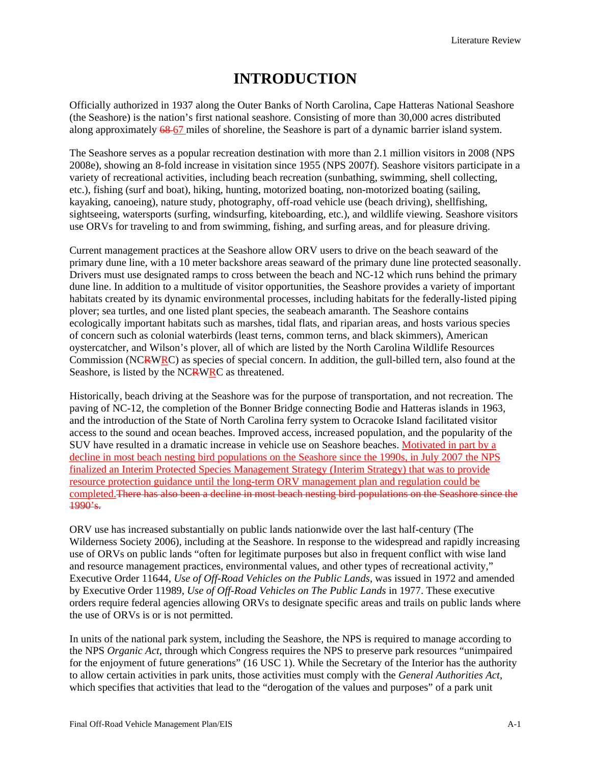# INTRODUCTION

Officially authorized in 1937 along the Outer Banks of North Carolina, Cape Hatteras National Seashore (the Seashore) is the nation's first national seashore. Consisting of more than 30,000 acres distributed along approximately ~~68~~ 67 miles of shoreline, the Seashore is part of a dynamic barrier island system.

The Seashore serves as a popular recreation destination with more than 2.1 million visitors in 2008 (NPS 2008e), showing an 8-fold increase in visitation since 1955 (NPS 2007f). Seashore visitors participate in a variety of recreational activities, including beach recreation (sunbathing, swimming, shell collecting, etc.), fishing (surf and boat), hiking, hunting, motorized boating, non-motorized boating (sailing, kayaking, canoeing), nature study, photography, off-road vehicle use (beach driving), shellfishing, sightseeing, watersports (surfing, windsurfing, kiteboarding, etc.), and wildlife viewing. Seashore visitors use ORVs for traveling to and from swimming, fishing, and surfing areas, and for pleasure driving.

Current management practices at the Seashore allow ORV users to drive on the beach seaward of the primary dune line, with a 10 meter backshore areas seaward of the primary dune line protected seasonally. Drivers must use designated ramps to cross between the beach and NC-12 which runs behind the primary dune line. In addition to a multitude of visitor opportunities, the Seashore provides a variety of important habitats created by its dynamic environmental processes, including habitats for the federally-listed piping plover; sea turtles, and one listed plant species, the seabeach amaranth. The Seashore contains ecologically important habitats such as marshes, tidal flats, and riparian areas, and hosts various species of concern such as colonial waterbirds (least terns, common terns, and black skimmers), American oystercatcher, and Wilson's plover, all of which are listed by the North Carolina Wildlife Resources Commission (NC~~R~~WRC) as species of special concern. In addition, the gull-billed tern, also found at the Seashore, is listed by the NC~~R~~WRC as threatened.

Historically, beach driving at the Seashore was for the purpose of transportation, and not recreation. The paving of NC-12, the completion of the Bonner Bridge connecting Bodie and Hatteras islands in 1963, and the introduction of the State of North Carolina ferry system to Ocracoke Island facilitated visitor access to the sound and ocean beaches. Improved access, increased population, and the popularity of the SUV have resulted in a dramatic increase in vehicle use on Seashore beaches. Motivated in part by a decline in most beach nesting bird populations on the Seashore since the 1990s, in July 2007 the NPS finalized an Interim Protected Species Management Strategy (Interim Strategy) that was to provide resource protection guidance until the long-term ORV management plan and regulation could be completed.~~There has also been a decline in most beach nesting bird populations on the Seashore since the 1990's.~~

ORV use has increased substantially on public lands nationwide over the last half-century (The Wilderness Society 2006), including at the Seashore. In response to the widespread and rapidly increasing use of ORVs on public lands "often for legitimate purposes but also in frequent conflict with wise land and resource management practices, environmental values, and other types of recreational activity," Executive Order 11644, *Use of Off-Road Vehicles on the Public Lands*, was issued in 1972 and amended by Executive Order 11989, *Use of Off-Road Vehicles on The Public Lands* in 1977. These executive orders require federal agencies allowing ORVs to designate specific areas and trails on public lands where the use of ORVs is or is not permitted.

In units of the national park system, including the Seashore, the NPS is required to manage according to the NPS *Organic Act*, through which Congress requires the NPS to preserve park resources "unimpaired for the enjoyment of future generations" (16 USC 1). While the Secretary of the Interior has the authority to allow certain activities in park units, those activities must comply with the *General Authorities Act*, which specifies that activities that lead to the "derogation of the values and purposes" of a park unit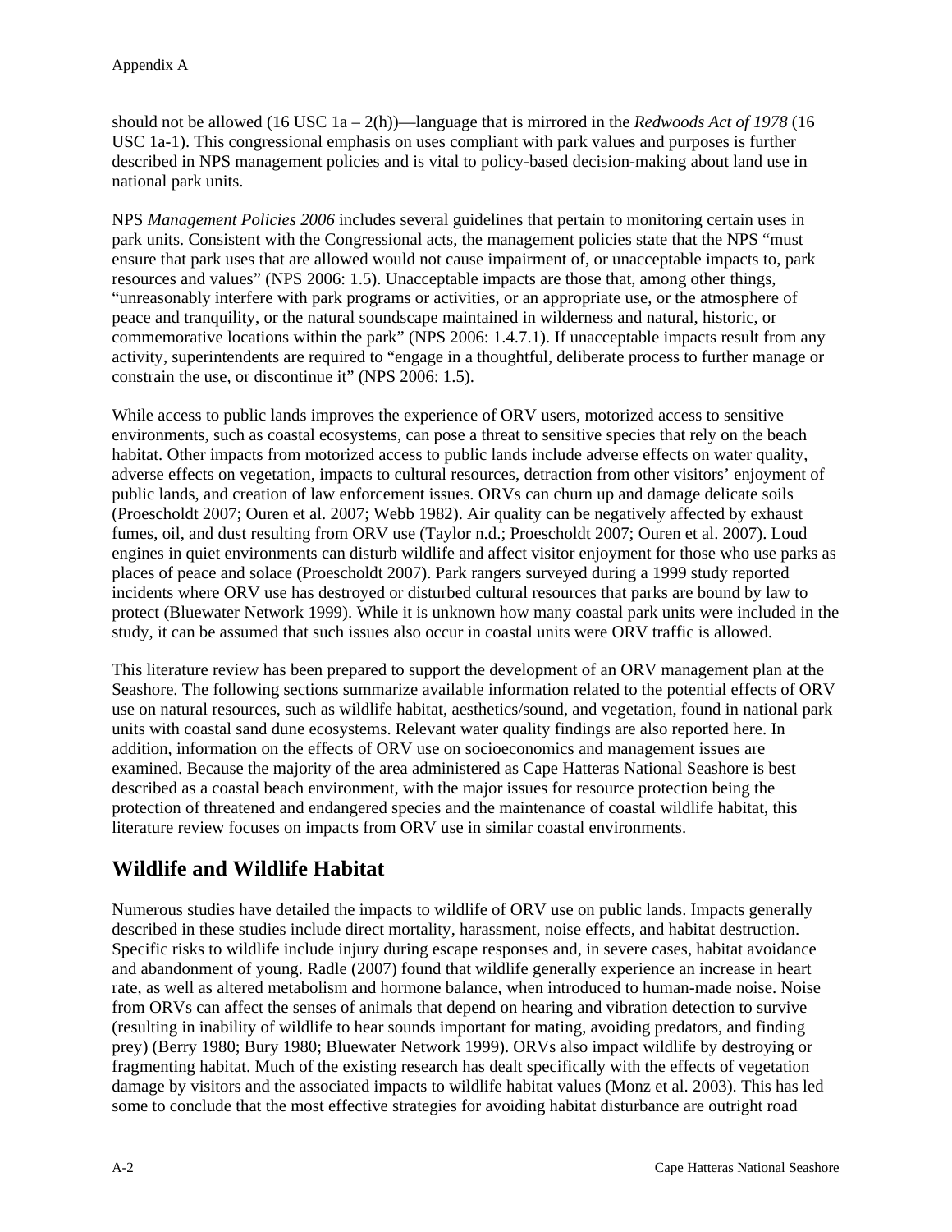should not be allowed (16 USC 1a – 2(h))—language that is mirrored in the *Redwoods Act of 1978* (16 USC 1a-1). This congressional emphasis on uses compliant with park values and purposes is further described in NPS management policies and is vital to policy-based decision-making about land use in national park units.

NPS *Management Policies 2006* includes several guidelines that pertain to monitoring certain uses in park units. Consistent with the Congressional acts, the management policies state that the NPS "must ensure that park uses that are allowed would not cause impairment of, or unacceptable impacts to, park resources and values" (NPS 2006: 1.5). Unacceptable impacts are those that, among other things, "unreasonably interfere with park programs or activities, or an appropriate use, or the atmosphere of peace and tranquility, or the natural soundscape maintained in wilderness and natural, historic, or commemorative locations within the park" (NPS 2006: 1.4.7.1). If unacceptable impacts result from any activity, superintendents are required to "engage in a thoughtful, deliberate process to further manage or constrain the use, or discontinue it" (NPS 2006: 1.5).

While access to public lands improves the experience of ORV users, motorized access to sensitive environments, such as coastal ecosystems, can pose a threat to sensitive species that rely on the beach habitat. Other impacts from motorized access to public lands include adverse effects on water quality, adverse effects on vegetation, impacts to cultural resources, detraction from other visitors' enjoyment of public lands, and creation of law enforcement issues. ORVs can churn up and damage delicate soils (Proescholdt 2007; Ouren et al. 2007; Webb 1982). Air quality can be negatively affected by exhaust fumes, oil, and dust resulting from ORV use (Taylor n.d.; Proescholdt 2007; Ouren et al. 2007). Loud engines in quiet environments can disturb wildlife and affect visitor enjoyment for those who use parks as places of peace and solace (Proescholdt 2007). Park rangers surveyed during a 1999 study reported incidents where ORV use has destroyed or disturbed cultural resources that parks are bound by law to protect (Bluewater Network 1999). While it is unknown how many coastal park units were included in the study, it can be assumed that such issues also occur in coastal units were ORV traffic is allowed.

This literature review has been prepared to support the development of an ORV management plan at the Seashore. The following sections summarize available information related to the potential effects of ORV use on natural resources, such as wildlife habitat, aesthetics/sound, and vegetation, found in national park units with coastal sand dune ecosystems. Relevant water quality findings are also reported here. In addition, information on the effects of ORV use on socioeconomics and management issues are examined. Because the majority of the area administered as Cape Hatteras National Seashore is best described as a coastal beach environment, with the major issues for resource protection being the protection of threatened and endangered species and the maintenance of coastal wildlife habitat, this literature review focuses on impacts from ORV use in similar coastal environments.

## Wildlife and Wildlife Habitat

Numerous studies have detailed the impacts to wildlife of ORV use on public lands. Impacts generally described in these studies include direct mortality, harassment, noise effects, and habitat destruction. Specific risks to wildlife include injury during escape responses and, in severe cases, habitat avoidance and abandonment of young. Radle (2007) found that wildlife generally experience an increase in heart rate, as well as altered metabolism and hormone balance, when introduced to human-made noise. Noise from ORVs can affect the senses of animals that depend on hearing and vibration detection to survive (resulting in inability of wildlife to hear sounds important for mating, avoiding predators, and finding prey) (Berry 1980; Bury 1980; Bluewater Network 1999). ORVs also impact wildlife by destroying or fragmenting habitat. Much of the existing research has dealt specifically with the effects of vegetation damage by visitors and the associated impacts to wildlife habitat values (Monz et al. 2003). This has led some to conclude that the most effective strategies for avoiding habitat disturbance are outright road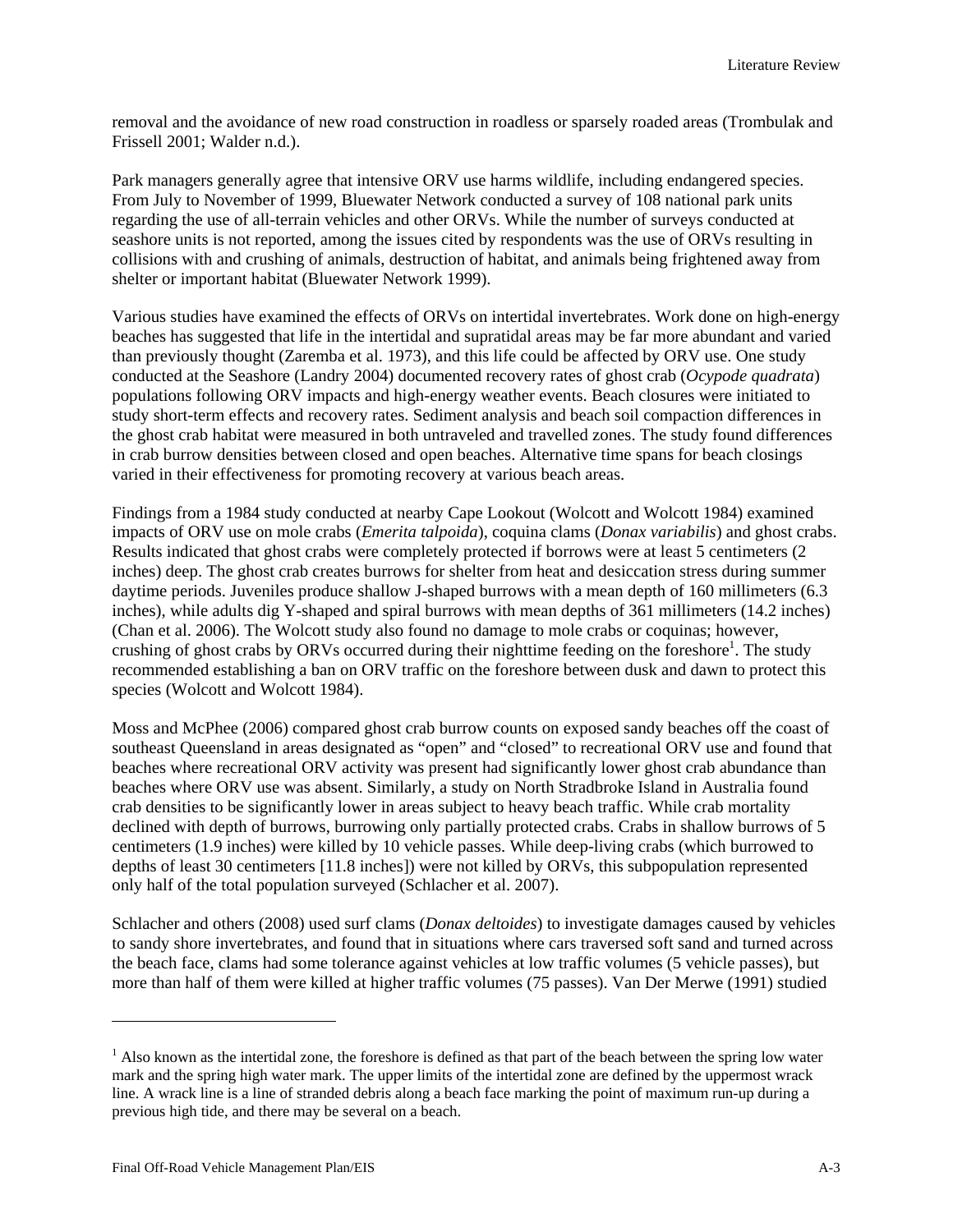removal and the avoidance of new road construction in roadless or sparsely roaded areas (Trombulak and Frissell 2001; Walder n.d.).

Park managers generally agree that intensive ORV use harms wildlife, including endangered species. From July to November of 1999, Bluewater Network conducted a survey of 108 national park units regarding the use of all-terrain vehicles and other ORVs. While the number of surveys conducted at seashore units is not reported, among the issues cited by respondents was the use of ORVs resulting in collisions with and crushing of animals, destruction of habitat, and animals being frightened away from shelter or important habitat (Bluewater Network 1999).

Various studies have examined the effects of ORVs on intertidal invertebrates. Work done on high-energy beaches has suggested that life in the intertidal and supratidal areas may be far more abundant and varied than previously thought (Zaremba et al. 1973), and this life could be affected by ORV use. One study conducted at the Seashore (Landry 2004) documented recovery rates of ghost crab (*Ocypode quadrata*) populations following ORV impacts and high-energy weather events. Beach closures were initiated to study short-term effects and recovery rates. Sediment analysis and beach soil compaction differences in the ghost crab habitat were measured in both untraveled and travelled zones. The study found differences in crab burrow densities between closed and open beaches. Alternative time spans for beach closings varied in their effectiveness for promoting recovery at various beach areas.

Findings from a 1984 study conducted at nearby Cape Lookout (Wolcott and Wolcott 1984) examined impacts of ORV use on mole crabs (*Emerita talpoida*), coquina clams (*Donax variabilis*) and ghost crabs. Results indicated that ghost crabs were completely protected if borrows were at least 5 centimeters (2 inches) deep. The ghost crab creates burrows for shelter from heat and desiccation stress during summer daytime periods. Juveniles produce shallow J-shaped burrows with a mean depth of 160 millimeters (6.3 inches), while adults dig Y-shaped and spiral burrows with mean depths of 361 millimeters (14.2 inches) (Chan et al. 2006). The Wolcott study also found no damage to mole crabs or coquinas; however, crushing of ghost crabs by ORVs occurred during their nighttime feeding on the foreshore[1]. The study recommended establishing a ban on ORV traffic on the foreshore between dusk and dawn to protect this species (Wolcott and Wolcott 1984).

Moss and McPhee (2006) compared ghost crab burrow counts on exposed sandy beaches off the coast of southeast Queensland in areas designated as "open" and "closed" to recreational ORV use and found that beaches where recreational ORV activity was present had significantly lower ghost crab abundance than beaches where ORV use was absent. Similarly, a study on North Stradbroke Island in Australia found crab densities to be significantly lower in areas subject to heavy beach traffic. While crab mortality declined with depth of burrows, burrowing only partially protected crabs. Crabs in shallow burrows of 5 centimeters (1.9 inches) were killed by 10 vehicle passes. While deep-living crabs (which burrowed to depths of least 30 centimeters [11.8 inches]) were not killed by ORVs, this subpopulation represented only half of the total population surveyed (Schlacher et al. 2007).

Schlacher and others (2008) used surf clams (*Donax deltoides*) to investigate damages caused by vehicles to sandy shore invertebrates, and found that in situations where cars traversed soft sand and turned across the beach face, clams had some tolerance against vehicles at low traffic volumes (5 vehicle passes), but more than half of them were killed at higher traffic volumes (75 passes). Van Der Merwe (1991) studied

---

[1] Also known as the intertidal zone, the foreshore is defined as that part of the beach between the spring low water mark and the spring high water mark. The upper limits of the intertidal zone are defined by the uppermost wrack line. A wrack line is a line of stranded debris along a beach face marking the point of maximum run-up during a previous high tide, and there may be several on a beach.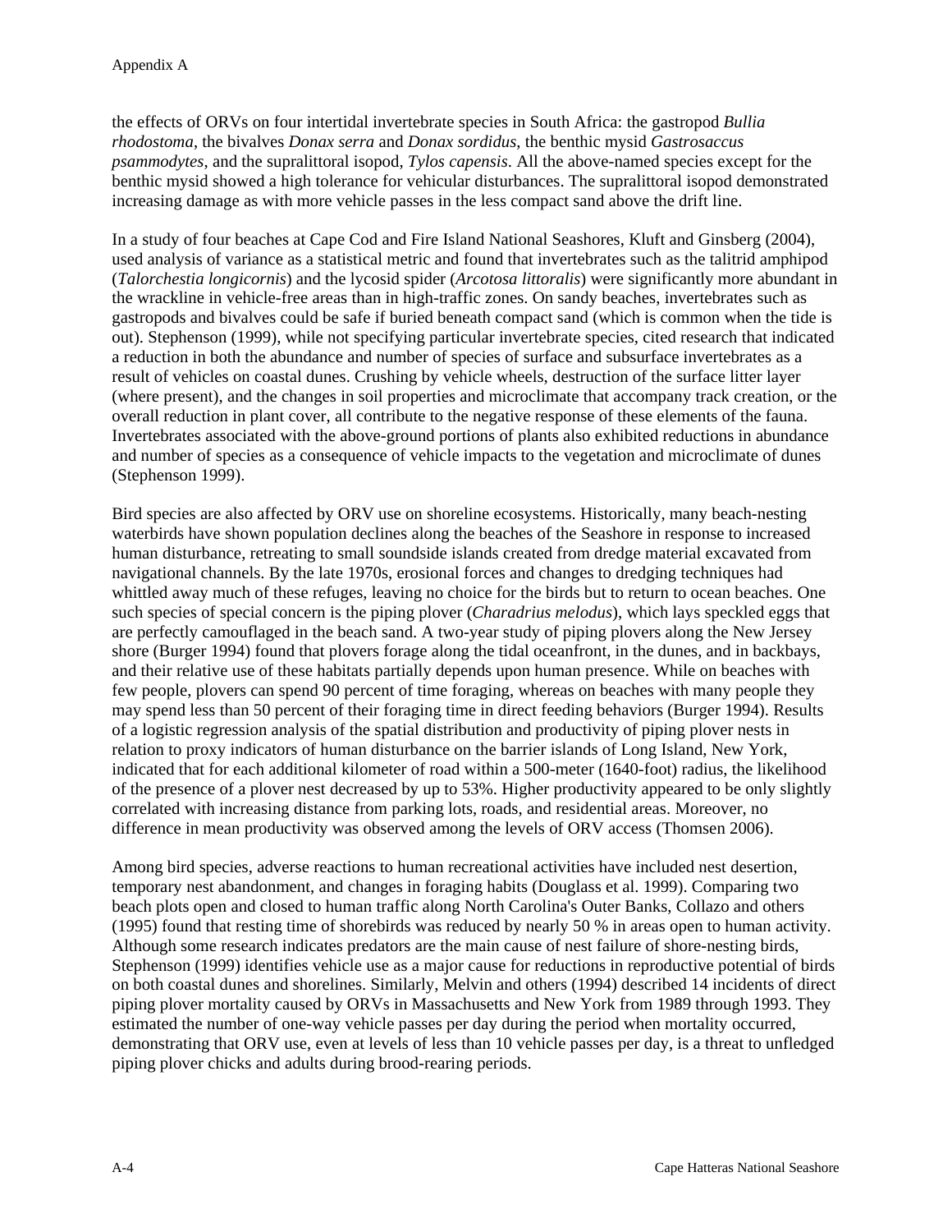the effects of ORVs on four intertidal invertebrate species in South Africa: the gastropod *Bullia rhodostoma*, the bivalves *Donax serra* and *Donax sordidus*, the benthic mysid *Gastrosaccus psammodytes*, and the supralittoral isopod, *Tylos capensis*. All the above-named species except for the benthic mysid showed a high tolerance for vehicular disturbances. The supralittoral isopod demonstrated increasing damage as with more vehicle passes in the less compact sand above the drift line.

In a study of four beaches at Cape Cod and Fire Island National Seashores, Kluft and Ginsberg (2004), used analysis of variance as a statistical metric and found that invertebrates such as the talitrid amphipod (*Talorchestia longicornis*) and the lycosid spider (*Arcotosa littoralis*) were significantly more abundant in the wrackline in vehicle-free areas than in high-traffic zones. On sandy beaches, invertebrates such as gastropods and bivalves could be safe if buried beneath compact sand (which is common when the tide is out). Stephenson (1999), while not specifying particular invertebrate species, cited research that indicated a reduction in both the abundance and number of species of surface and subsurface invertebrates as a result of vehicles on coastal dunes. Crushing by vehicle wheels, destruction of the surface litter layer (where present), and the changes in soil properties and microclimate that accompany track creation, or the overall reduction in plant cover, all contribute to the negative response of these elements of the fauna. Invertebrates associated with the above-ground portions of plants also exhibited reductions in abundance and number of species as a consequence of vehicle impacts to the vegetation and microclimate of dunes (Stephenson 1999).

Bird species are also affected by ORV use on shoreline ecosystems. Historically, many beach-nesting waterbirds have shown population declines along the beaches of the Seashore in response to increased human disturbance, retreating to small soundside islands created from dredge material excavated from navigational channels. By the late 1970s, erosional forces and changes to dredging techniques had whittled away much of these refuges, leaving no choice for the birds but to return to ocean beaches. One such species of special concern is the piping plover (*Charadrius melodus*), which lays speckled eggs that are perfectly camouflaged in the beach sand. A two-year study of piping plovers along the New Jersey shore (Burger 1994) found that plovers forage along the tidal oceanfront, in the dunes, and in backbays, and their relative use of these habitats partially depends upon human presence. While on beaches with few people, plovers can spend 90 percent of time foraging, whereas on beaches with many people they may spend less than 50 percent of their foraging time in direct feeding behaviors (Burger 1994). Results of a logistic regression analysis of the spatial distribution and productivity of piping plover nests in relation to proxy indicators of human disturbance on the barrier islands of Long Island, New York, indicated that for each additional kilometer of road within a 500-meter (1640-foot) radius, the likelihood of the presence of a plover nest decreased by up to 53%. Higher productivity appeared to be only slightly correlated with increasing distance from parking lots, roads, and residential areas. Moreover, no difference in mean productivity was observed among the levels of ORV access (Thomsen 2006).

Among bird species, adverse reactions to human recreational activities have included nest desertion, temporary nest abandonment, and changes in foraging habits (Douglass et al. 1999). Comparing two beach plots open and closed to human traffic along North Carolina's Outer Banks, Collazo and others (1995) found that resting time of shorebirds was reduced by nearly 50 % in areas open to human activity. Although some research indicates predators are the main cause of nest failure of shore-nesting birds, Stephenson (1999) identifies vehicle use as a major cause for reductions in reproductive potential of birds on both coastal dunes and shorelines. Similarly, Melvin and others (1994) described 14 incidents of direct piping plover mortality caused by ORVs in Massachusetts and New York from 1989 through 1993. They estimated the number of one-way vehicle passes per day during the period when mortality occurred, demonstrating that ORV use, even at levels of less than 10 vehicle passes per day, is a threat to unfledged piping plover chicks and adults during brood-rearing periods.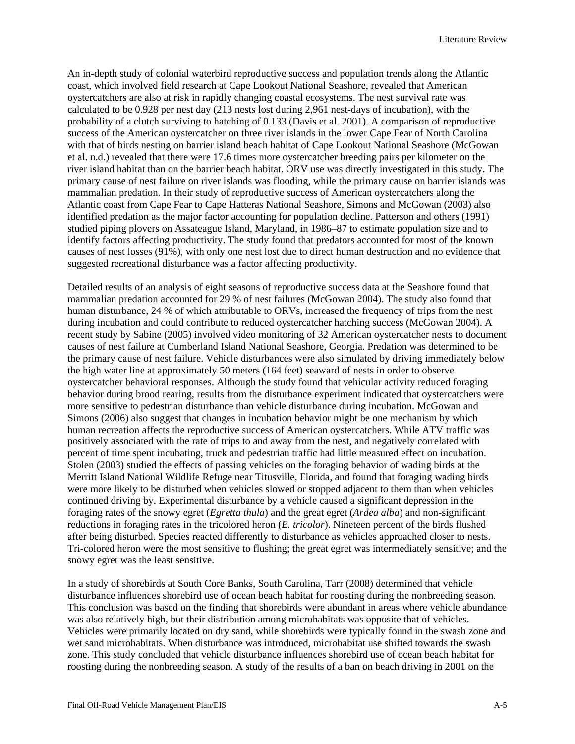An in-depth study of colonial waterbird reproductive success and population trends along the Atlantic coast, which involved field research at Cape Lookout National Seashore, revealed that American oystercatchers are also at risk in rapidly changing coastal ecosystems. The nest survival rate was calculated to be 0.928 per nest day (213 nests lost during 2,961 nest-days of incubation), with the probability of a clutch surviving to hatching of 0.133 (Davis et al. 2001). A comparison of reproductive success of the American oystercatcher on three river islands in the lower Cape Fear of North Carolina with that of birds nesting on barrier island beach habitat of Cape Lookout National Seashore (McGowan et al. n.d.) revealed that there were 17.6 times more oystercatcher breeding pairs per kilometer on the river island habitat than on the barrier beach habitat. ORV use was directly investigated in this study. The primary cause of nest failure on river islands was flooding, while the primary cause on barrier islands was mammalian predation. In their study of reproductive success of American oystercatchers along the Atlantic coast from Cape Fear to Cape Hatteras National Seashore, Simons and McGowan (2003) also identified predation as the major factor accounting for population decline. Patterson and others (1991) studied piping plovers on Assateague Island, Maryland, in 1986–87 to estimate population size and to identify factors affecting productivity. The study found that predators accounted for most of the known causes of nest losses (91%), with only one nest lost due to direct human destruction and no evidence that suggested recreational disturbance was a factor affecting productivity.

Detailed results of an analysis of eight seasons of reproductive success data at the Seashore found that mammalian predation accounted for 29 % of nest failures (McGowan 2004). The study also found that human disturbance, 24 % of which attributable to ORVs, increased the frequency of trips from the nest during incubation and could contribute to reduced oystercatcher hatching success (McGowan 2004). A recent study by Sabine (2005) involved video monitoring of 32 American oystercatcher nests to document causes of nest failure at Cumberland Island National Seashore, Georgia. Predation was determined to be the primary cause of nest failure. Vehicle disturbances were also simulated by driving immediately below the high water line at approximately 50 meters (164 feet) seaward of nests in order to observe oystercatcher behavioral responses. Although the study found that vehicular activity reduced foraging behavior during brood rearing, results from the disturbance experiment indicated that oystercatchers were more sensitive to pedestrian disturbance than vehicle disturbance during incubation. McGowan and Simons (2006) also suggest that changes in incubation behavior might be one mechanism by which human recreation affects the reproductive success of American oystercatchers. While ATV traffic was positively associated with the rate of trips to and away from the nest, and negatively correlated with percent of time spent incubating, truck and pedestrian traffic had little measured effect on incubation. Stolen (2003) studied the effects of passing vehicles on the foraging behavior of wading birds at the Merritt Island National Wildlife Refuge near Titusville, Florida, and found that foraging wading birds were more likely to be disturbed when vehicles slowed or stopped adjacent to them than when vehicles continued driving by. Experimental disturbance by a vehicle caused a significant depression in the foraging rates of the snowy egret (*Egretta thula*) and the great egret (*Ardea alba*) and non-significant reductions in foraging rates in the tricolored heron (*E. tricolor*). Nineteen percent of the birds flushed after being disturbed. Species reacted differently to disturbance as vehicles approached closer to nests. Tri-colored heron were the most sensitive to flushing; the great egret was intermediately sensitive; and the snowy egret was the least sensitive.

In a study of shorebirds at South Core Banks, South Carolina, Tarr (2008) determined that vehicle disturbance influences shorebird use of ocean beach habitat for roosting during the nonbreeding season. This conclusion was based on the finding that shorebirds were abundant in areas where vehicle abundance was also relatively high, but their distribution among microhabitats was opposite that of vehicles. Vehicles were primarily located on dry sand, while shorebirds were typically found in the swash zone and wet sand microhabitats. When disturbance was introduced, microhabitat use shifted towards the swash zone. This study concluded that vehicle disturbance influences shorebird use of ocean beach habitat for roosting during the nonbreeding season. A study of the results of a ban on beach driving in 2001 on the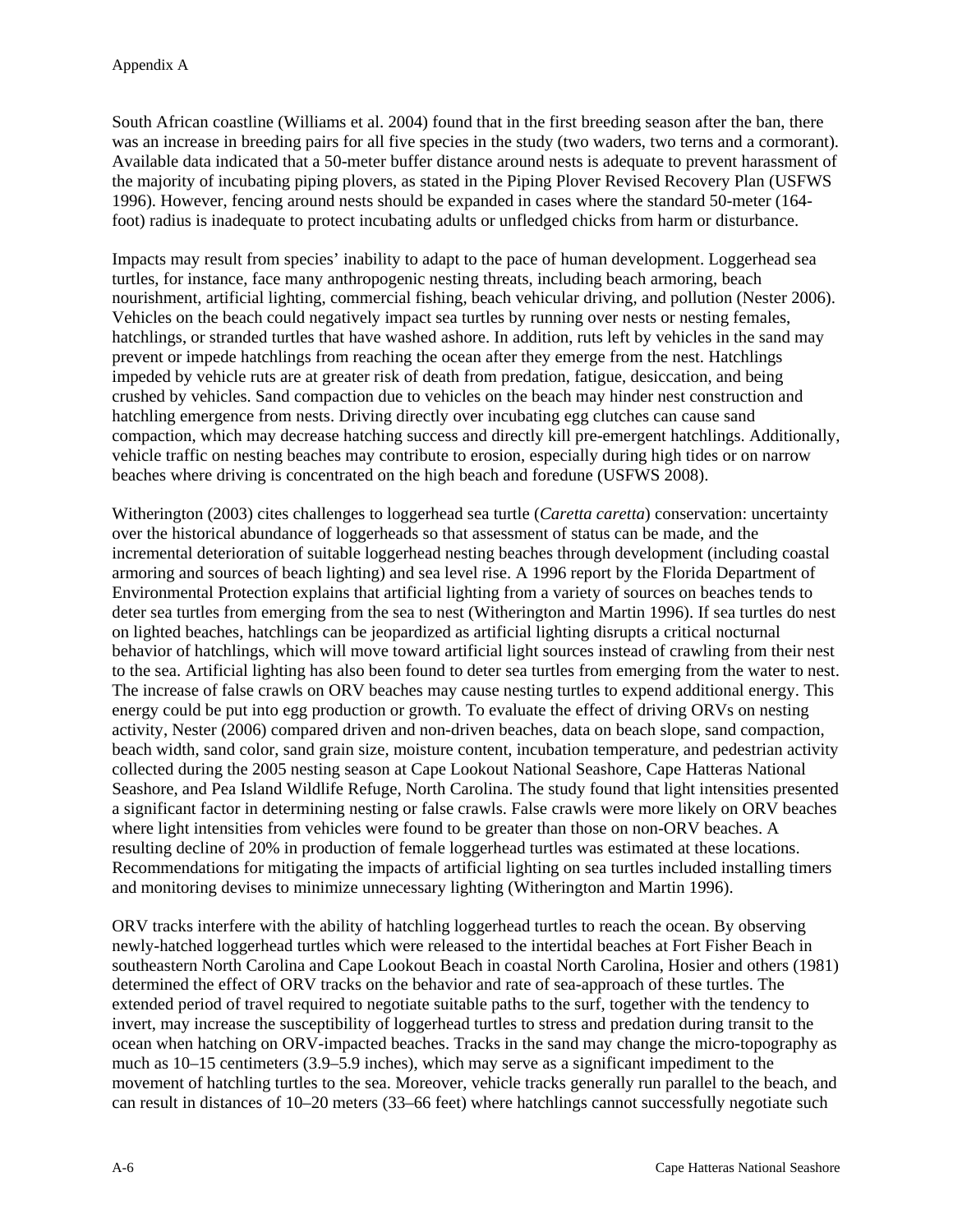South African coastline (Williams et al. 2004) found that in the first breeding season after the ban, there was an increase in breeding pairs for all five species in the study (two waders, two terns and a cormorant). Available data indicated that a 50-meter buffer distance around nests is adequate to prevent harassment of the majority of incubating piping plovers, as stated in the Piping Plover Revised Recovery Plan (USFWS 1996). However, fencing around nests should be expanded in cases where the standard 50-meter (164-foot) radius is inadequate to protect incubating adults or unfledged chicks from harm or disturbance.

Impacts may result from species' inability to adapt to the pace of human development. Loggerhead sea turtles, for instance, face many anthropogenic nesting threats, including beach armoring, beach nourishment, artificial lighting, commercial fishing, beach vehicular driving, and pollution (Nester 2006). Vehicles on the beach could negatively impact sea turtles by running over nests or nesting females, hatchlings, or stranded turtles that have washed ashore. In addition, ruts left by vehicles in the sand may prevent or impede hatchlings from reaching the ocean after they emerge from the nest. Hatchlings impeded by vehicle ruts are at greater risk of death from predation, fatigue, desiccation, and being crushed by vehicles. Sand compaction due to vehicles on the beach may hinder nest construction and hatchling emergence from nests. Driving directly over incubating egg clutches can cause sand compaction, which may decrease hatching success and directly kill pre-emergent hatchlings. Additionally, vehicle traffic on nesting beaches may contribute to erosion, especially during high tides or on narrow beaches where driving is concentrated on the high beach and foredune (USFWS 2008).

Witherington (2003) cites challenges to loggerhead sea turtle (*Caretta caretta*) conservation: uncertainty over the historical abundance of loggerheads so that assessment of status can be made, and the incremental deterioration of suitable loggerhead nesting beaches through development (including coastal armoring and sources of beach lighting) and sea level rise. A 1996 report by the Florida Department of Environmental Protection explains that artificial lighting from a variety of sources on beaches tends to deter sea turtles from emerging from the sea to nest (Witherington and Martin 1996). If sea turtles do nest on lighted beaches, hatchlings can be jeopardized as artificial lighting disrupts a critical nocturnal behavior of hatchlings, which will move toward artificial light sources instead of crawling from their nest to the sea. Artificial lighting has also been found to deter sea turtles from emerging from the water to nest. The increase of false crawls on ORV beaches may cause nesting turtles to expend additional energy. This energy could be put into egg production or growth. To evaluate the effect of driving ORVs on nesting activity, Nester (2006) compared driven and non-driven beaches, data on beach slope, sand compaction, beach width, sand color, sand grain size, moisture content, incubation temperature, and pedestrian activity collected during the 2005 nesting season at Cape Lookout National Seashore, Cape Hatteras National Seashore, and Pea Island Wildlife Refuge, North Carolina. The study found that light intensities presented a significant factor in determining nesting or false crawls. False crawls were more likely on ORV beaches where light intensities from vehicles were found to be greater than those on non-ORV beaches. A resulting decline of 20% in production of female loggerhead turtles was estimated at these locations. Recommendations for mitigating the impacts of artificial lighting on sea turtles included installing timers and monitoring devises to minimize unnecessary lighting (Witherington and Martin 1996).

ORV tracks interfere with the ability of hatchling loggerhead turtles to reach the ocean. By observing newly-hatched loggerhead turtles which were released to the intertidal beaches at Fort Fisher Beach in southeastern North Carolina and Cape Lookout Beach in coastal North Carolina, Hosier and others (1981) determined the effect of ORV tracks on the behavior and rate of sea-approach of these turtles. The extended period of travel required to negotiate suitable paths to the surf, together with the tendency to invert, may increase the susceptibility of loggerhead turtles to stress and predation during transit to the ocean when hatching on ORV-impacted beaches. Tracks in the sand may change the micro-topography as much as 10–15 centimeters (3.9–5.9 inches), which may serve as a significant impediment to the movement of hatchling turtles to the sea. Moreover, vehicle tracks generally run parallel to the beach, and can result in distances of 10–20 meters (33–66 feet) where hatchlings cannot successfully negotiate such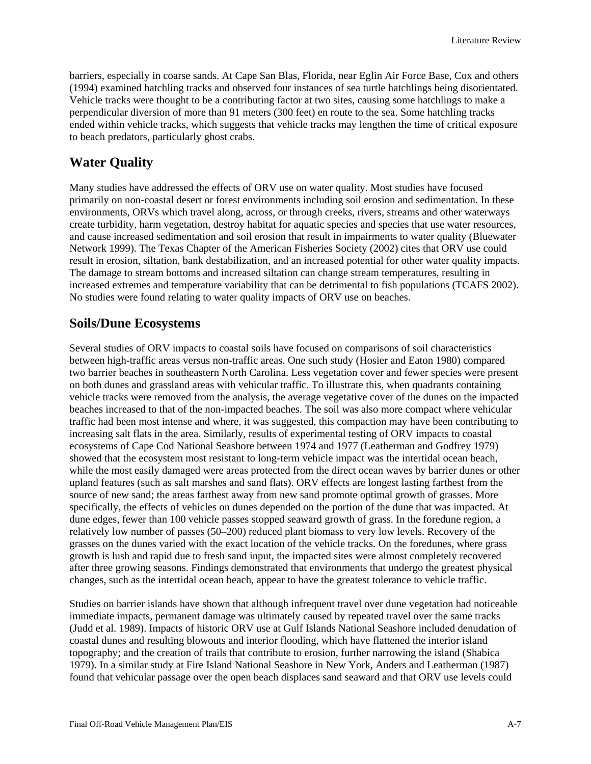barriers, especially in coarse sands. At Cape San Blas, Florida, near Eglin Air Force Base, Cox and others (1994) examined hatchling tracks and observed four instances of sea turtle hatchlings being disorientated. Vehicle tracks were thought to be a contributing factor at two sites, causing some hatchlings to make a perpendicular diversion of more than 91 meters (300 feet) en route to the sea. Some hatchling tracks ended within vehicle tracks, which suggests that vehicle tracks may lengthen the time of critical exposure to beach predators, particularly ghost crabs.

## Water Quality

Many studies have addressed the effects of ORV use on water quality. Most studies have focused primarily on non-coastal desert or forest environments including soil erosion and sedimentation. In these environments, ORVs which travel along, across, or through creeks, rivers, streams and other waterways create turbidity, harm vegetation, destroy habitat for aquatic species and species that use water resources, and cause increased sedimentation and soil erosion that result in impairments to water quality (Bluewater Network 1999). The Texas Chapter of the American Fisheries Society (2002) cites that ORV use could result in erosion, siltation, bank destabilization, and an increased potential for other water quality impacts. The damage to stream bottoms and increased siltation can change stream temperatures, resulting in increased extremes and temperature variability that can be detrimental to fish populations (TCAFS 2002). No studies were found relating to water quality impacts of ORV use on beaches.

## Soils/Dune Ecosystems

Several studies of ORV impacts to coastal soils have focused on comparisons of soil characteristics between high-traffic areas versus non-traffic areas. One such study (Hosier and Eaton 1980) compared two barrier beaches in southeastern North Carolina. Less vegetation cover and fewer species were present on both dunes and grassland areas with vehicular traffic. To illustrate this, when quadrants containing vehicle tracks were removed from the analysis, the average vegetative cover of the dunes on the impacted beaches increased to that of the non-impacted beaches. The soil was also more compact where vehicular traffic had been most intense and where, it was suggested, this compaction may have been contributing to increasing salt flats in the area. Similarly, results of experimental testing of ORV impacts to coastal ecosystems of Cape Cod National Seashore between 1974 and 1977 (Leatherman and Godfrey 1979) showed that the ecosystem most resistant to long-term vehicle impact was the intertidal ocean beach, while the most easily damaged were areas protected from the direct ocean waves by barrier dunes or other upland features (such as salt marshes and sand flats). ORV effects are longest lasting farthest from the source of new sand; the areas farthest away from new sand promote optimal growth of grasses. More specifically, the effects of vehicles on dunes depended on the portion of the dune that was impacted. At dune edges, fewer than 100 vehicle passes stopped seaward growth of grass. In the foredune region, a relatively low number of passes (50–200) reduced plant biomass to very low levels. Recovery of the grasses on the dunes varied with the exact location of the vehicle tracks. On the foredunes, where grass growth is lush and rapid due to fresh sand input, the impacted sites were almost completely recovered after three growing seasons. Findings demonstrated that environments that undergo the greatest physical changes, such as the intertidal ocean beach, appear to have the greatest tolerance to vehicle traffic.

Studies on barrier islands have shown that although infrequent travel over dune vegetation had noticeable immediate impacts, permanent damage was ultimately caused by repeated travel over the same tracks (Judd et al. 1989). Impacts of historic ORV use at Gulf Islands National Seashore included denudation of coastal dunes and resulting blowouts and interior flooding, which have flattened the interior island topography; and the creation of trails that contribute to erosion, further narrowing the island (Shabica 1979). In a similar study at Fire Island National Seashore in New York, Anders and Leatherman (1987) found that vehicular passage over the open beach displaces sand seaward and that ORV use levels could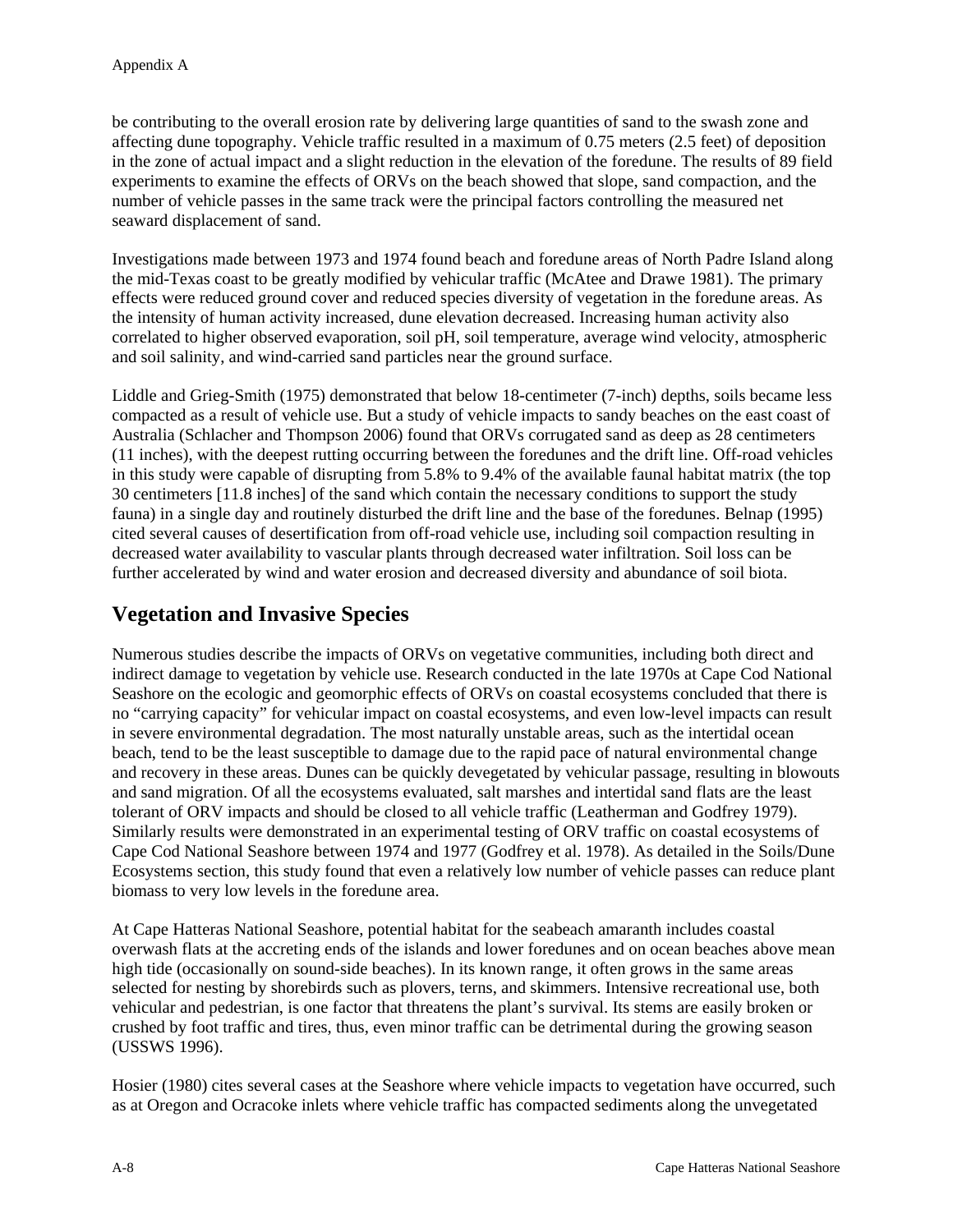be contributing to the overall erosion rate by delivering large quantities of sand to the swash zone and affecting dune topography. Vehicle traffic resulted in a maximum of 0.75 meters (2.5 feet) of deposition in the zone of actual impact and a slight reduction in the elevation of the foredune. The results of 89 field experiments to examine the effects of ORVs on the beach showed that slope, sand compaction, and the number of vehicle passes in the same track were the principal factors controlling the measured net seaward displacement of sand.

Investigations made between 1973 and 1974 found beach and foredune areas of North Padre Island along the mid-Texas coast to be greatly modified by vehicular traffic (McAtee and Drawe 1981). The primary effects were reduced ground cover and reduced species diversity of vegetation in the foredune areas. As the intensity of human activity increased, dune elevation decreased. Increasing human activity also correlated to higher observed evaporation, soil pH, soil temperature, average wind velocity, atmospheric and soil salinity, and wind-carried sand particles near the ground surface.

Liddle and Grieg-Smith (1975) demonstrated that below 18-centimeter (7-inch) depths, soils became less compacted as a result of vehicle use. But a study of vehicle impacts to sandy beaches on the east coast of Australia (Schlacher and Thompson 2006) found that ORVs corrugated sand as deep as 28 centimeters (11 inches), with the deepest rutting occurring between the foredunes and the drift line. Off-road vehicles in this study were capable of disrupting from 5.8% to 9.4% of the available faunal habitat matrix (the top 30 centimeters [11.8 inches] of the sand which contain the necessary conditions to support the study fauna) in a single day and routinely disturbed the drift line and the base of the foredunes. Belnap (1995) cited several causes of desertification from off-road vehicle use, including soil compaction resulting in decreased water availability to vascular plants through decreased water infiltration. Soil loss can be further accelerated by wind and water erosion and decreased diversity and abundance of soil biota.

## Vegetation and Invasive Species

Numerous studies describe the impacts of ORVs on vegetative communities, including both direct and indirect damage to vegetation by vehicle use. Research conducted in the late 1970s at Cape Cod National Seashore on the ecologic and geomorphic effects of ORVs on coastal ecosystems concluded that there is no "carrying capacity" for vehicular impact on coastal ecosystems, and even low-level impacts can result in severe environmental degradation. The most naturally unstable areas, such as the intertidal ocean beach, tend to be the least susceptible to damage due to the rapid pace of natural environmental change and recovery in these areas. Dunes can be quickly devegetated by vehicular passage, resulting in blowouts and sand migration. Of all the ecosystems evaluated, salt marshes and intertidal sand flats are the least tolerant of ORV impacts and should be closed to all vehicle traffic (Leatherman and Godfrey 1979). Similarly results were demonstrated in an experimental testing of ORV traffic on coastal ecosystems of Cape Cod National Seashore between 1974 and 1977 (Godfrey et al. 1978). As detailed in the Soils/Dune Ecosystems section, this study found that even a relatively low number of vehicle passes can reduce plant biomass to very low levels in the foredune area.

At Cape Hatteras National Seashore, potential habitat for the seabeach amaranth includes coastal overwash flats at the accreting ends of the islands and lower foredunes and on ocean beaches above mean high tide (occasionally on sound-side beaches). In its known range, it often grows in the same areas selected for nesting by shorebirds such as plovers, terns, and skimmers. Intensive recreational use, both vehicular and pedestrian, is one factor that threatens the plant's survival. Its stems are easily broken or crushed by foot traffic and tires, thus, even minor traffic can be detrimental during the growing season (USSWS 1996).

Hosier (1980) cites several cases at the Seashore where vehicle impacts to vegetation have occurred, such as at Oregon and Ocracoke inlets where vehicle traffic has compacted sediments along the unvegetated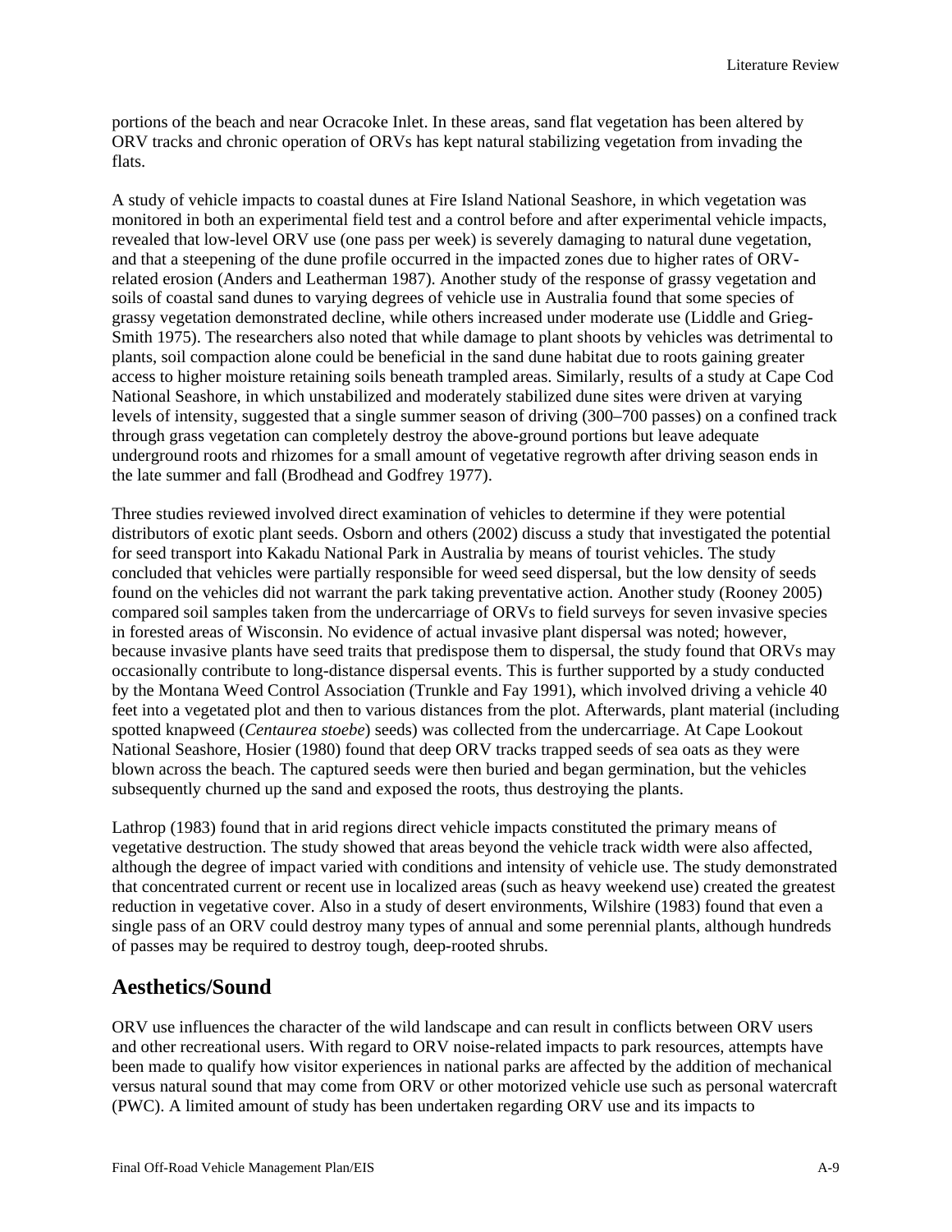portions of the beach and near Ocracoke Inlet. In these areas, sand flat vegetation has been altered by ORV tracks and chronic operation of ORVs has kept natural stabilizing vegetation from invading the flats.

A study of vehicle impacts to coastal dunes at Fire Island National Seashore, in which vegetation was monitored in both an experimental field test and a control before and after experimental vehicle impacts, revealed that low-level ORV use (one pass per week) is severely damaging to natural dune vegetation, and that a steepening of the dune profile occurred in the impacted zones due to higher rates of ORV-related erosion (Anders and Leatherman 1987). Another study of the response of grassy vegetation and soils of coastal sand dunes to varying degrees of vehicle use in Australia found that some species of grassy vegetation demonstrated decline, while others increased under moderate use (Liddle and Grieg-Smith 1975). The researchers also noted that while damage to plant shoots by vehicles was detrimental to plants, soil compaction alone could be beneficial in the sand dune habitat due to roots gaining greater access to higher moisture retaining soils beneath trampled areas. Similarly, results of a study at Cape Cod National Seashore, in which unstabilized and moderately stabilized dune sites were driven at varying levels of intensity, suggested that a single summer season of driving (300–700 passes) on a confined track through grass vegetation can completely destroy the above-ground portions but leave adequate underground roots and rhizomes for a small amount of vegetative regrowth after driving season ends in the late summer and fall (Brodhead and Godfrey 1977).

Three studies reviewed involved direct examination of vehicles to determine if they were potential distributors of exotic plant seeds. Osborn and others (2002) discuss a study that investigated the potential for seed transport into Kakadu National Park in Australia by means of tourist vehicles. The study concluded that vehicles were partially responsible for weed seed dispersal, but the low density of seeds found on the vehicles did not warrant the park taking preventative action. Another study (Rooney 2005) compared soil samples taken from the undercarriage of ORVs to field surveys for seven invasive species in forested areas of Wisconsin. No evidence of actual invasive plant dispersal was noted; however, because invasive plants have seed traits that predispose them to dispersal, the study found that ORVs may occasionally contribute to long-distance dispersal events. This is further supported by a study conducted by the Montana Weed Control Association (Trunkle and Fay 1991), which involved driving a vehicle 40 feet into a vegetated plot and then to various distances from the plot. Afterwards, plant material (including spotted knapweed (*Centaurea stoebe*) seeds) was collected from the undercarriage. At Cape Lookout National Seashore, Hosier (1980) found that deep ORV tracks trapped seeds of sea oats as they were blown across the beach. The captured seeds were then buried and began germination, but the vehicles subsequently churned up the sand and exposed the roots, thus destroying the plants.

Lathrop (1983) found that in arid regions direct vehicle impacts constituted the primary means of vegetative destruction. The study showed that areas beyond the vehicle track width were also affected, although the degree of impact varied with conditions and intensity of vehicle use. The study demonstrated that concentrated current or recent use in localized areas (such as heavy weekend use) created the greatest reduction in vegetative cover. Also in a study of desert environments, Wilshire (1983) found that even a single pass of an ORV could destroy many types of annual and some perennial plants, although hundreds of passes may be required to destroy tough, deep-rooted shrubs.

## Aesthetics/Sound

ORV use influences the character of the wild landscape and can result in conflicts between ORV users and other recreational users. With regard to ORV noise-related impacts to park resources, attempts have been made to qualify how visitor experiences in national parks are affected by the addition of mechanical versus natural sound that may come from ORV or other motorized vehicle use such as personal watercraft (PWC). A limited amount of study has been undertaken regarding ORV use and its impacts to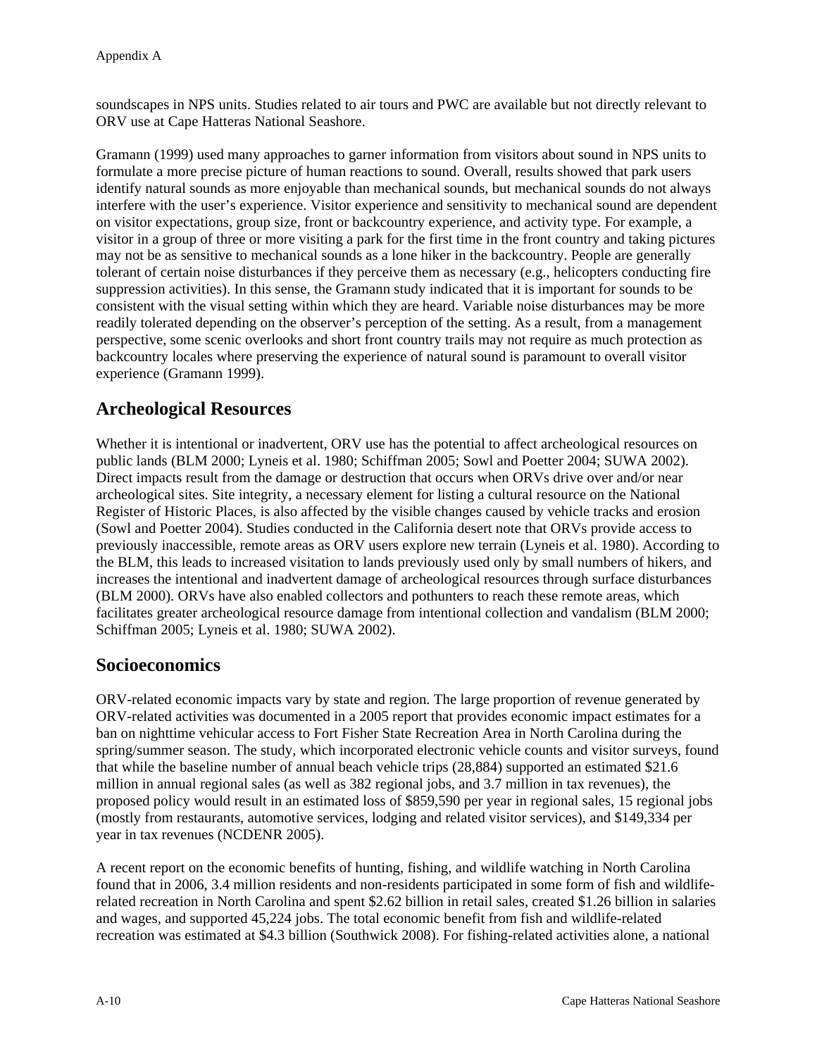soundscapes in NPS units. Studies related to air tours and PWC are available but not directly relevant to ORV use at Cape Hatteras National Seashore.

Gramann (1999) used many approaches to garner information from visitors about sound in NPS units to formulate a more precise picture of human reactions to sound. Overall, results showed that park users identify natural sounds as more enjoyable than mechanical sounds, but mechanical sounds do not always interfere with the user's experience. Visitor experience and sensitivity to mechanical sound are dependent on visitor expectations, group size, front or backcountry experience, and activity type. For example, a visitor in a group of three or more visiting a park for the first time in the front country and taking pictures may not be as sensitive to mechanical sounds as a lone hiker in the backcountry. People are generally tolerant of certain noise disturbances if they perceive them as necessary (e.g., helicopters conducting fire suppression activities). In this sense, the Gramann study indicated that it is important for sounds to be consistent with the visual setting within which they are heard. Variable noise disturbances may be more readily tolerated depending on the observer's perception of the setting. As a result, from a management perspective, some scenic overlooks and short front country trails may not require as much protection as backcountry locales where preserving the experience of natural sound is paramount to overall visitor experience (Gramann 1999).

## Archeological Resources

Whether it is intentional or inadvertent, ORV use has the potential to affect archeological resources on public lands (BLM 2000; Lyneis et al. 1980; Schiffman 2005; Sowl and Poetter 2004; SUWA 2002). Direct impacts result from the damage or destruction that occurs when ORVs drive over and/or near archeological sites. Site integrity, a necessary element for listing a cultural resource on the National Register of Historic Places, is also affected by the visible changes caused by vehicle tracks and erosion (Sowl and Poetter 2004). Studies conducted in the California desert note that ORVs provide access to previously inaccessible, remote areas as ORV users explore new terrain (Lyneis et al. 1980). According to the BLM, this leads to increased visitation to lands previously used only by small numbers of hikers, and increases the intentional and inadvertent damage of archeological resources through surface disturbances (BLM 2000). ORVs have also enabled collectors and pothunters to reach these remote areas, which facilitates greater archeological resource damage from intentional collection and vandalism (BLM 2000; Schiffman 2005; Lyneis et al. 1980; SUWA 2002).

## Socioeconomics

ORV-related economic impacts vary by state and region. The large proportion of revenue generated by ORV-related activities was documented in a 2005 report that provides economic impact estimates for a ban on nighttime vehicular access to Fort Fisher State Recreation Area in North Carolina during the spring/summer season. The study, which incorporated electronic vehicle counts and visitor surveys, found that while the baseline number of annual beach vehicle trips (28,884) supported an estimated $21.6 million in annual regional sales (as well as 382 regional jobs, and 3.7 million in tax revenues), the proposed policy would result in an estimated loss of $859,590 per year in regional sales, 15 regional jobs (mostly from restaurants, automotive services, lodging and related visitor services), and $149,334 per year in tax revenues (NCDENR 2005).

A recent report on the economic benefits of hunting, fishing, and wildlife watching in North Carolina found that in 2006, 3.4 million residents and non-residents participated in some form of fish and wildlife-related recreation in North Carolina and spent $2.62 billion in retail sales, created $1.26 billion in salaries and wages, and supported 45,224 jobs. The total economic benefit from fish and wildlife-related recreation was estimated at $4.3 billion (Southwick 2008). For fishing-related activities alone, a national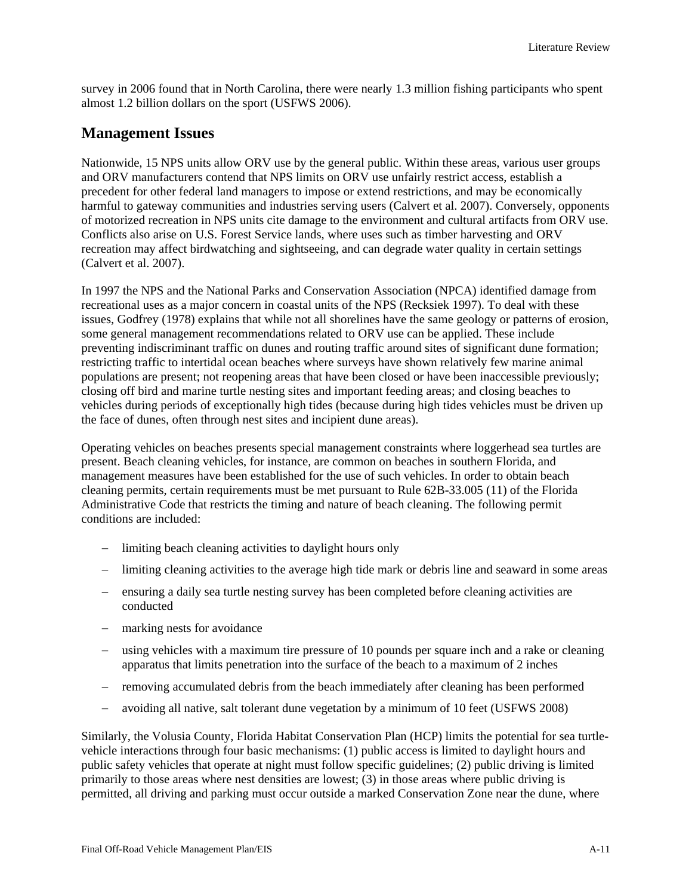survey in 2006 found that in North Carolina, there were nearly 1.3 million fishing participants who spent almost 1.2 billion dollars on the sport (USFWS 2006).

## Management Issues

Nationwide, 15 NPS units allow ORV use by the general public. Within these areas, various user groups and ORV manufacturers contend that NPS limits on ORV use unfairly restrict access, establish a precedent for other federal land managers to impose or extend restrictions, and may be economically harmful to gateway communities and industries serving users (Calvert et al. 2007). Conversely, opponents of motorized recreation in NPS units cite damage to the environment and cultural artifacts from ORV use. Conflicts also arise on U.S. Forest Service lands, where uses such as timber harvesting and ORV recreation may affect birdwatching and sightseeing, and can degrade water quality in certain settings (Calvert et al. 2007).

In 1997 the NPS and the National Parks and Conservation Association (NPCA) identified damage from recreational uses as a major concern in coastal units of the NPS (Recksiek 1997). To deal with these issues, Godfrey (1978) explains that while not all shorelines have the same geology or patterns of erosion, some general management recommendations related to ORV use can be applied. These include preventing indiscriminant traffic on dunes and routing traffic around sites of significant dune formation; restricting traffic to intertidal ocean beaches where surveys have shown relatively few marine animal populations are present; not reopening areas that have been closed or have been inaccessible previously; closing off bird and marine turtle nesting sites and important feeding areas; and closing beaches to vehicles during periods of exceptionally high tides (because during high tides vehicles must be driven up the face of dunes, often through nest sites and incipient dune areas).

Operating vehicles on beaches presents special management constraints where loggerhead sea turtles are present. Beach cleaning vehicles, for instance, are common on beaches in southern Florida, and management measures have been established for the use of such vehicles. In order to obtain beach cleaning permits, certain requirements must be met pursuant to Rule 62B-33.005 (11) of the Florida Administrative Code that restricts the timing and nature of beach cleaning. The following permit conditions are included:

- limiting beach cleaning activities to daylight hours only
- limiting cleaning activities to the average high tide mark or debris line and seaward in some areas
- ensuring a daily sea turtle nesting survey has been completed before cleaning activities are conducted
- marking nests for avoidance
- using vehicles with a maximum tire pressure of 10 pounds per square inch and a rake or cleaning apparatus that limits penetration into the surface of the beach to a maximum of 2 inches
- removing accumulated debris from the beach immediately after cleaning has been performed
- avoiding all native, salt tolerant dune vegetation by a minimum of 10 feet (USFWS 2008)

Similarly, the Volusia County, Florida Habitat Conservation Plan (HCP) limits the potential for sea turtle-vehicle interactions through four basic mechanisms: (1) public access is limited to daylight hours and public safety vehicles that operate at night must follow specific guidelines; (2) public driving is limited primarily to those areas where nest densities are lowest; (3) in those areas where public driving is permitted, all driving and parking must occur outside a marked Conservation Zone near the dune, where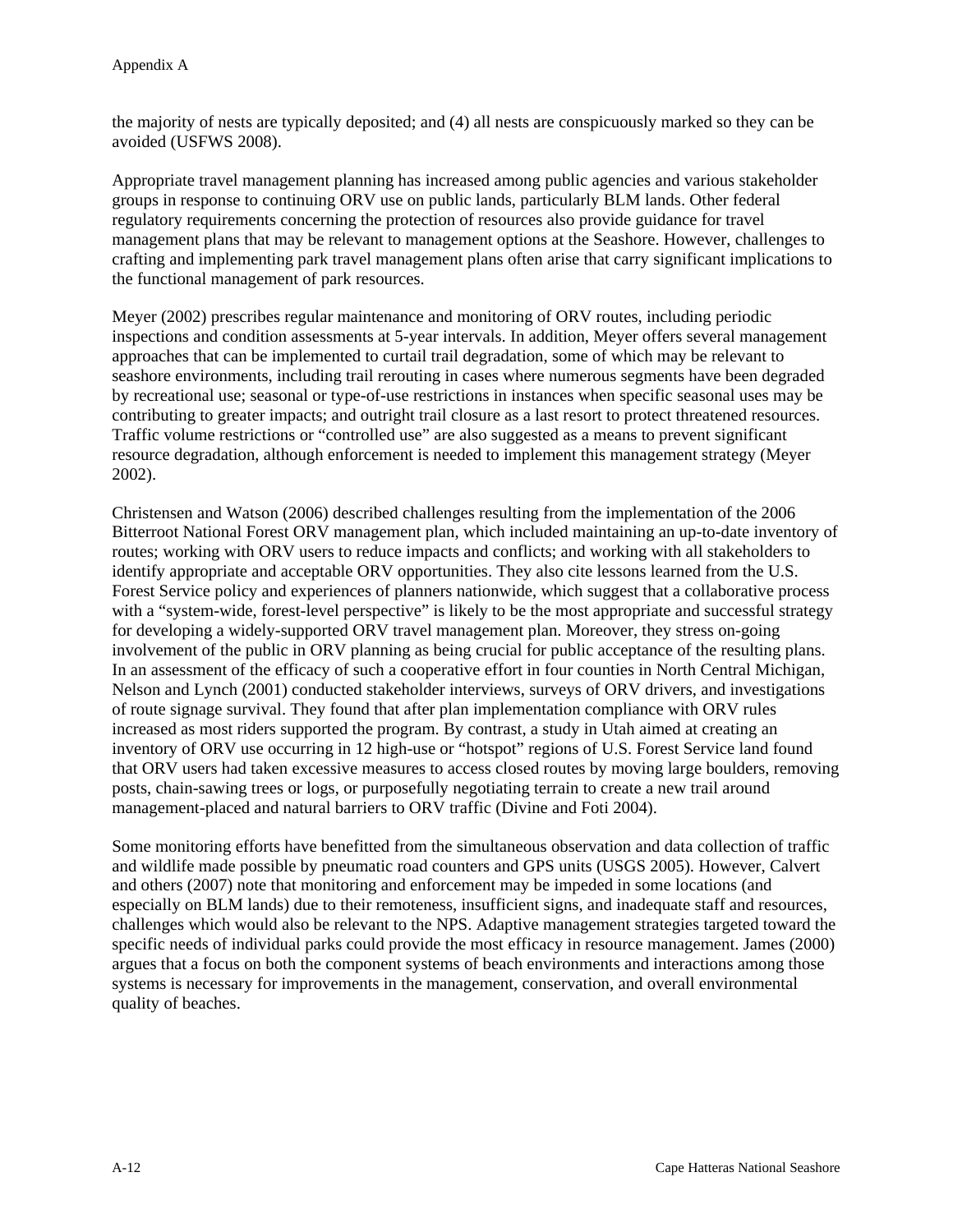the majority of nests are typically deposited; and (4) all nests are conspicuously marked so they can be avoided (USFWS 2008).

Appropriate travel management planning has increased among public agencies and various stakeholder groups in response to continuing ORV use on public lands, particularly BLM lands. Other federal regulatory requirements concerning the protection of resources also provide guidance for travel management plans that may be relevant to management options at the Seashore. However, challenges to crafting and implementing park travel management plans often arise that carry significant implications to the functional management of park resources.

Meyer (2002) prescribes regular maintenance and monitoring of ORV routes, including periodic inspections and condition assessments at 5-year intervals. In addition, Meyer offers several management approaches that can be implemented to curtail trail degradation, some of which may be relevant to seashore environments, including trail rerouting in cases where numerous segments have been degraded by recreational use; seasonal or type-of-use restrictions in instances when specific seasonal uses may be contributing to greater impacts; and outright trail closure as a last resort to protect threatened resources. Traffic volume restrictions or "controlled use" are also suggested as a means to prevent significant resource degradation, although enforcement is needed to implement this management strategy (Meyer 2002).

Christensen and Watson (2006) described challenges resulting from the implementation of the 2006 Bitterroot National Forest ORV management plan, which included maintaining an up-to-date inventory of routes; working with ORV users to reduce impacts and conflicts; and working with all stakeholders to identify appropriate and acceptable ORV opportunities. They also cite lessons learned from the U.S. Forest Service policy and experiences of planners nationwide, which suggest that a collaborative process with a "system-wide, forest-level perspective" is likely to be the most appropriate and successful strategy for developing a widely-supported ORV travel management plan. Moreover, they stress on-going involvement of the public in ORV planning as being crucial for public acceptance of the resulting plans. In an assessment of the efficacy of such a cooperative effort in four counties in North Central Michigan, Nelson and Lynch (2001) conducted stakeholder interviews, surveys of ORV drivers, and investigations of route signage survival. They found that after plan implementation compliance with ORV rules increased as most riders supported the program. By contrast, a study in Utah aimed at creating an inventory of ORV use occurring in 12 high-use or "hotspot" regions of U.S. Forest Service land found that ORV users had taken excessive measures to access closed routes by moving large boulders, removing posts, chain-sawing trees or logs, or purposefully negotiating terrain to create a new trail around management-placed and natural barriers to ORV traffic (Divine and Foti 2004).

Some monitoring efforts have benefitted from the simultaneous observation and data collection of traffic and wildlife made possible by pneumatic road counters and GPS units (USGS 2005). However, Calvert and others (2007) note that monitoring and enforcement may be impeded in some locations (and especially on BLM lands) due to their remoteness, insufficient signs, and inadequate staff and resources, challenges which would also be relevant to the NPS. Adaptive management strategies targeted toward the specific needs of individual parks could provide the most efficacy in resource management. James (2000) argues that a focus on both the component systems of beach environments and interactions among those systems is necessary for improvements in the management, conservation, and overall environmental quality of beaches.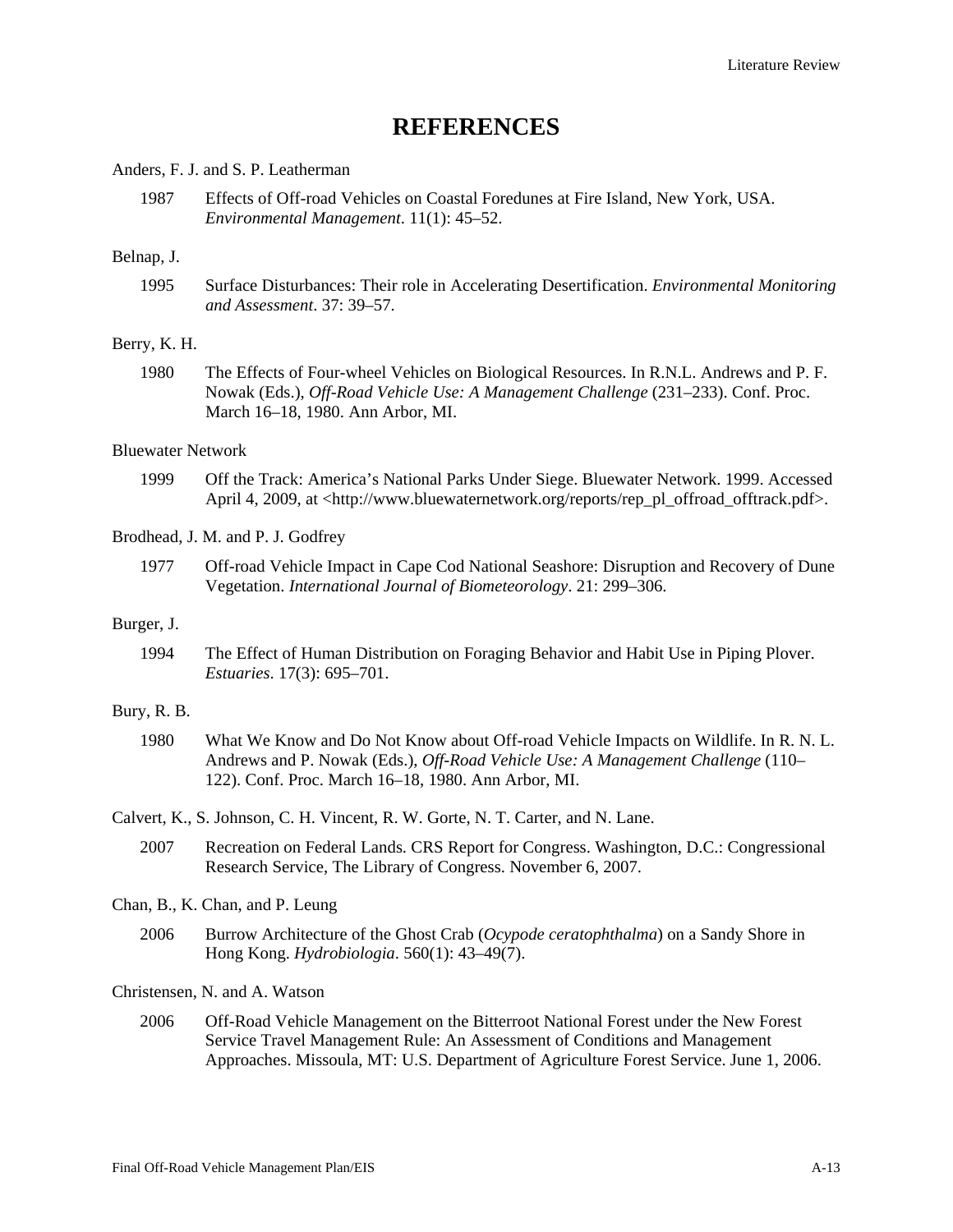# REFERENCES

Anders, F. J. and S. P. Leatherman

1987 Effects of Off-road Vehicles on Coastal Foredunes at Fire Island, New York, USA. *Environmental Management*. 11(1): 45–52.

Belnap, J.

1995 Surface Disturbances: Their role in Accelerating Desertification. *Environmental Monitoring and Assessment*. 37: 39–57.

Berry, K. H.

1980 The Effects of Four-wheel Vehicles on Biological Resources. In R.N.L. Andrews and P. F. Nowak (Eds.), *Off-Road Vehicle Use: A Management Challenge* (231–233). Conf. Proc. March 16–18, 1980. Ann Arbor, MI.

Bluewater Network

1999 Off the Track: America's National Parks Under Siege. Bluewater Network. 1999. Accessed April 4, 2009, at <http://www.bluewaternetwork.org/reports/rep_pl_offroad_offtrack.pdf>.

Brodhead, J. M. and P. J. Godfrey

1977 Off-road Vehicle Impact in Cape Cod National Seashore: Disruption and Recovery of Dune Vegetation. *International Journal of Biometeorology*. 21: 299–306.

Burger, J.

1994 The Effect of Human Distribution on Foraging Behavior and Habit Use in Piping Plover. *Estuaries*. 17(3): 695–701.

Bury, R. B.

1980 What We Know and Do Not Know about Off-road Vehicle Impacts on Wildlife. In R. N. L. Andrews and P. Nowak (Eds.), *Off-Road Vehicle Use: A Management Challenge* (110–122). Conf. Proc. March 16–18, 1980. Ann Arbor, MI.

Calvert, K., S. Johnson, C. H. Vincent, R. W. Gorte, N. T. Carter, and N. Lane.

2007 Recreation on Federal Lands. CRS Report for Congress. Washington, D.C.: Congressional Research Service, The Library of Congress. November 6, 2007.

Chan, B., K. Chan, and P. Leung

2006 Burrow Architecture of the Ghost Crab (*Ocypode ceratophthalma*) on a Sandy Shore in Hong Kong. *Hydrobiologia*. 560(1): 43–49(7).

Christensen, N. and A. Watson

2006 Off-Road Vehicle Management on the Bitterroot National Forest under the New Forest Service Travel Management Rule: An Assessment of Conditions and Management Approaches. Missoula, MT: U.S. Department of Agriculture Forest Service. June 1, 2006.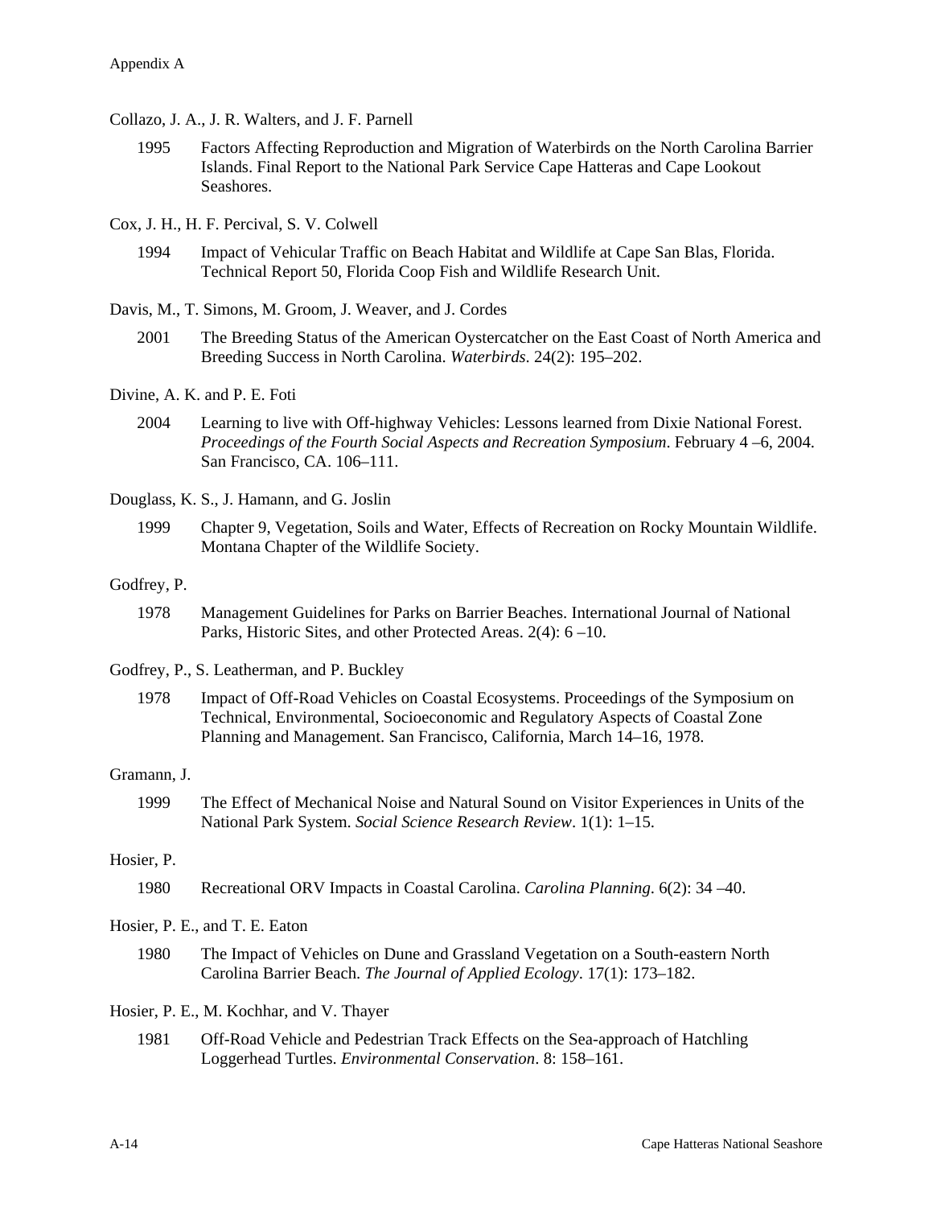Collazo, J. A., J. R. Walters, and J. F. Parnell

1995 Factors Affecting Reproduction and Migration of Waterbirds on the North Carolina Barrier Islands. Final Report to the National Park Service Cape Hatteras and Cape Lookout Seashores.

Cox, J. H., H. F. Percival, S. V. Colwell

1994 Impact of Vehicular Traffic on Beach Habitat and Wildlife at Cape San Blas, Florida. Technical Report 50, Florida Coop Fish and Wildlife Research Unit.

Davis, M., T. Simons, M. Groom, J. Weaver, and J. Cordes

2001 The Breeding Status of the American Oystercatcher on the East Coast of North America and Breeding Success in North Carolina. *Waterbirds*. 24(2): 195–202.

Divine, A. K. and P. E. Foti

2004 Learning to live with Off-highway Vehicles: Lessons learned from Dixie National Forest. *Proceedings of the Fourth Social Aspects and Recreation Symposium*. February 4 –6, 2004. San Francisco, CA. 106–111.

Douglass, K. S., J. Hamann, and G. Joslin

1999 Chapter 9, Vegetation, Soils and Water, Effects of Recreation on Rocky Mountain Wildlife. Montana Chapter of the Wildlife Society.

Godfrey, P.

1978 Management Guidelines for Parks on Barrier Beaches. International Journal of National Parks, Historic Sites, and other Protected Areas. 2(4): 6 –10.

Godfrey, P., S. Leatherman, and P. Buckley

1978 Impact of Off-Road Vehicles on Coastal Ecosystems. Proceedings of the Symposium on Technical, Environmental, Socioeconomic and Regulatory Aspects of Coastal Zone Planning and Management. San Francisco, California, March 14–16, 1978.

Gramann, J.

1999 The Effect of Mechanical Noise and Natural Sound on Visitor Experiences in Units of the National Park System. *Social Science Research Review*. 1(1): 1–15.

Hosier, P.

1980 Recreational ORV Impacts in Coastal Carolina. *Carolina Planning*. 6(2): 34 –40.

Hosier, P. E., and T. E. Eaton

1980 The Impact of Vehicles on Dune and Grassland Vegetation on a South-eastern North Carolina Barrier Beach. *The Journal of Applied Ecology*. 17(1): 173–182.

Hosier, P. E., M. Kochhar, and V. Thayer

1981 Off-Road Vehicle and Pedestrian Track Effects on the Sea-approach of Hatchling Loggerhead Turtles. *Environmental Conservation*. 8: 158–161.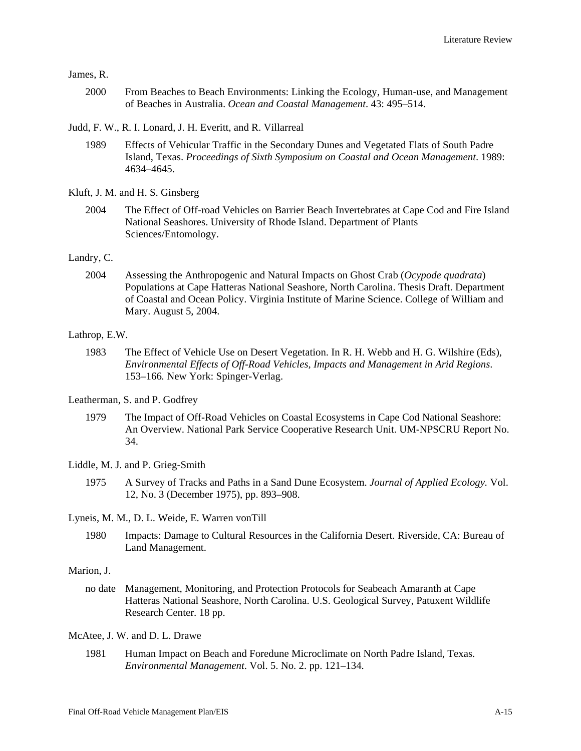James, R.

2000 From Beaches to Beach Environments: Linking the Ecology, Human-use, and Management of Beaches in Australia. *Ocean and Coastal Management*. 43: 495–514.

Judd, F. W., R. I. Lonard, J. H. Everitt, and R. Villarreal

1989 Effects of Vehicular Traffic in the Secondary Dunes and Vegetated Flats of South Padre Island, Texas. *Proceedings of Sixth Symposium on Coastal and Ocean Management*. 1989: 4634–4645.

Kluft, J. M. and H. S. Ginsberg

2004 The Effect of Off-road Vehicles on Barrier Beach Invertebrates at Cape Cod and Fire Island National Seashores. University of Rhode Island. Department of Plants Sciences/Entomology.

Landry, C.

2004 Assessing the Anthropogenic and Natural Impacts on Ghost Crab (*Ocypode quadrata*) Populations at Cape Hatteras National Seashore, North Carolina. Thesis Draft. Department of Coastal and Ocean Policy. Virginia Institute of Marine Science. College of William and Mary. August 5, 2004.

Lathrop, E.W.

1983 The Effect of Vehicle Use on Desert Vegetation. In R. H. Webb and H. G. Wilshire (Eds), *Environmental Effects of Off-Road Vehicles, Impacts and Management in Arid Regions*. 153–166. New York: Spinger-Verlag.

Leatherman, S. and P. Godfrey

1979 The Impact of Off-Road Vehicles on Coastal Ecosystems in Cape Cod National Seashore: An Overview. National Park Service Cooperative Research Unit. UM-NPSCRU Report No. 34.

Liddle, M. J. and P. Grieg-Smith

1975 A Survey of Tracks and Paths in a Sand Dune Ecosystem. *Journal of Applied Ecology.* Vol. 12, No. 3 (December 1975), pp. 893–908.

Lyneis, M. M., D. L. Weide, E. Warren vonTill

1980 Impacts: Damage to Cultural Resources in the California Desert. Riverside, CA: Bureau of Land Management.

Marion, J.

no date Management, Monitoring, and Protection Protocols for Seabeach Amaranth at Cape Hatteras National Seashore, North Carolina. U.S. Geological Survey, Patuxent Wildlife Research Center. 18 pp.

McAtee, J. W. and D. L. Drawe

1981 Human Impact on Beach and Foredune Microclimate on North Padre Island, Texas. *Environmental Management*. Vol. 5. No. 2. pp. 121–134.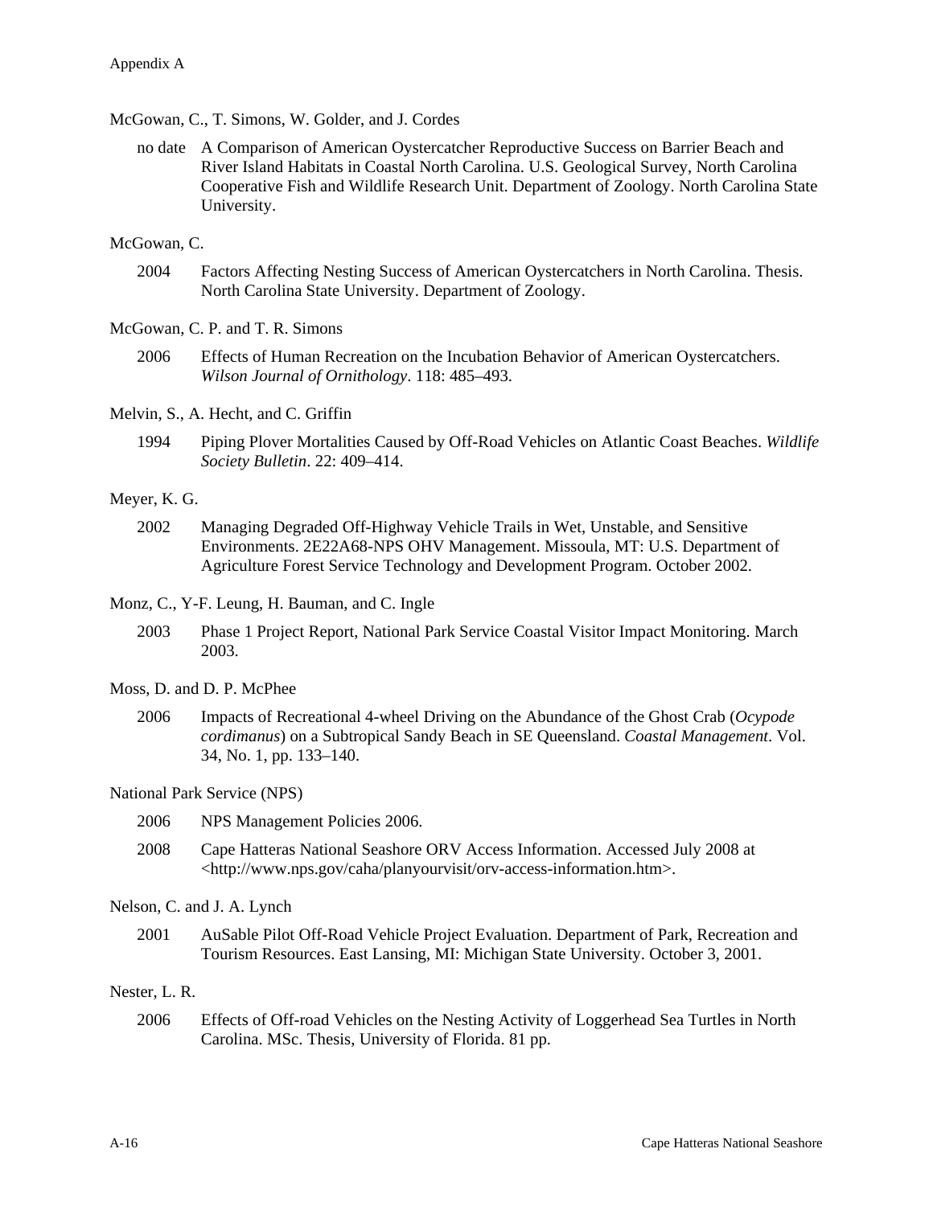McGowan, C., T. Simons, W. Golder, and J. Cordes

no date A Comparison of American Oystercatcher Reproductive Success on Barrier Beach and River Island Habitats in Coastal North Carolina. U.S. Geological Survey, North Carolina Cooperative Fish and Wildlife Research Unit. Department of Zoology. North Carolina State University.

McGowan, C.

2004 Factors Affecting Nesting Success of American Oystercatchers in North Carolina. Thesis. North Carolina State University. Department of Zoology.

McGowan, C. P. and T. R. Simons

2006 Effects of Human Recreation on the Incubation Behavior of American Oystercatchers. *Wilson Journal of Ornithology*. 118: 485–493.

Melvin, S., A. Hecht, and C. Griffin

1994 Piping Plover Mortalities Caused by Off-Road Vehicles on Atlantic Coast Beaches. *Wildlife Society Bulletin*. 22: 409–414.

Meyer, K. G.

2002 Managing Degraded Off-Highway Vehicle Trails in Wet, Unstable, and Sensitive Environments. 2E22A68-NPS OHV Management. Missoula, MT: U.S. Department of Agriculture Forest Service Technology and Development Program. October 2002.

Monz, C., Y-F. Leung, H. Bauman, and C. Ingle

2003 Phase 1 Project Report, National Park Service Coastal Visitor Impact Monitoring. March 2003.

Moss, D. and D. P. McPhee

2006 Impacts of Recreational 4-wheel Driving on the Abundance of the Ghost Crab (*Ocypode cordimanus*) on a Subtropical Sandy Beach in SE Queensland. *Coastal Management*. Vol. 34, No. 1, pp. 133–140.

National Park Service (NPS)

2006 NPS Management Policies 2006.

2008 Cape Hatteras National Seashore ORV Access Information. Accessed July 2008 at <http://www.nps.gov/caha/planyourvisit/orv-access-information.htm>.

Nelson, C. and J. A. Lynch

2001 AuSable Pilot Off-Road Vehicle Project Evaluation. Department of Park, Recreation and Tourism Resources. East Lansing, MI: Michigan State University. October 3, 2001.

Nester, L. R.

2006 Effects of Off-road Vehicles on the Nesting Activity of Loggerhead Sea Turtles in North Carolina. MSc. Thesis, University of Florida. 81 pp.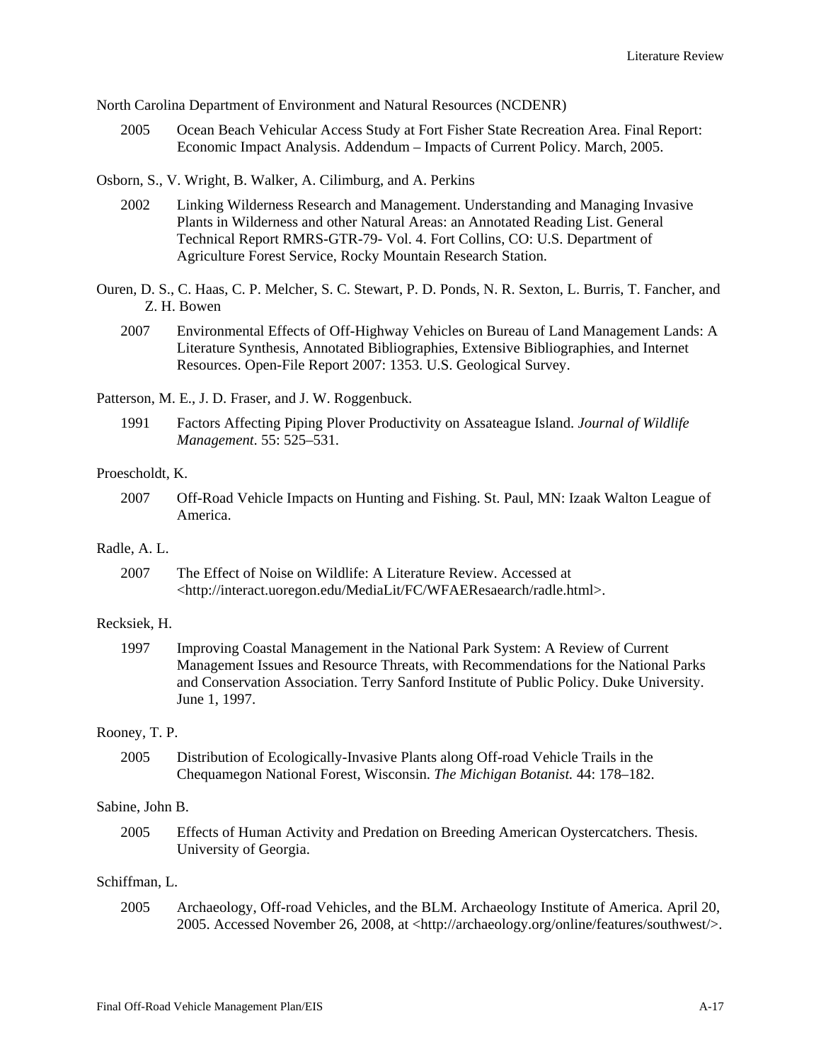North Carolina Department of Environment and Natural Resources (NCDENR)

2005 Ocean Beach Vehicular Access Study at Fort Fisher State Recreation Area. Final Report: Economic Impact Analysis. Addendum – Impacts of Current Policy. March, 2005.

Osborn, S., V. Wright, B. Walker, A. Cilimburg, and A. Perkins

2002 Linking Wilderness Research and Management. Understanding and Managing Invasive Plants in Wilderness and other Natural Areas: an Annotated Reading List. General Technical Report RMRS-GTR-79- Vol. 4. Fort Collins, CO: U.S. Department of Agriculture Forest Service, Rocky Mountain Research Station.

Ouren, D. S., C. Haas, C. P. Melcher, S. C. Stewart, P. D. Ponds, N. R. Sexton, L. Burris, T. Fancher, and Z. H. Bowen

2007 Environmental Effects of Off-Highway Vehicles on Bureau of Land Management Lands: A Literature Synthesis, Annotated Bibliographies, Extensive Bibliographies, and Internet Resources. Open-File Report 2007: 1353. U.S. Geological Survey.

Patterson, M. E., J. D. Fraser, and J. W. Roggenbuck.

1991 Factors Affecting Piping Plover Productivity on Assateague Island. *Journal of Wildlife Management*. 55: 525–531.

Proescholdt, K.

2007 Off-Road Vehicle Impacts on Hunting and Fishing. St. Paul, MN: Izaak Walton League of America.

Radle, A. L.

2007 The Effect of Noise on Wildlife: A Literature Review. Accessed at <http://interact.uoregon.edu/MediaLit/FC/WFAEResaearch/radle.html>.

Recksiek, H.

1997 Improving Coastal Management in the National Park System: A Review of Current Management Issues and Resource Threats, with Recommendations for the National Parks and Conservation Association. Terry Sanford Institute of Public Policy. Duke University. June 1, 1997.

Rooney, T. P.

2005 Distribution of Ecologically-Invasive Plants along Off-road Vehicle Trails in the Chequamegon National Forest, Wisconsin. *The Michigan Botanist.* 44: 178–182.

Sabine, John B.

2005 Effects of Human Activity and Predation on Breeding American Oystercatchers. Thesis. University of Georgia.

Schiffman, L.

2005 Archaeology, Off-road Vehicles, and the BLM. Archaeology Institute of America. April 20, 2005. Accessed November 26, 2008, at <http://archaeology.org/online/features/southwest/>.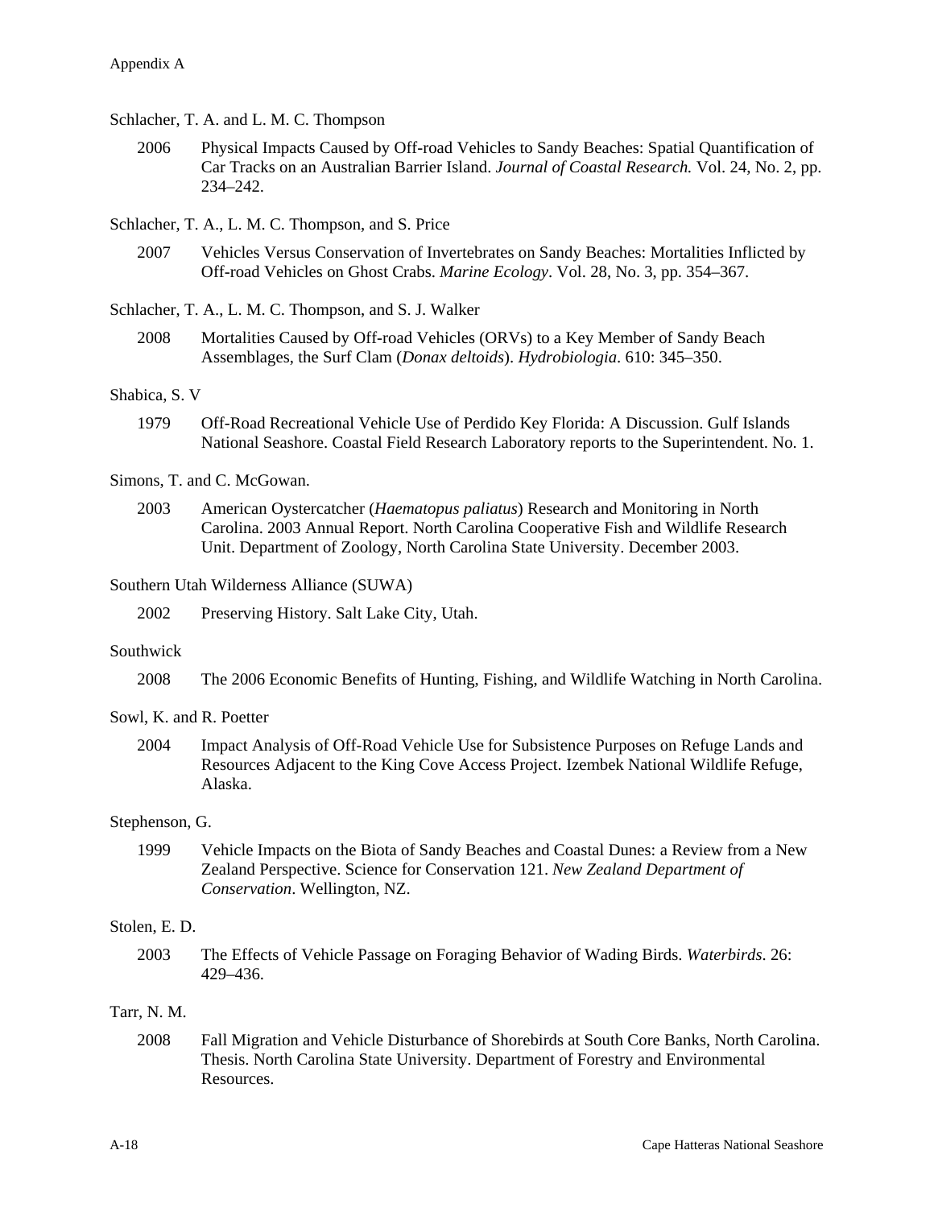Schlacher, T. A. and L. M. C. Thompson

2006 Physical Impacts Caused by Off-road Vehicles to Sandy Beaches: Spatial Quantification of Car Tracks on an Australian Barrier Island. *Journal of Coastal Research.* Vol. 24, No. 2, pp. 234–242.

Schlacher, T. A., L. M. C. Thompson, and S. Price

2007 Vehicles Versus Conservation of Invertebrates on Sandy Beaches: Mortalities Inflicted by Off-road Vehicles on Ghost Crabs. *Marine Ecology*. Vol. 28, No. 3, pp. 354–367.

Schlacher, T. A., L. M. C. Thompson, and S. J. Walker

2008 Mortalities Caused by Off-road Vehicles (ORVs) to a Key Member of Sandy Beach Assemblages, the Surf Clam (*Donax deltoids*). *Hydrobiologia*. 610: 345–350.

Shabica, S. V

1979 Off-Road Recreational Vehicle Use of Perdido Key Florida: A Discussion. Gulf Islands National Seashore. Coastal Field Research Laboratory reports to the Superintendent. No. 1.

Simons, T. and C. McGowan.

2003 American Oystercatcher (*Haematopus paliatus*) Research and Monitoring in North Carolina. 2003 Annual Report. North Carolina Cooperative Fish and Wildlife Research Unit. Department of Zoology, North Carolina State University. December 2003.

Southern Utah Wilderness Alliance (SUWA)

2002 Preserving History. Salt Lake City, Utah.

Southwick

2008 The 2006 Economic Benefits of Hunting, Fishing, and Wildlife Watching in North Carolina.

Sowl, K. and R. Poetter

2004 Impact Analysis of Off-Road Vehicle Use for Subsistence Purposes on Refuge Lands and Resources Adjacent to the King Cove Access Project. Izembek National Wildlife Refuge, Alaska.

Stephenson, G.

1999 Vehicle Impacts on the Biota of Sandy Beaches and Coastal Dunes: a Review from a New Zealand Perspective. Science for Conservation 121. *New Zealand Department of Conservation*. Wellington, NZ.

Stolen, E. D.

2003 The Effects of Vehicle Passage on Foraging Behavior of Wading Birds. *Waterbirds*. 26: 429–436.

Tarr, N. M.

2008 Fall Migration and Vehicle Disturbance of Shorebirds at South Core Banks, North Carolina. Thesis. North Carolina State University. Department of Forestry and Environmental Resources.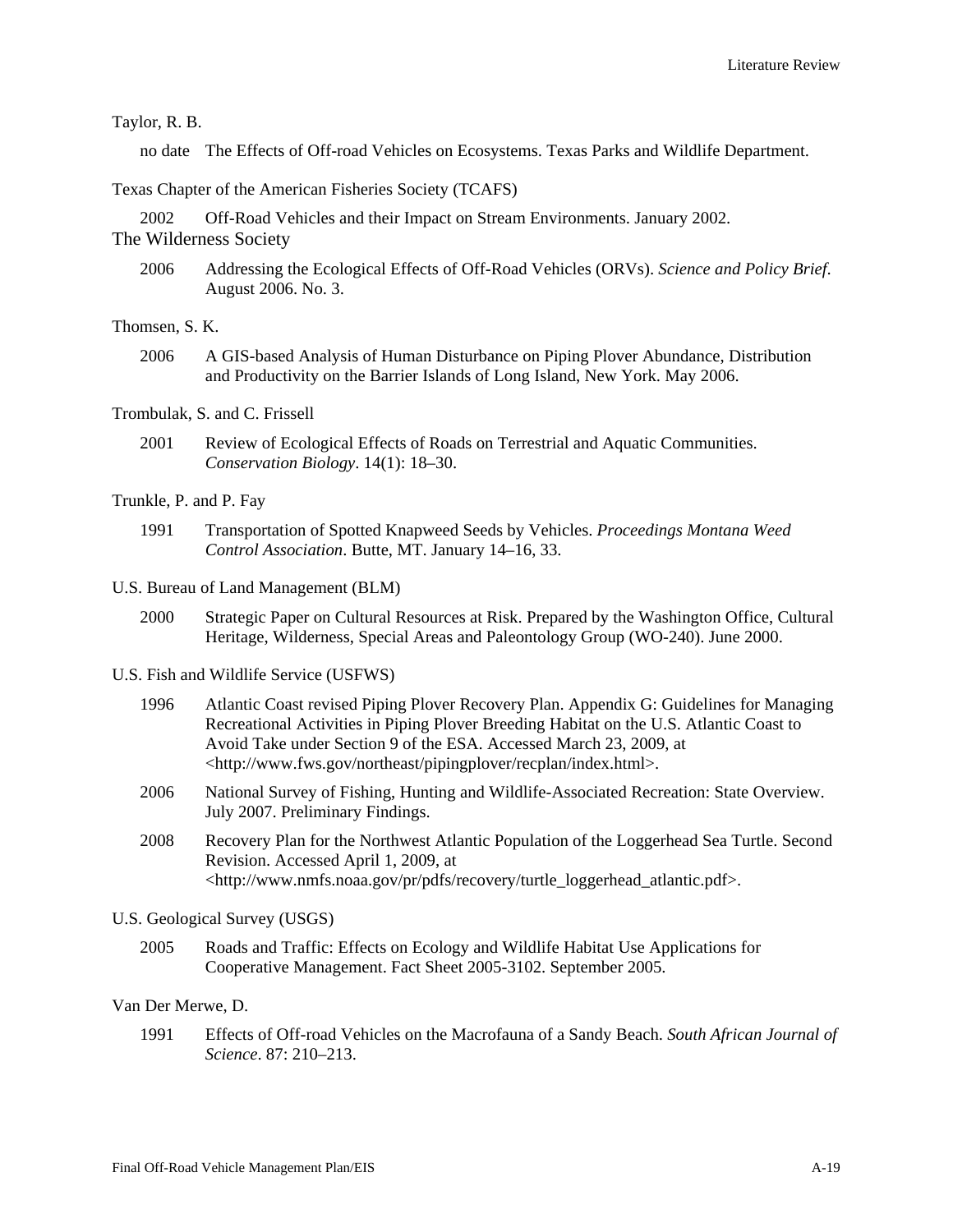Taylor, R. B.

no date The Effects of Off-road Vehicles on Ecosystems. Texas Parks and Wildlife Department.

Texas Chapter of the American Fisheries Society (TCAFS)

2002 Off-Road Vehicles and their Impact on Stream Environments. January 2002.

The Wilderness Society

2006 Addressing the Ecological Effects of Off-Road Vehicles (ORVs). *Science and Policy Brief*. August 2006. No. 3.

Thomsen, S. K.

2006 A GIS-based Analysis of Human Disturbance on Piping Plover Abundance, Distribution and Productivity on the Barrier Islands of Long Island, New York. May 2006.

Trombulak, S. and C. Frissell

2001 Review of Ecological Effects of Roads on Terrestrial and Aquatic Communities. *Conservation Biology*. 14(1): 18–30.

Trunkle, P. and P. Fay

1991 Transportation of Spotted Knapweed Seeds by Vehicles. *Proceedings Montana Weed Control Association*. Butte, MT. January 14–16, 33.

U.S. Bureau of Land Management (BLM)

2000 Strategic Paper on Cultural Resources at Risk. Prepared by the Washington Office, Cultural Heritage, Wilderness, Special Areas and Paleontology Group (WO-240). June 2000.

U.S. Fish and Wildlife Service (USFWS)

1996 Atlantic Coast revised Piping Plover Recovery Plan. Appendix G: Guidelines for Managing Recreational Activities in Piping Plover Breeding Habitat on the U.S. Atlantic Coast to Avoid Take under Section 9 of the ESA. Accessed March 23, 2009, at <http://www.fws.gov/northeast/pipingplover/recplan/index.html>.

2006 National Survey of Fishing, Hunting and Wildlife-Associated Recreation: State Overview. July 2007. Preliminary Findings.

2008 Recovery Plan for the Northwest Atlantic Population of the Loggerhead Sea Turtle. Second Revision. Accessed April 1, 2009, at <http://www.nmfs.noaa.gov/pr/pdfs/recovery/turtle_loggerhead_atlantic.pdf>.

U.S. Geological Survey (USGS)

2005 Roads and Traffic: Effects on Ecology and Wildlife Habitat Use Applications for Cooperative Management. Fact Sheet 2005-3102. September 2005.

Van Der Merwe, D.

1991 Effects of Off-road Vehicles on the Macrofauna of a Sandy Beach. *South African Journal of Science*. 87: 210–213.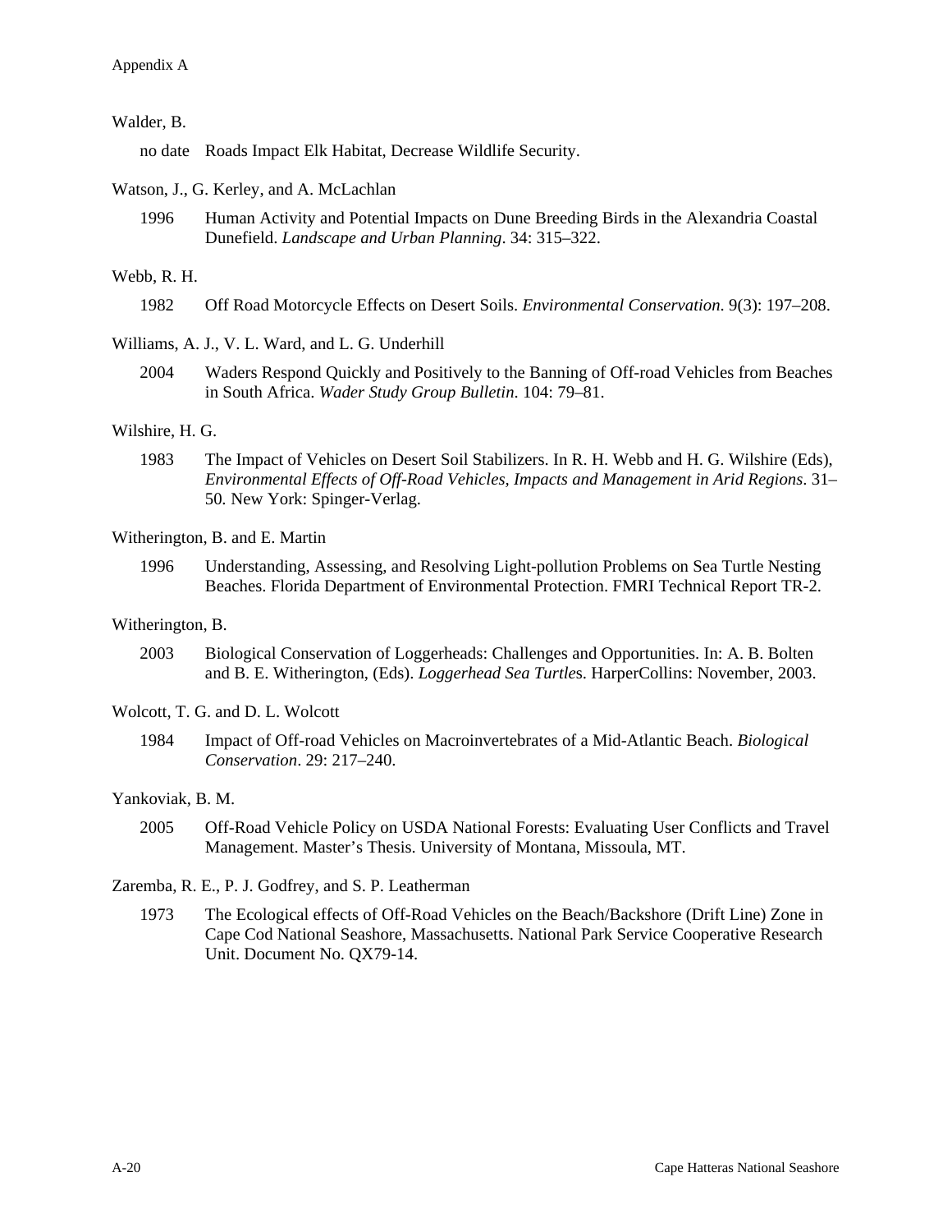Walder, B.

no date Roads Impact Elk Habitat, Decrease Wildlife Security.

Watson, J., G. Kerley, and A. McLachlan

1996 Human Activity and Potential Impacts on Dune Breeding Birds in the Alexandria Coastal Dunefield. *Landscape and Urban Planning*. 34: 315–322.

Webb, R. H.

1982 Off Road Motorcycle Effects on Desert Soils. *Environmental Conservation*. 9(3): 197–208.

Williams, A. J., V. L. Ward, and L. G. Underhill

2004 Waders Respond Quickly and Positively to the Banning of Off-road Vehicles from Beaches in South Africa. *Wader Study Group Bulletin*. 104: 79–81.

Wilshire, H. G.

1983 The Impact of Vehicles on Desert Soil Stabilizers. In R. H. Webb and H. G. Wilshire (Eds), *Environmental Effects of Off-Road Vehicles, Impacts and Management in Arid Regions*. 31–50. New York: Spinger-Verlag.

Witherington, B. and E. Martin

1996 Understanding, Assessing, and Resolving Light-pollution Problems on Sea Turtle Nesting Beaches. Florida Department of Environmental Protection. FMRI Technical Report TR-2.

Witherington, B.

2003 Biological Conservation of Loggerheads: Challenges and Opportunities. In: A. B. Bolten and B. E. Witherington, (Eds). *Loggerhead Sea Turtles*. HarperCollins: November, 2003.

Wolcott, T. G. and D. L. Wolcott

1984 Impact of Off-road Vehicles on Macroinvertebrates of a Mid-Atlantic Beach. *Biological Conservation*. 29: 217–240.

Yankoviak, B. M.

2005 Off-Road Vehicle Policy on USDA National Forests: Evaluating User Conflicts and Travel Management. Master's Thesis. University of Montana, Missoula, MT.

Zaremba, R. E., P. J. Godfrey, and S. P. Leatherman

1973 The Ecological effects of Off-Road Vehicles on the Beach/Backshore (Drift Line) Zone in Cape Cod National Seashore, Massachusetts. National Park Service Cooperative Research Unit. Document No. QX79-14.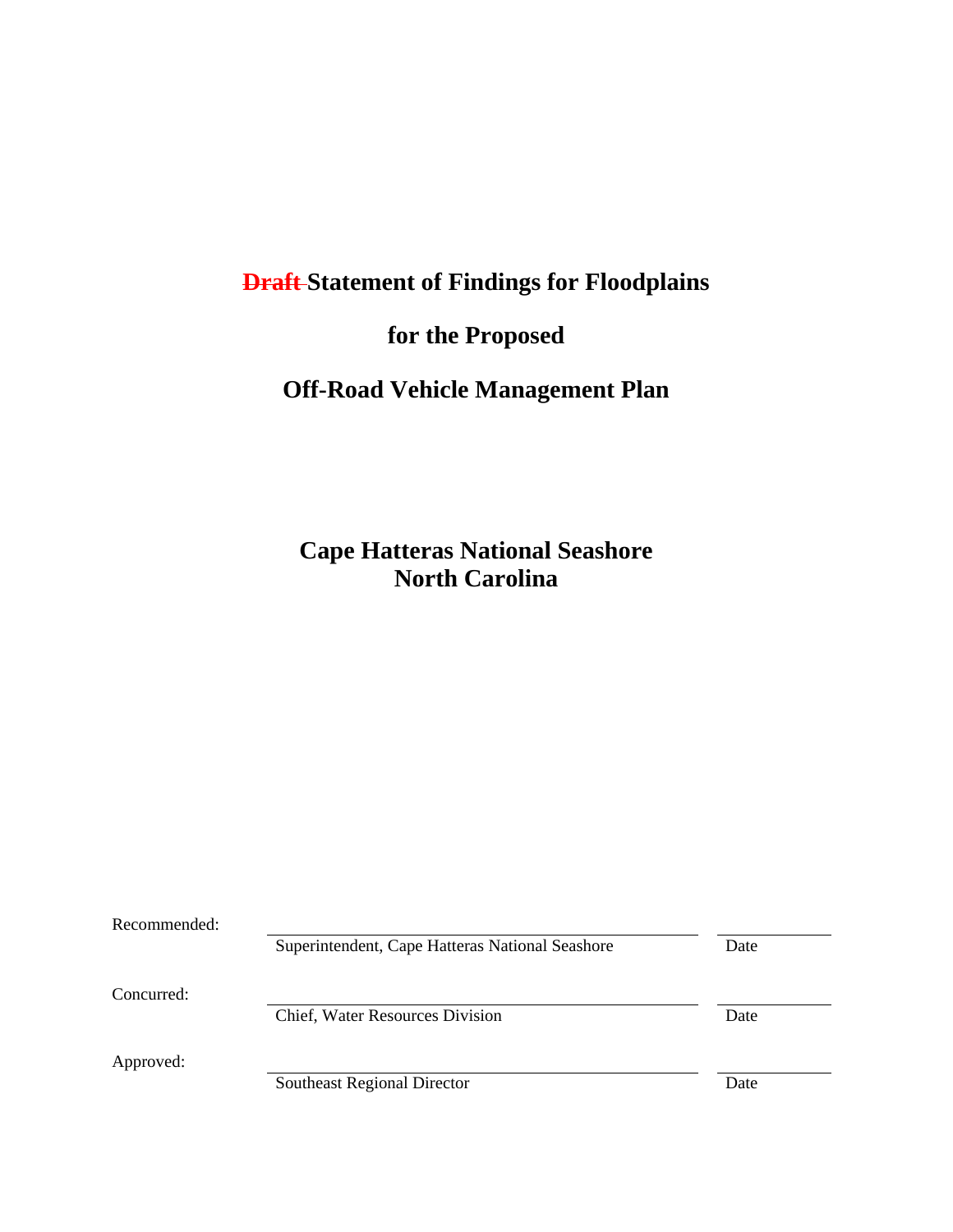# ~~Draft~~ Statement of Findings for Floodplains

# for the Proposed

# Off-Road Vehicle Management Plan

## Cape Hatteras National Seashore
## North Carolina

| | | |
|---|---|---|
| Recommended: | Superintendent, Cape Hatteras National Seashore | Date |
| Concurred: | Chief, Water Resources Division | Date |
| Approved: | Southeast Regional Director | Date |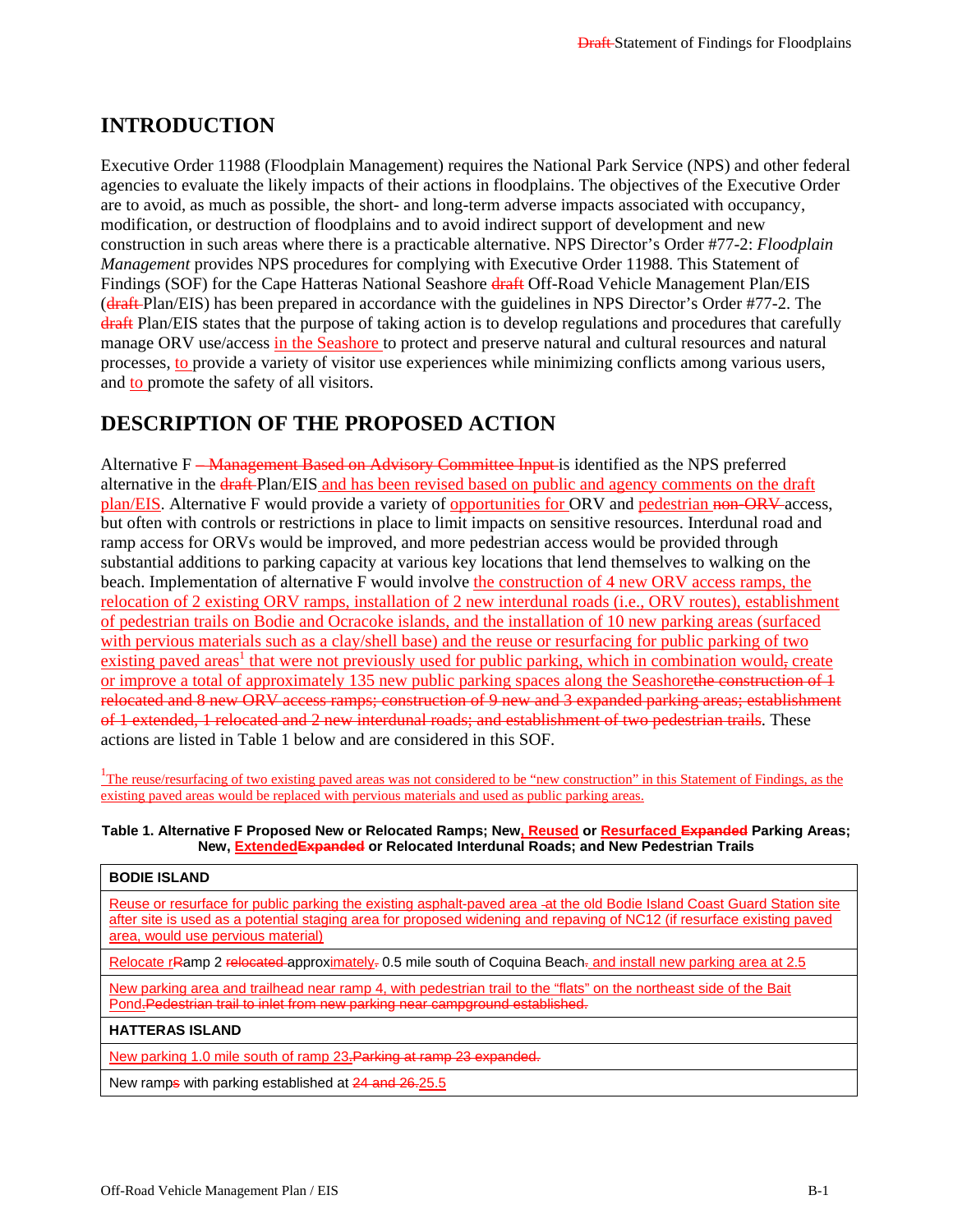## INTRODUCTION

Executive Order 11988 (Floodplain Management) requires the National Park Service (NPS) and other federal agencies to evaluate the likely impacts of their actions in floodplains. The objectives of the Executive Order are to avoid, as much as possible, the short- and long-term adverse impacts associated with occupancy, modification, or destruction of floodplains and to avoid indirect support of development and new construction in such areas where there is a practicable alternative. NPS Director's Order #77-2: *Floodplain Management* provides NPS procedures for complying with Executive Order 11988. This Statement of Findings (SOF) for the Cape Hatteras National Seashore ~~draft~~ Off-Road Vehicle Management Plan/EIS (~~draft~~ Plan/EIS) has been prepared in accordance with the guidelines in NPS Director's Order #77-2. The ~~draft~~ Plan/EIS states that the purpose of taking action is to develop regulations and procedures that carefully manage ORV use/access in the Seashore to protect and preserve natural and cultural resources and natural processes, to provide a variety of visitor use experiences while minimizing conflicts among various users, and to promote the safety of all visitors.

## DESCRIPTION OF THE PROPOSED ACTION

Alternative F ~~– Management Based on Advisory Committee Input~~ is identified as the NPS preferred alternative in the ~~draft~~ Plan/EIS and has been revised based on public and agency comments on the draft plan/EIS. Alternative F would provide a variety of opportunities for ORV and pedestrian ~~non-ORV~~ access, but often with controls or restrictions in place to limit impacts on sensitive resources. Interdunal road and ramp access for ORVs would be improved, and more pedestrian access would be provided through substantial additions to parking capacity at various key locations that lend themselves to walking on the beach. Implementation of alternative F would involve the construction of 4 new ORV access ramps, the relocation of 2 existing ORV ramps, installation of 2 new interdunal roads (i.e., ORV routes), establishment of pedestrian trails on Bodie and Ocracoke islands, and the installation of 10 new parking areas (surfaced with pervious materials such as a clay/shell base) and the reuse or resurfacing for public parking of two existing paved areas[1] that were not previously used for public parking, which in combination would~~,~~ create or improve a total of approximately 135 new public parking spaces along the Seashore~~the construction of 1 relocated and 8 new ORV access ramps; construction of 9 new and 3 expanded parking areas; establishment of 1 extended, 1 relocated and 2 new interdunal roads; and establishment of two pedestrian trails~~. These actions are listed in Table 1 below and are considered in this SOF.

[1] The reuse/resurfacing of two existing paved areas was not considered to be "new construction" in this Statement of Findings, as the existing paved areas would be replaced with pervious materials and used as public parking areas.

**Table 1. Alternative F Proposed New or Relocated Ramps; New, Reused or Resurfaced ~~Expanded~~ Parking Areas; New, Extended~~Expanded~~ or Relocated Interdunal Roads; and New Pedestrian Trails**

| **BODIE ISLAND** |
|---|
| Reuse or resurface for public parking the existing asphalt-paved area at the old Bodie Island Coast Guard Station site after site is used as a potential staging area for proposed widening and repaving of NC12 (if resurface existing paved area, would use pervious material) |
| Relocate ~~r~~Ramp 2 ~~relocated~~ approximately~~.~~ 0.5 mile south of Coquina Beach~~.~~ and install new parking area at 2.5 |
| New parking area and trailhead near ramp 4, with pedestrian trail to the "flats" on the northeast side of the Bait Pond.~~Pedestrian trail to inlet from new parking near campground established.~~ |
| **HATTERAS ISLAND** |
| New parking 1.0 mile south of ramp 23.~~Parking at ramp 23 expanded.~~ |
| New ramp~~s~~ with parking established at ~~24 and 26.~~25.5 |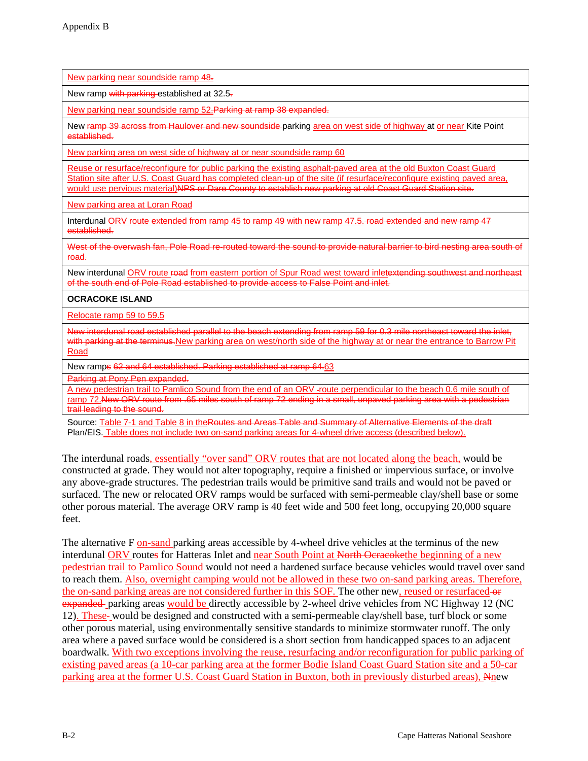| New parking near soundside ramp 48. |
|---|
| New ramp with parking established at 32.5. |
| New parking near soundside ramp 52.Parking at ramp 38 expanded. |
| New ramp 39 across from Haulover and new soundside parking area on west side of highway at or near Kite Point established. |
| New parking area on west side of highway at or near soundside ramp 60 |
| Reuse or resurface/reconfigure for public parking the existing asphalt-paved area at the old Buxton Coast Guard Station site after U.S. Coast Guard has completed clean-up of the site (if resurface/reconfigure existing paved area, would use pervious material)NPS or Dare County to establish new parking at old Coast Guard Station site. |
| New parking area at Loran Road |
| Interdunal ORV route extended from ramp 45 to ramp 49 with new ramp 47.5. road extended and new ramp 47 established. |
| West of the overwash fan, Pole Road re-routed toward the sound to provide natural barrier to bird nesting area south of road. |
| New interdunal ORV route road from eastern portion of Spur Road west toward inletextending southwest and northeast of the south end of Pole Road established to provide access to False Point and inlet. |
| **OCRACOKE ISLAND** |
| Relocate ramp 59 to 59.5 |
| New interdunal road established parallel to the beach extending from ramp 59 for 0.3 mile northeast toward the inlet, with parking at the terminus.New parking area on west/north side of the highway at or near the entrance to Barrow Pit Road |
| New ramps 62 and 64 established. Parking established at ramp 64.63 |
| Parking at Pony Pen expanded. |
| A new pedestrian trail to Pamlico Sound from the end of an ORV -route perpendicular to the beach 0.6 mile south of ramp 72.New ORV route from .65 miles south of ramp 72 ending in a small, unpaved parking area with a pedestrian trail leading to the sound. |

Source: Table 7-1 and Table 8 in theRoutes and Areas Table and Summary of Alternative Elements of the draft Plan/EIS. Table does not include two on-sand parking areas for 4-wheel drive access (described below).

The interdunal roads, essentially "over sand" ORV routes that are not located along the beach, would be constructed at grade. They would not alter topography, require a finished or impervious surface, or involve any above-grade structures. The pedestrian trails would be primitive sand trails and would not be paved or surfaced. The new or relocated ORV ramps would be surfaced with semi-permeable clay/shell base or some other porous material. The average ORV ramp is 40 feet wide and 500 feet long, occupying 20,000 square feet.

The alternative F on-sand parking areas accessible by 4-wheel drive vehicles at the terminus of the new interdunal ORV routes for Hatteras Inlet and near South Point at North Ocracokethe beginning of a new pedestrian trail to Pamlico Sound would not need a hardened surface because vehicles would travel over sand to reach them. Also, overnight camping would not be allowed in these two on-sand parking areas. Therefore, the on-sand parking areas are not considered further in this SOF. The other new, reused or resurfaced or expanded parking areas would be directly accessible by 2-wheel drive vehicles from NC Highway 12 (NC 12). These would be designed and constructed with a semi-permeable clay/shell base, turf block or some other porous material, using environmentally sensitive standards to minimize stormwater runoff. The only area where a paved surface would be considered is a short section from handicapped spaces to an adjacent boardwalk. With two exceptions involving the reuse, resurfacing and/or reconfiguration for public parking of existing paved areas (a 10-car parking area at the former Bodie Island Coast Guard Station site and a 50-car parking area at the former U.S. Coast Guard Station in Buxton, both in previously disturbed areas), NNew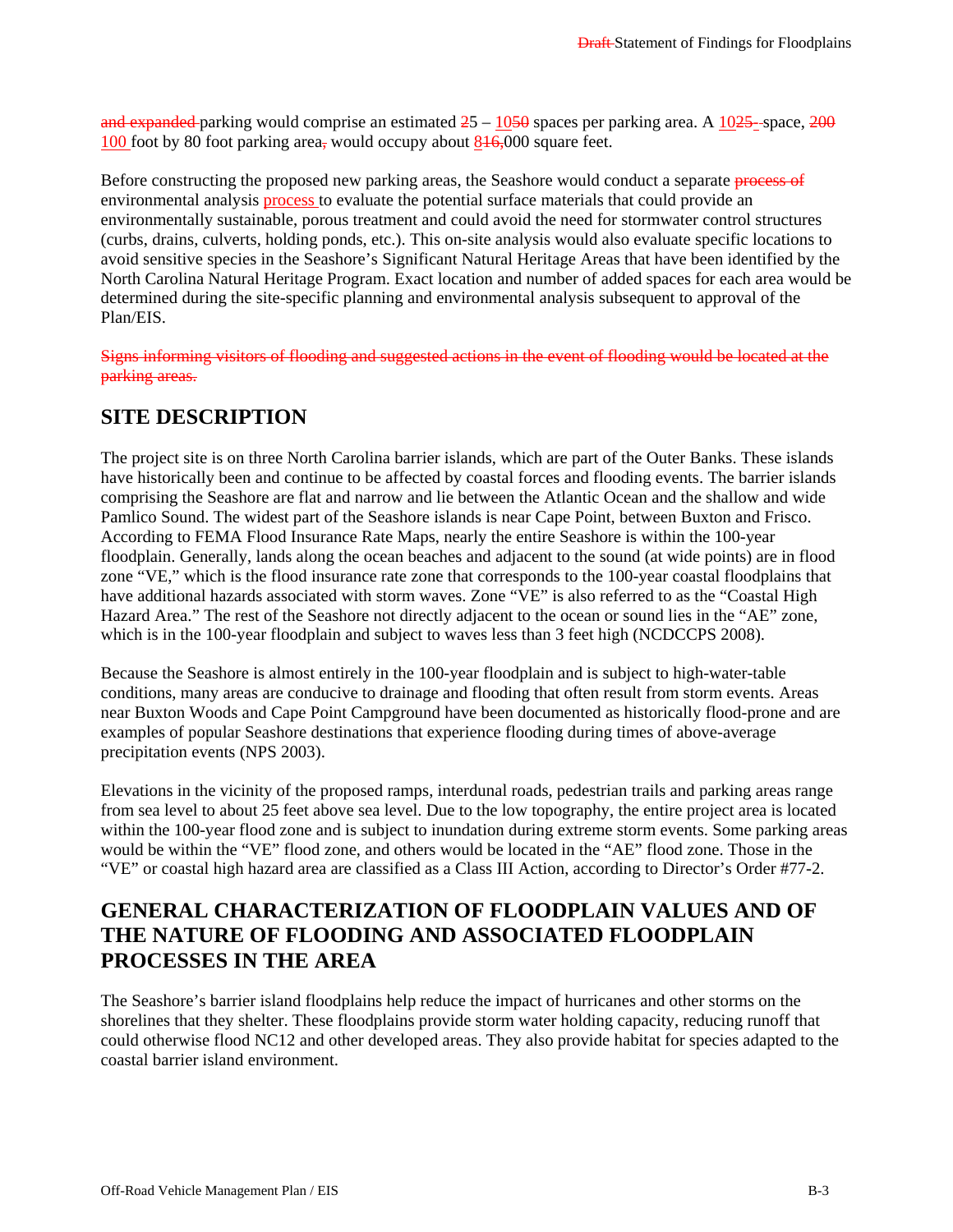~~and expanded~~ parking would comprise an estimated ~~2~~5 – 10~~5~~0 spaces per parking area. A 10~~25-~~ space, ~~200~~ 100 foot by 80 foot parking area~~,~~ would occupy about 8~~16,~~000 square feet.

Before constructing the proposed new parking areas, the Seashore would conduct a separate ~~process of~~ environmental analysis process to evaluate the potential surface materials that could provide an environmentally sustainable, porous treatment and could avoid the need for stormwater control structures (curbs, drains, culverts, holding ponds, etc.). This on-site analysis would also evaluate specific locations to avoid sensitive species in the Seashore's Significant Natural Heritage Areas that have been identified by the North Carolina Natural Heritage Program. Exact location and number of added spaces for each area would be determined during the site-specific planning and environmental analysis subsequent to approval of the Plan/EIS.

~~Signs informing visitors of flooding and suggested actions in the event of flooding would be located at the parking areas.~~

## SITE DESCRIPTION

The project site is on three North Carolina barrier islands, which are part of the Outer Banks. These islands have historically been and continue to be affected by coastal forces and flooding events. The barrier islands comprising the Seashore are flat and narrow and lie between the Atlantic Ocean and the shallow and wide Pamlico Sound. The widest part of the Seashore islands is near Cape Point, between Buxton and Frisco. According to FEMA Flood Insurance Rate Maps, nearly the entire Seashore is within the 100-year floodplain. Generally, lands along the ocean beaches and adjacent to the sound (at wide points) are in flood zone "VE," which is the flood insurance rate zone that corresponds to the 100-year coastal floodplains that have additional hazards associated with storm waves. Zone "VE" is also referred to as the "Coastal High Hazard Area." The rest of the Seashore not directly adjacent to the ocean or sound lies in the "AE" zone, which is in the 100-year floodplain and subject to waves less than 3 feet high (NCDCCPS 2008).

Because the Seashore is almost entirely in the 100-year floodplain and is subject to high-water-table conditions, many areas are conducive to drainage and flooding that often result from storm events. Areas near Buxton Woods and Cape Point Campground have been documented as historically flood-prone and are examples of popular Seashore destinations that experience flooding during times of above-average precipitation events (NPS 2003).

Elevations in the vicinity of the proposed ramps, interdunal roads, pedestrian trails and parking areas range from sea level to about 25 feet above sea level. Due to the low topography, the entire project area is located within the 100-year flood zone and is subject to inundation during extreme storm events. Some parking areas would be within the "VE" flood zone, and others would be located in the "AE" flood zone. Those in the "VE" or coastal high hazard area are classified as a Class III Action, according to Director's Order #77-2.

## GENERAL CHARACTERIZATION OF FLOODPLAIN VALUES AND OF THE NATURE OF FLOODING AND ASSOCIATED FLOODPLAIN PROCESSES IN THE AREA

The Seashore's barrier island floodplains help reduce the impact of hurricanes and other storms on the shorelines that they shelter. These floodplains provide storm water holding capacity, reducing runoff that could otherwise flood NC12 and other developed areas. They also provide habitat for species adapted to the coastal barrier island environment.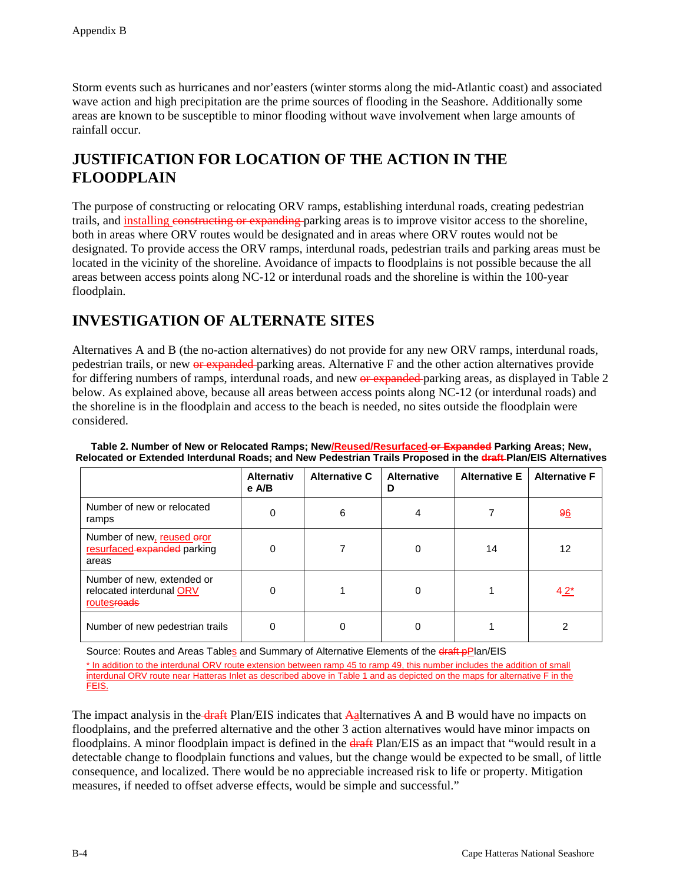Storm events such as hurricanes and nor'easters (winter storms along the mid-Atlantic coast) and associated wave action and high precipitation are the prime sources of flooding in the Seashore. Additionally some areas are known to be susceptible to minor flooding without wave involvement when large amounts of rainfall occur.

## JUSTIFICATION FOR LOCATION OF THE ACTION IN THE FLOODPLAIN

The purpose of constructing or relocating ORV ramps, establishing interdunal roads, creating pedestrian trails, and installing ~~constructing or expanding~~ parking areas is to improve visitor access to the shoreline, both in areas where ORV routes would be designated and in areas where ORV routes would not be designated. To provide access the ORV ramps, interdunal roads, pedestrian trails and parking areas must be located in the vicinity of the shoreline. Avoidance of impacts to floodplains is not possible because the all areas between access points along NC-12 or interdunal roads and the shoreline is within the 100-year floodplain.

## INVESTIGATION OF ALTERNATE SITES

Alternatives A and B (the no-action alternatives) do not provide for any new ORV ramps, interdunal roads, pedestrian trails, or new ~~or expanded~~ parking areas. Alternative F and the other action alternatives provide for differing numbers of ramps, interdunal roads, and new ~~or expanded~~ parking areas, as displayed in Table 2 below. As explained above, because all areas between access points along NC-12 (or interdunal roads) and the shoreline is in the floodplain and access to the beach is needed, no sites outside the floodplain were considered.

**Table 2. Number of New or Relocated Ramps; New/Reused/Resurfaced ~~or Expanded~~ Parking Areas; New, Relocated or Extended Interdunal Roads; and New Pedestrian Trails Proposed in the ~~draft~~ Plan/EIS Alternatives**

| | Alternative A/B | Alternative C | Alternative D | Alternative E | Alternative F |
|---|---|---|---|---|---|
| Number of new or relocated ramps | 0 | 6 | 4 | 7 | ~~9~~6 |
| Number of new, reused ~~or~~or resurfaced ~~expanded~~ parking areas | 0 | 7 | 0 | 14 | 12 |
| Number of new, extended or relocated interdunal ORV routes~~roads~~ | 0 | 1 | 0 | 1 | ~~1~~ 2* |
| Number of new pedestrian trails | 0 | 0 | 0 | 1 | 2 |

Source: Routes and Areas Tables and Summary of Alternative Elements of the ~~draft p~~Plan/EIS

\* In addition to the interdunal ORV route extension between ramp 45 to ramp 49, this number includes the addition of small interdunal ORV route near Hatteras Inlet as described above in Table 1 and as depicted on the maps for alternative F in the FEIS.

The impact analysis in the ~~draft~~ Plan/EIS indicates that ~~A~~alternatives A and B would have no impacts on floodplains, and the preferred alternative and the other 3 action alternatives would have minor impacts on floodplains. A minor floodplain impact is defined in the ~~draft~~ Plan/EIS as an impact that "would result in a detectable change to floodplain functions and values, but the change would be expected to be small, of little consequence, and localized. There would be no appreciable increased risk to life or property. Mitigation measures, if needed to offset adverse effects, would be simple and successful."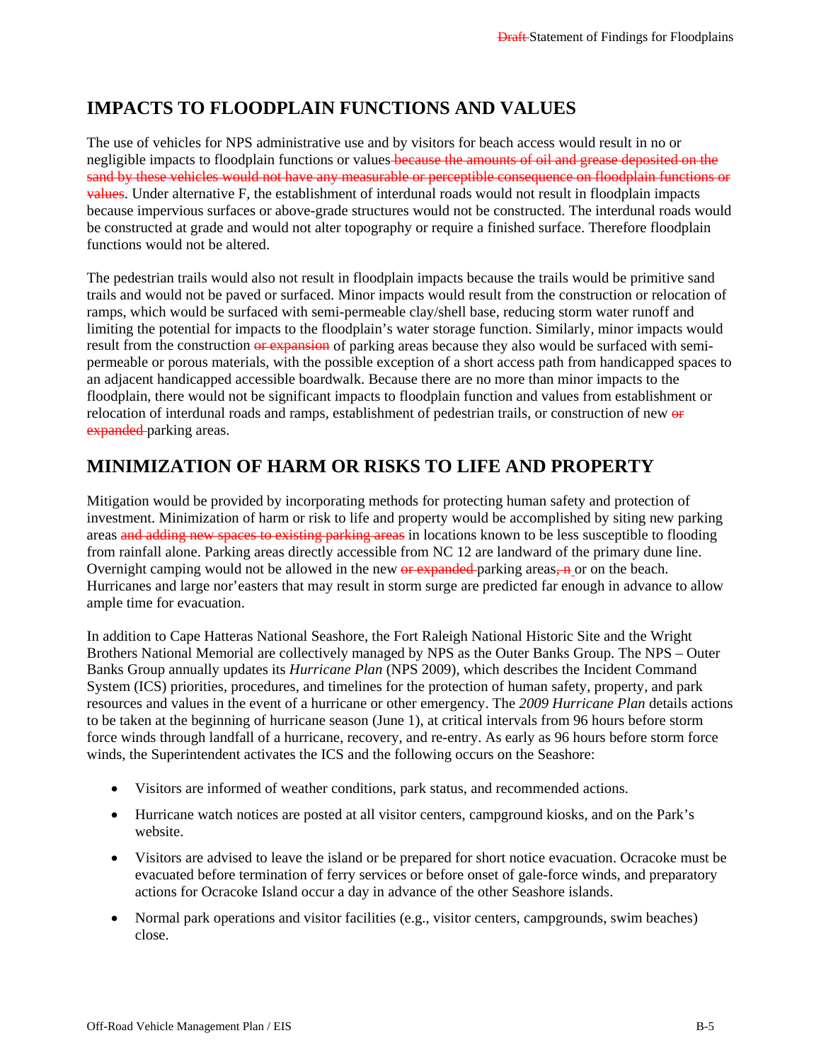## IMPACTS TO FLOODPLAIN FUNCTIONS AND VALUES

The use of vehicles for NPS administrative use and by visitors for beach access would result in no or negligible impacts to floodplain functions or values ~~because the amounts of oil and grease deposited on the sand by these vehicles would not have any measurable or perceptible consequence on floodplain functions or values~~. Under alternative F, the establishment of interdunal roads would not result in floodplain impacts because impervious surfaces or above-grade structures would not be constructed. The interdunal roads would be constructed at grade and would not alter topography or require a finished surface. Therefore floodplain functions would not be altered.

The pedestrian trails would also not result in floodplain impacts because the trails would be primitive sand trails and would not be paved or surfaced. Minor impacts would result from the construction or relocation of ramps, which would be surfaced with semi-permeable clay/shell base, reducing storm water runoff and limiting the potential for impacts to the floodplain's water storage function. Similarly, minor impacts would result from the construction ~~or expansion~~ of parking areas because they also would be surfaced with semi-permeable or porous materials, with the possible exception of a short access path from handicapped spaces to an adjacent handicapped accessible boardwalk. Because there are no more than minor impacts to the floodplain, there would not be significant impacts to floodplain function and values from establishment or relocation of interdunal roads and ramps, establishment of pedestrian trails, or construction of new ~~or expanded~~ parking areas.

## MINIMIZATION OF HARM OR RISKS TO LIFE AND PROPERTY

Mitigation would be provided by incorporating methods for protecting human safety and protection of investment. Minimization of harm or risk to life and property would be accomplished by siting new parking areas ~~and adding new spaces to existing parking areas~~ in locations known to be less susceptible to flooding from rainfall alone. Parking areas directly accessible from NC 12 are landward of the primary dune line. Overnight camping would not be allowed in the new ~~or expanded~~ parking areas~~, n~~ or on the beach. Hurricanes and large nor'easters that may result in storm surge are predicted far enough in advance to allow ample time for evacuation.

In addition to Cape Hatteras National Seashore, the Fort Raleigh National Historic Site and the Wright Brothers National Memorial are collectively managed by NPS as the Outer Banks Group. The NPS – Outer Banks Group annually updates its *Hurricane Plan* (NPS 2009), which describes the Incident Command System (ICS) priorities, procedures, and timelines for the protection of human safety, property, and park resources and values in the event of a hurricane or other emergency. The *2009 Hurricane Plan* details actions to be taken at the beginning of hurricane season (June 1), at critical intervals from 96 hours before storm force winds through landfall of a hurricane, recovery, and re-entry. As early as 96 hours before storm force winds, the Superintendent activates the ICS and the following occurs on the Seashore:

- Visitors are informed of weather conditions, park status, and recommended actions.
- Hurricane watch notices are posted at all visitor centers, campground kiosks, and on the Park's website.
- Visitors are advised to leave the island or be prepared for short notice evacuation. Ocracoke must be evacuated before termination of ferry services or before onset of gale-force winds, and preparatory actions for Ocracoke Island occur a day in advance of the other Seashore islands.
- Normal park operations and visitor facilities (e.g., visitor centers, campgrounds, swim beaches) close.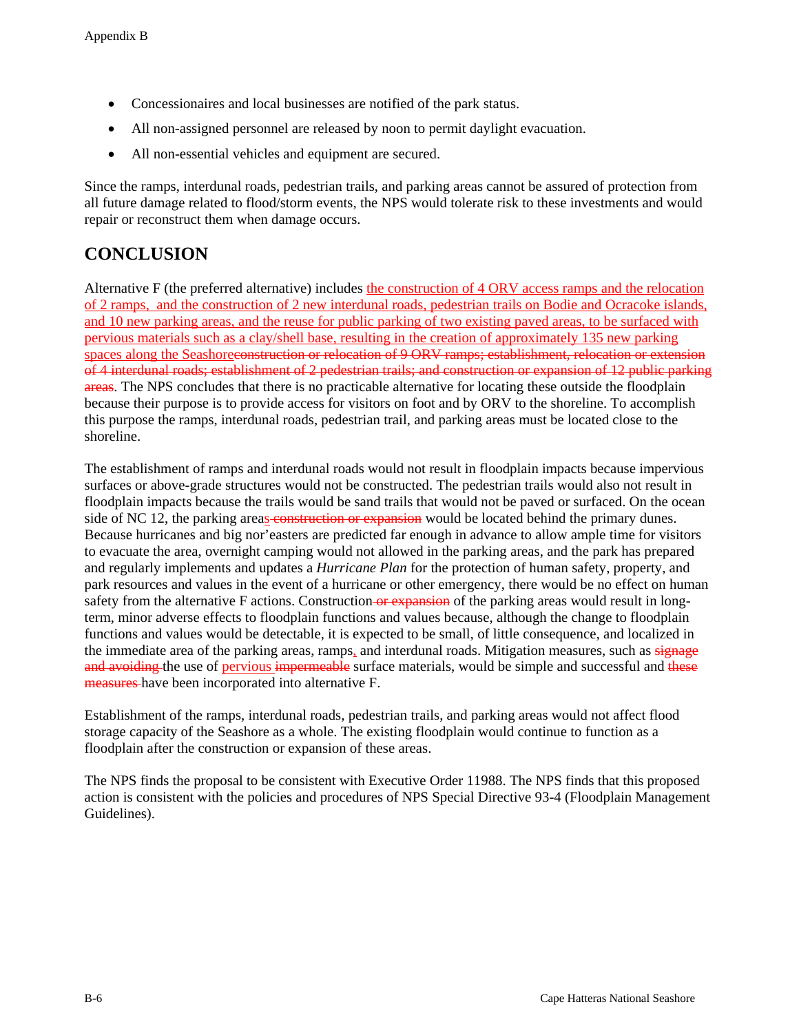- Concessionaires and local businesses are notified of the park status.
- All non-assigned personnel are released by noon to permit daylight evacuation.
- All non-essential vehicles and equipment are secured.

Since the ramps, interdunal roads, pedestrian trails, and parking areas cannot be assured of protection from all future damage related to flood/storm events, the NPS would tolerate risk to these investments and would repair or reconstruct them when damage occurs.

## CONCLUSION

Alternative F (the preferred alternative) includes the construction of 4 ORV access ramps and the relocation of 2 ramps, and the construction of 2 new interdunal roads, pedestrian trails on Bodie and Ocracoke islands, and 10 new parking areas, and the reuse for public parking of two existing paved areas, to be surfaced with pervious materials such as a clay/shell base, resulting in the creation of approximately 135 new parking spaces along the Seashore~~construction or relocation of 9 ORV ramps; establishment, relocation or extension of 4 interdunal roads; establishment of 2 pedestrian trails; and construction or expansion of 12 public parking areas~~. The NPS concludes that there is no practicable alternative for locating these outside the floodplain because their purpose is to provide access for visitors on foot and by ORV to the shoreline. To accomplish this purpose the ramps, interdunal roads, pedestrian trail, and parking areas must be located close to the shoreline.

The establishment of ramps and interdunal roads would not result in floodplain impacts because impervious surfaces or above-grade structures would not be constructed. The pedestrian trails would also not result in floodplain impacts because the trails would be sand trails that would not be paved or surfaced. On the ocean side of NC 12, the parking areas~~ construction or expansion~~ would be located behind the primary dunes. Because hurricanes and big nor'easters are predicted far enough in advance to allow ample time for visitors to evacuate the area, overnight camping would not allowed in the parking areas, and the park has prepared and regularly implements and updates a *Hurricane Plan* for the protection of human safety, property, and park resources and values in the event of a hurricane or other emergency, there would be no effect on human safety from the alternative F actions. Construction~~ or expansion~~ of the parking areas would result in long-term, minor adverse effects to floodplain functions and values because, although the change to floodplain functions and values would be detectable, it is expected to be small, of little consequence, and localized in the immediate area of the parking areas, ramps, and interdunal roads. Mitigation measures, such as ~~signage and avoiding~~ the use of pervious ~~impermeable~~ surface materials, would be simple and successful and ~~these measures~~ have been incorporated into alternative F.

Establishment of the ramps, interdunal roads, pedestrian trails, and parking areas would not affect flood storage capacity of the Seashore as a whole. The existing floodplain would continue to function as a floodplain after the construction or expansion of these areas.

The NPS finds the proposal to be consistent with Executive Order 11988. The NPS finds that this proposed action is consistent with the policies and procedures of NPS Special Directive 93-4 (Floodplain Management Guidelines).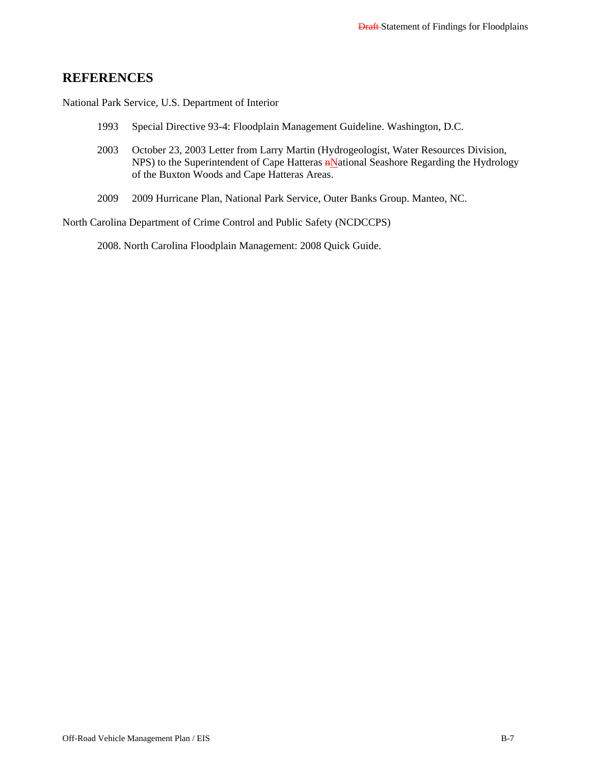## REFERENCES

National Park Service, U.S. Department of Interior

1993 Special Directive 93-4: Floodplain Management Guideline. Washington, D.C.

2003 October 23, 2003 Letter from Larry Martin (Hydrogeologist, Water Resources Division, NPS) to the Superintendent of Cape Hatteras National Seashore Regarding the Hydrology of the Buxton Woods and Cape Hatteras Areas.

2009 2009 Hurricane Plan, National Park Service, Outer Banks Group. Manteo, NC.

North Carolina Department of Crime Control and Public Safety (NCDCCPS)

2008. North Carolina Floodplain Management: 2008 Quick Guide.